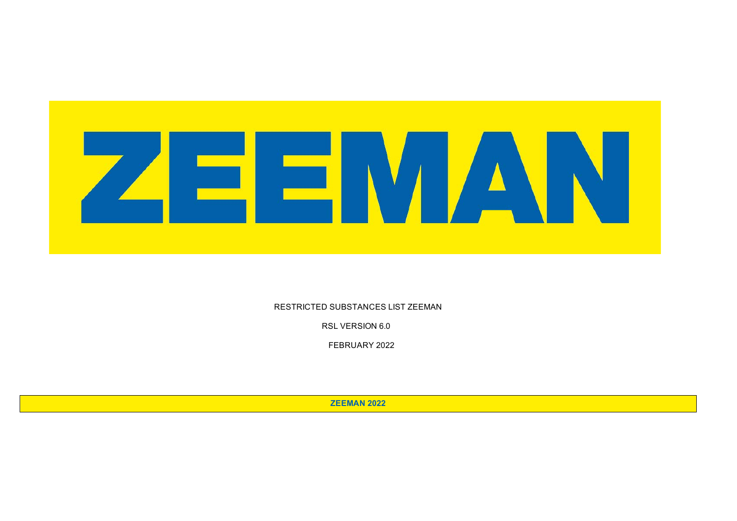# ZEEMAN

RESTRICTED SUBSTANCES LIST ZEEMAN

RSL VERSION 6.0

FEBRUARY 2022

**ZEEMAN 2022**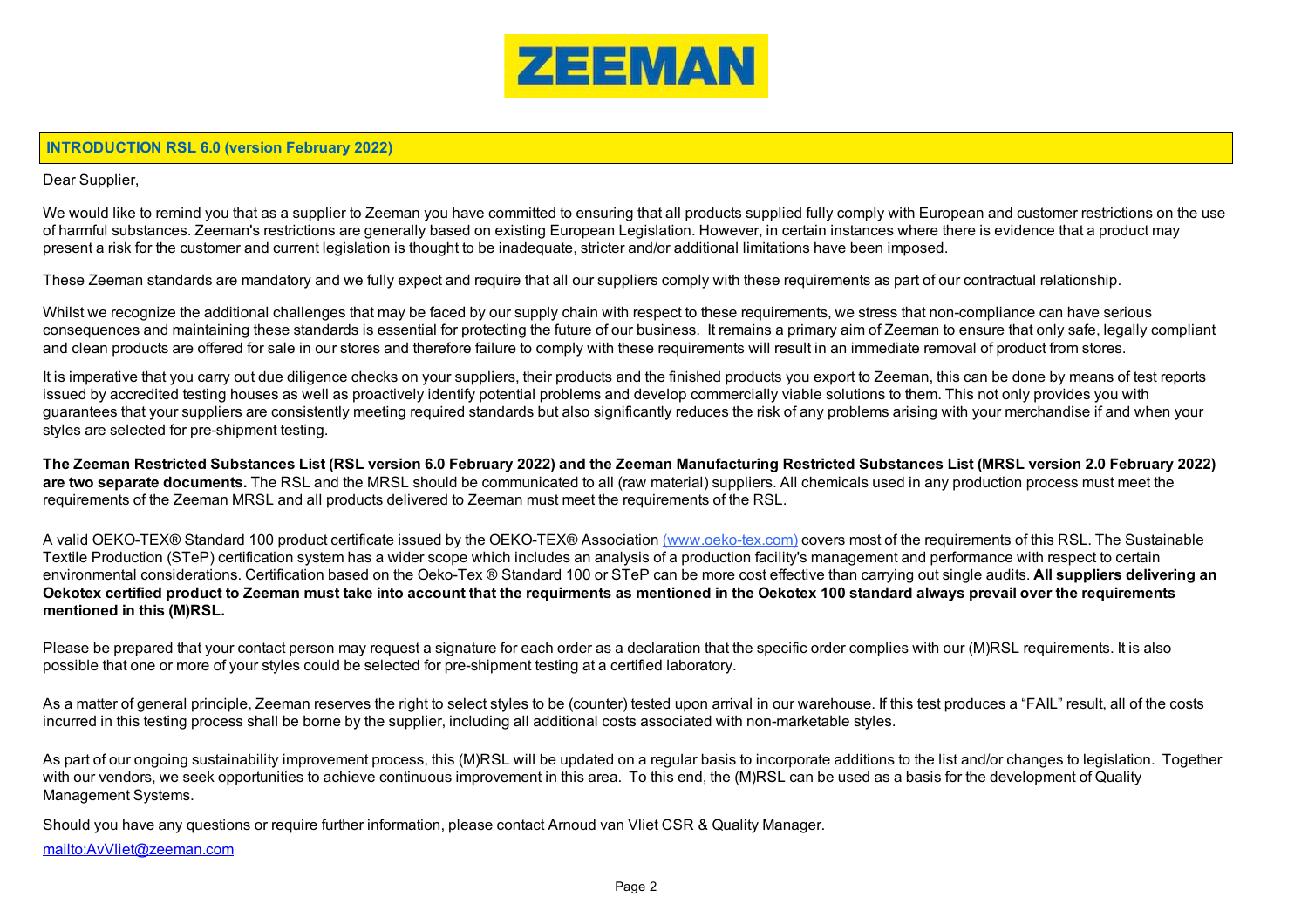ZEEMAN

## INTRODUCTION RSL 6.0 (version February 2022)

Dear Supplier,

We would like to remind you that as a supplier to Zeeman you have committed to ensuring that all products supplied fully comply with European and customer restrictions on the use of harmful substances. Zeeman's restrictions are generally based on existing European Legislation. However, in certain instances where there is evidence that a product may present a risk for the customer and current legislation is thought to be inadequate, stricter and/or additional limitations have been imposed.

These Zeeman standards are mandatory and we fully expect and require that all our suppliers comply with these requirements as part of our contractual relationship.

Whilst we recognize the additional challenges that may be faced by our supply chain with respect to these requirements, we stress that non-compliance can have serious consequences and maintaining these standards is essential for protecting the future of our business. It remains a primary aim of Zeeman to ensure that only safe, legally compliant and clean products are offered for sale in our stores and therefore failure to comply with these requirements will result in an immediate removal of product from stores.

It is imperative that you carry out due diligence checks on your suppliers, their products and the finished products you export to Zeeman, this can be done by means of test reports issued by accredited testing houses as well as proactively identify potential problems and develop commercially viable solutions to them. This not only provides you with guarantees that your suppliers are consistently meeting required standards but also significantly reduces the risk of any problems arising with your merchandise if and when your styles are selected for pre-shipment testing.

**The Zeeman Restricted Substances List (RSL version 6.0 February 2022) and the Zeeman Manufacturing Restricted Substances List (MRSL version 2.0 February 2022) are two separate documents.** The RSL and the MRSL should be communicated to all (raw material) suppliers. All chemicals used in any production process must meet the requirements of the Zeeman MRSL and all products delivered to Zeeman must meet the requirements of the RSL.

A valid OEKO-TEX® Standard 100 product certificate issued by the OEKO-TEX® Association (www.oeko-tex.com) covers most of the requirements of this RSL. The Sustainable Textile Production (STeP) certification system has a wider scope which includes an analysis of a production facility's management and performance with respect to certain environmental considerations. Certification based on the Oeko-Tex ® Standard 100 or STeP can be more cost effective than carrying out single audits. **All suppliers delivering an Oekotex certified product to Zeeman must take into account that the requirments as mentioned in the Oekotex 100 standard always prevail over the requirements mentioned in this (M)RSL.**

Please be prepared that your contact person may request a signature for each order as a declaration that the specific order complies with our (M)RSL requirements. It is also possible that one or more of your styles could be selected for pre-shipment testing at a certified laboratory.

As a matter of general principle, Zeeman reserves the right to select styles to be (counter) tested upon arrival in our warehouse. If this test produces a “FAIL” result, all of the costs incurred in this testing process shall be borne by the supplier, including all additional costs associated with non-marketable styles.

As part of our ongoing sustainability improvement process, this (M)RSL will be updated on a regular basis to incorporate additions to the list and/or changes to legislation. Together with our vendors, we seek opportunities to achieve continuous improvement in this area. To this end, the (M)RSL can be used as a basis for the development of Quality Management Systems.

Should you have any questions or require further information, please contact Arnoud van Vliet CSR & Quality Manager.

mailto:AvVliet@zeeman.com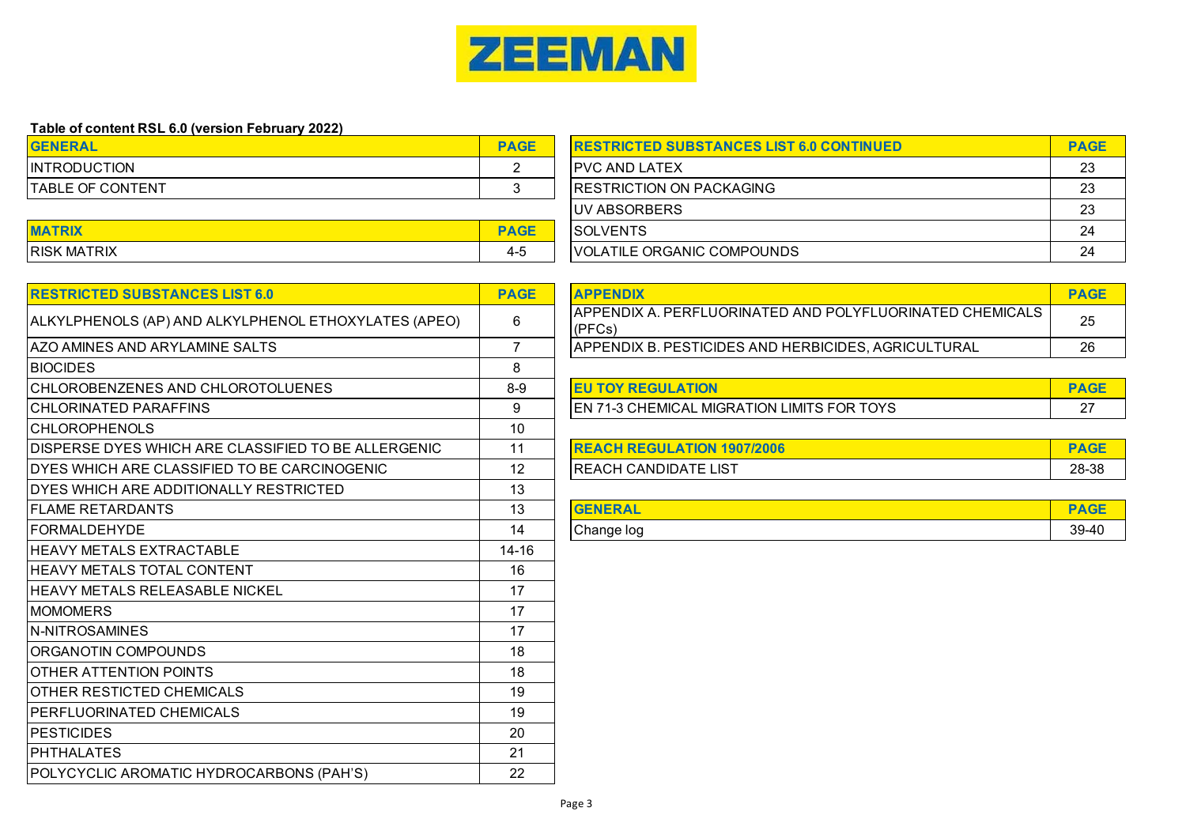ZEEMAN

**Table of content RSL 6.0 (version February 2022)**

| GENERAL | PAGE |
|---|---|
| INTRODUCTION | 2 |
| TABLE OF CONTENT | 3 |

| MATRIX | PAGE |
|---|---|
| RISK MATRIX | 4-5 |

| RESTRICTED SUBSTANCES LIST 6.0 | PAGE |
|---|---|
| ALKYLPHENOLS (AP) AND ALKYLPHENOL ETHOXYLATES (APEO) | 6 |
| AZO AMINES AND ARYLAMINE SALTS | 7 |
| BIOCIDES | 8 |
| CHLOROBENZENES AND CHLOROTOLUENES | 8-9 |
| CHLORINATED PARAFFINS | 9 |
| CHLOROPHENOLS | 10 |
| DISPERSE DYES WHICH ARE CLASSIFIED TO BE ALLERGENIC | 11 |
| DYES WHICH ARE CLASSIFIED TO BE CARCINOGENIC | 12 |
| DYES WHICH ARE ADDITIONALLY RESTRICTED | 13 |
| FLAME RETARDANTS | 13 |
| FORMALDEHYDE | 14 |
| HEAVY METALS EXTRACTABLE | 14-16 |
| HEAVY METALS TOTAL CONTENT | 16 |
| HEAVY METALS RELEASABLE NICKEL | 17 |
| MOMOMERS | 17 |
| N-NITROSAMINES | 17 |
| ORGANOTIN COMPOUNDS | 18 |
| OTHER ATTENTION POINTS | 18 |
| OTHER RESTICTED CHEMICALS | 19 |
| PERFLUORINATED CHEMICALS | 19 |
| PESTICIDES | 20 |
| PHTHALATES | 21 |
| POLYCYCLIC AROMATIC HYDROCARBONS (PAH'S) | 22 |

| RESTRICTED SUBSTANCES LIST 6.0 CONTINUED | PAGE |
|---|---|
| PVC AND LATEX | 23 |
| RESTRICTION ON PACKAGING | 23 |
| UV ABSORBERS | 23 |
| SOLVENTS | 24 |
| VOLATILE ORGANIC COMPOUNDS | 24 |

| APPENDIX | PAGE |
|---|---|
| APPENDIX A. PERFLUORINATED AND POLYFLUORINATED CHEMICALS (PFCs) | 25 |
| APPENDIX B. PESTICIDES AND HERBICIDES, AGRICULTURAL | 26 |

| EU TOY REGULATION | PAGE |
|---|---|
| EN 71-3 CHEMICAL MIGRATION LIMITS FOR TOYS | 27 |

| REACH REGULATION 1907/2006 | PAGE |
|---|---|
| REACH CANDIDATE LIST | 28-38 |

| GENERAL | PAGE |
|---|---|
| Change log | 39-40 |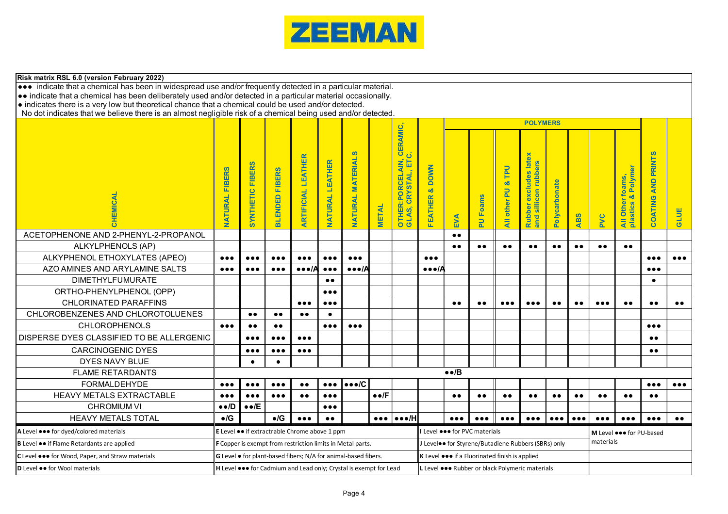**Risk matrix RSL 6.0 (version February 2022)**

●●● indicate that a chemical has been in widespread use and/or frequently detected in a particular material.
●● indicate that a chemical has been deliberately used and/or detected in a particular material occasionally.
● indicates there is a very low but theoretical chance that a chemical could be used and/or detected.
No dot indicates that we believe there is an almost negligible risk of a chemical being used and/or detected.

| CHEMICAL | NATURAL FIBERS | SYNTHETIC FIBERS | BLENDED FIBERS | ARTIFICIAL LEATHER | NATURAL LEATHER | NATURAL MATERIALS | METAL | OTHER:PORCELAIN, CERAMIC, GLAS, CRYSTAL, ETC. | FEATHER & DOWN | POLYMERS: EVA | POLYMERS: PU Foams | POLYMERS: All other PU & TPU | POLYMERS: Rubber excludes latex and sillicon rubbers | POLYMERS: Polycarbonate | POLYMERS: ABS | POLYMERS: PVC | POLYMERS: All Other foams, plastics & Polymer | COATING AND PRINTS | GLUE |
|---|---|---|---|---|---|---|---|---|---|---|---|---|---|---|---|---|---|---|---|
| ACETOPHENONE AND 2-PHENYL-2-PROPANOL | | | | | | | | | | ●● | | | | | | | | | |
| ALKYLPHENOLS (AP) | | | | | | | | | | ●● | ●● | ●● | ●● | ●● | ●● | ●● | ●● | | |
| ALKYPHENOL ETHOXYLATES (APEO) | ●●● | ●●● | ●●● | ●●● | ●●● | ●●● | | | ●●● | | | | | | | | | ●●● | ●●● |
| AZO AMINES AND ARYLAMINE SALTS | ●●● | ●●● | ●●● | ●●●/A | ●●● | ●●●/A | | | ●●●/A | | | | | | | | | ●●● | |
| DIMETHYLFUMURATE | | | | | ●● | | | | | | | | | | | | | ● | |
| ORTHO-PHENYLPHENOL (OPP) | | | | | ●●● | | | | | | | | | | | | | | |
| CHLORINATED PARAFFINS | | | | ●●● | ●●● | | | | | ●● | ●● | ●●● | ●●● | ●● | ●● | ●●● | ●● | ●● | ●● |
| CHLOROBENZENES AND CHLOROTOLUENES | | ●● | ●● | ●● | ● | | | | | | | | | | | | | | |
| CHLOROPHENOLS | ●●● | ●● | ●● | | ●●● | ●●● | | | | | | | | | | | | ●●● | |
| DISPERSE DYES CLASSIFIED TO BE ALLERGENIC | | ●●● | ●●● | ●●● | | | | | | | | | | | | | | ●● | |
| CARCINOGENIC DYES | | ●●● | ●●● | ●●● | | | | | | | | | | | | | | ●● | |
| DYES NAVY BLUE | | ● | ● | | | | | | | | | | | | | | | | |
| FLAME RETARDANTS | | | | | | | | | | ●●/B | | | | | | | | | |
| FORMALDEHYDE | ●●● | ●●● | ●●● | ●● | ●●● | ●●●/C | | | | | | | | | | | | ●●● | ●●● |
| HEAVY METALS EXTRACTABLE | ●●● | ●●● | ●●● | ●● | ●●● | | ●●/F | | | ●● | ●● | ●● | ●● | ●● | ●● | ●● | ●● | ●● | |
| CHROMIUM VI | ●●/D | ●●/E | | | ●●● | | | | | | | | | | | | | | |
| HEAVY METALS TOTAL | ●/G | | ●/G | ●●● | ●● | | ●●● | ●●●/H | | ●●● | ●●● | ●●● | ●●● | ●●● | ●●● | ●●● | ●●● | ●●● | ●● |

A Level ●●● for dyed/colored materials
B Level ●● if Flame Retardants are applied
C Level ●●● for Wood, Paper, and Straw materials
D Level ●● for Wool materials
E Level ●● if extractable Chrome above 1 ppm
F Copper is exempt from restriction limits in Metal parts.
G Level ● for plant-based fibers; N/A for animal-based fibers.
H Level ●●● for Cadmium and Lead only; Crystal is exempt for Lead
I Level ●●● for PVC materials
J Level●● for Styrene/Butadiene Rubbers (SBRs) only
K Level ●●● if a Fluorinated finish is applied
L Level ●●● Rubber or black Polymeric materials
M Level ●●● for PU-based materials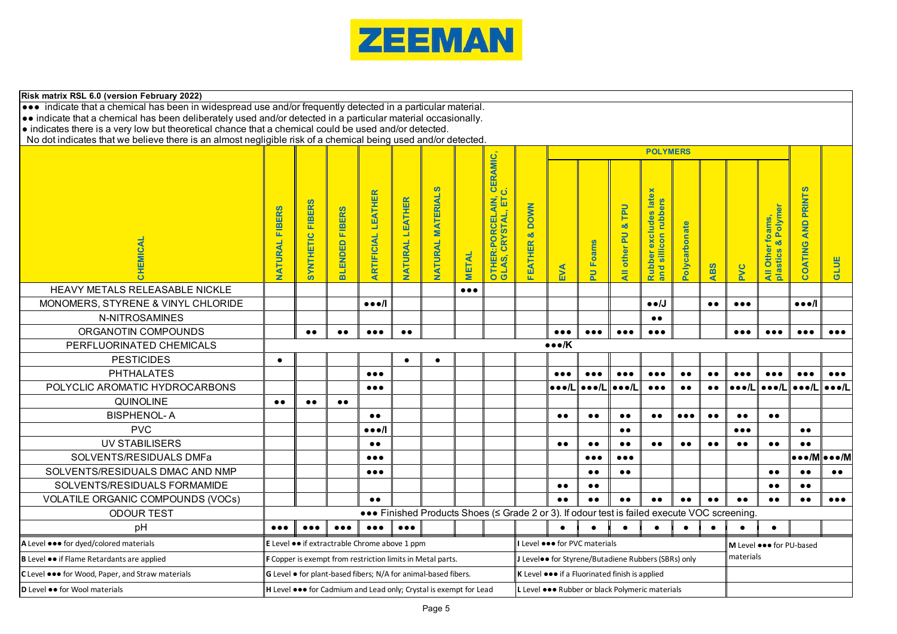# ZEEMAN

**Risk matrix RSL 6.0 (version February 2022)**

●●● indicate that a chemical has been in widespread use and/or frequently detected in a particular material.
●● indicate that a chemical has been deliberately used and/or detected in a particular material occasionally.
● indicates there is a very low but theoretical chance that a chemical could be used and/or detected.
No dot indicates that we believe there is an almost negligible risk of a chemical being used and/or detected.

| CHEMICAL | NATURAL FIBERS | SYNTHETIC FIBERS | BLENDED FIBERS | ARTIFICIAL LEATHER | NATURAL LEATHER | NATURAL MATERIALS | METAL | OTHER:PORCELAIN, CERAMIC, GLAS, CRYSTAL, ETC. | FEATHER & DOWN | POLYMERS: EVA | POLYMERS: PU Foams | POLYMERS: All other PU & TPU | POLYMERS: Rubber excludes latex and sillicon rubbers | POLYMERS: Polycarbonate | POLYMERS: ABS | POLYMERS: PVC | POLYMERS: All Other foams, plastics & Polymer | COATING AND PRINTS | GLUE |
|---|---|---|---|---|---|---|---|---|---|---|---|---|---|---|---|---|---|---|---|
| HEAVY METALS RELEASABLE NICKLE | | | | | | | ●●● | | | | | | | | | | | | |
| MONOMERS, STYRENE & VINYL CHLORIDE | | | | ●●●/I | | | | | | | | | ●●/J | | ●● | ●●● | | ●●●/I | |
| N-NITROSAMINES | | | | | | | | | | | | | ●● | | | | | | |
| ORGANOTIN COMPOUNDS | | ●● | ●● | ●●● | ●● | | | | | ●●● | ●●● | ●●● | ●●● | | | ●●● | ●●● | ●●● | ●●● |
| PERFLUORINATED CHEMICALS | ●●●/K | | | | | | | | | | | | | | | | | | |
| PESTICIDES | ● | | | | ● | ● | | | | | | | | | | | | | |
| PHTHALATES | | | | ●●● | | | | | | ●●● | ●●● | ●●● | ●●● | ●● | ●● | ●●● | ●●● | ●●● | ●●● |
| POLYCLIC AROMATIC HYDROCARBONS | | | | ●●● | | | | | | ●●●/L | ●●●/L | ●●●/L | ●●● | ●● | ●● | ●●●/L | ●●●/L | ●●●/L | ●●●/L |
| QUINOLINE | ●● | ●● | ●● | | | | | | | | | | | | | | | | |
| BISPHENOL- A | | | | ●● | | | | | | ●● | ●● | ●● | ●● | ●●● | ●● | ●● | ●● | | |
| PVC | | | | ●●●/I | | | | | | | | ●● | | | | ●●● | | ●● | |
| UV STABILISERS | | | | ●● | | | | | | ●● | ●● | ●● | ●● | ●● | ●● | ●● | ●● | ●● | |
| SOLVENTS/RESIDUALS DMFa | | | | ●●● | | | | | | | ●●● | ●●● | | | | | | ●●●/M | ●●●/M |
| SOLVENTS/RESIDUALS DMAC AND NMP | | | | ●●● | | | | | | | ●● | ●● | | | | | ●● | ●● | ●● |
| SOLVENTS/RESIDUALS FORMAMIDE | | | | | | | | | | ●● | ●● | | | | | | ●● | ●● | |
| VOLATILE ORGANIC COMPOUNDS (VOCs) | | | | ●● | | | | | | ●● | ●● | ●● | ●● | ●● | ●● | ●● | ●● | ●● | ●●● |
| ODOUR TEST | ●●● Finished Products Shoes (≤ Grade 2 or 3). If odour test is failed execute VOC screening. | | | | | | | | | | | | | | | | | | |
| pH | ●●● | ●●● | ●●● | ●●● | ●●● | | | | | ● | ● | ● | ● | ● | ● | ● | ● | | |

A Level ●●● for dyed/colored materials
B Level ●● if Flame Retardants are applied
C Level ●●● for Wood, Paper, and Straw materials
D Level ●● for Wool materials
E Level ●● if extractrable Chrome above 1 ppm
F Copper is exempt from restriction limits in Metal parts.
G Level ● for plant-based fibers; N/A for animal-based fibers.
H Level ●●● for Cadmium and Lead only; Crystal is exempt for Lead
I Level ●●● for PVC materials
J Level●● for Styrene/Butadiene Rubbers (SBRs) only
K Level ●●● if a Fluorinated finish is applied
L Level ●●● Rubber or black Polymeric materials
M Level ●●● for PU-based materials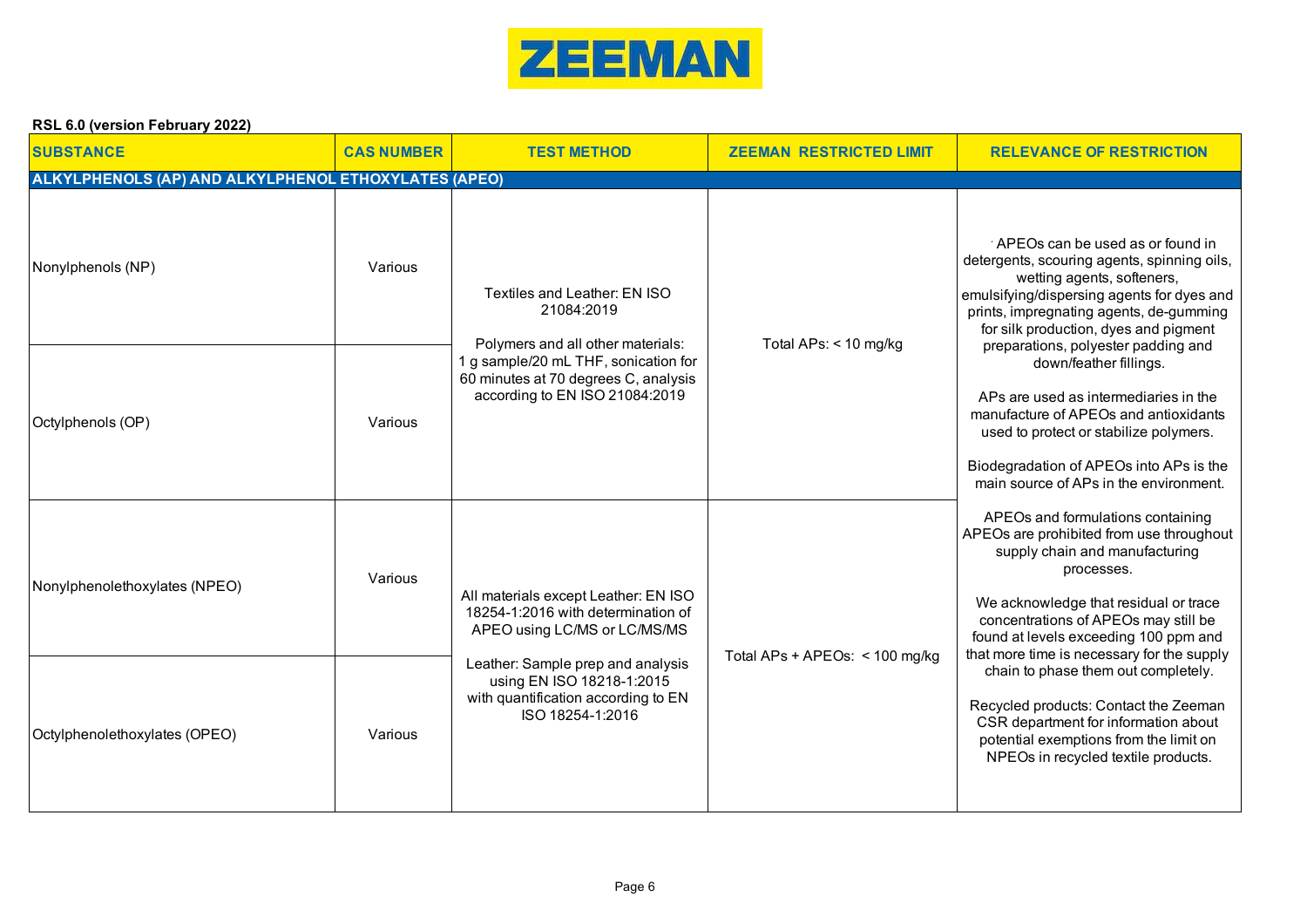ZEEMAN

**RSL 6.0 (version February 2022)**

| SUBSTANCE | CAS NUMBER | TEST METHOD | ZEEMAN RESTRICTED LIMIT | RELEVANCE OF RESTRICTION |
|---|---|---|---|---|
| **ALKYLPHENOLS (AP) AND ALKYLPHENOL ETHOXYLATES (APEO)** | | | | |
| Nonylphenols (NP) | Various | Textiles and Leather: EN ISO 21084:2019<br><br>Polymers and all other materials: 1 g sample/20 mL THF, sonication for 60 minutes at 70 degrees C, analysis according to EN ISO 21084:2019 | Total APs: < 10 mg/kg | APEOs can be used as or found in detergents, scouring agents, spinning oils, wetting agents, softeners, emulsifying/dispersing agents for dyes and prints, impregnating agents, de-gumming for silk production, dyes and pigment preparations, polyester padding and down/feather fillings.<br><br>APs are used as intermediaries in the manufacture of APEOs and antioxidants used to protect or stabilize polymers.<br><br>Biodegradation of APEOs into APs is the main source of APs in the environment.<br><br>APEOs and formulations containing APEOs are prohibited from use throughout supply chain and manufacturing processes.<br><br>We acknowledge that residual or trace concentrations of APEOs may still be found at levels exceeding 100 ppm and that more time is necessary for the supply chain to phase them out completely.<br><br>Recycled products: Contact the Zeeman CSR department for information about potential exemptions from the limit on NPEOs in recycled textile products. |
| Octylphenols (OP) | Various | | | |
| Nonylphenolethoxylates (NPEO) | Various | All materials except Leather: EN ISO 18254-1:2016 with determination of APEO using LC/MS or LC/MS/MS<br><br>Leather: Sample prep and analysis using EN ISO 18218-1:2015 with quantification according to EN ISO 18254-1:2016 | Total APs + APEOs: < 100 mg/kg | |
| Octylphenolethoxylates (OPEO) | Various | | | |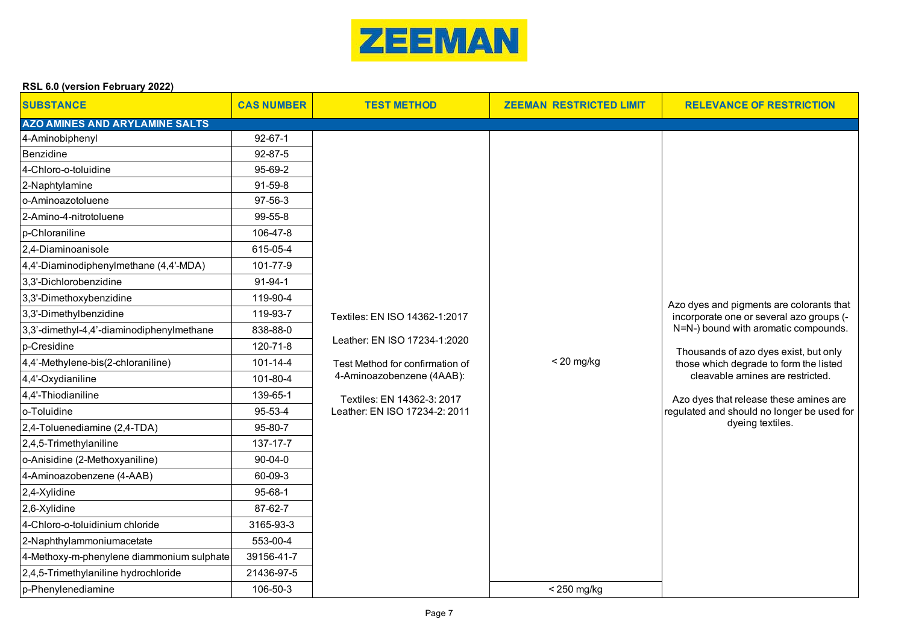ZEEMAN

**RSL 6.0 (version February 2022)**

| SUBSTANCE | CAS NUMBER | TEST METHOD | ZEEMAN RESTRICTED LIMIT | RELEVANCE OF RESTRICTION |
|---|---|---|---|---|
| **AZO AMINES AND ARYLAMINE SALTS** | | | | |
| 4-Aminobiphenyl | 92-67-1 | Textiles: EN ISO 14362-1:2017<br><br>Leather: EN ISO 17234-1:2020<br><br>Test Method for confirmation of 4-Aminoazobenzene (4AAB):<br><br>Textiles: EN 14362-3: 2017<br>Leather: EN ISO 17234-2: 2011 | < 20 mg/kg | Azo dyes and pigments are colorants that incorporate one or several azo groups (-N=N-) bound with aromatic compounds.<br><br>Thousands of azo dyes exist, but only those which degrade to form the listed cleavable amines are restricted.<br><br>Azo dyes that release these amines are regulated and should no longer be used for dyeing textiles. |
| Benzidine | 92-87-5 | | | |
| 4-Chloro-o-toluidine | 95-69-2 | | | |
| 2-Naphtylamine | 91-59-8 | | | |
| o-Aminoazotoluene | 97-56-3 | | | |
| 2-Amino-4-nitrotoluene | 99-55-8 | | | |
| p-Chloraniline | 106-47-8 | | | |
| 2,4-Diaminoanisole | 615-05-4 | | | |
| 4,4'-Diaminodiphenylmethane (4,4'-MDA) | 101-77-9 | | | |
| 3,3'-Dichlorobenzidine | 91-94-1 | | | |
| 3,3'-Dimethoxybenzidine | 119-90-4 | | | |
| 3,3'-Dimethylbenzidine | 119-93-7 | | | |
| 3,3'-dimethyl-4,4'-diaminodiphenylmethane | 838-88-0 | | | |
| p-Cresidine | 120-71-8 | | | |
| 4,4'-Methylene-bis(2-chloraniline) | 101-14-4 | | | |
| 4,4'-Oxydianiline | 101-80-4 | | | |
| 4,4'-Thiodianiline | 139-65-1 | | | |
| o-Toluidine | 95-53-4 | | | |
| 2,4-Toluenediamine (2,4-TDA) | 95-80-7 | | | |
| 2,4,5-Trimethylaniline | 137-17-7 | | | |
| o-Anisidine (2-Methoxyaniline) | 90-04-0 | | | |
| 4-Aminoazobenzene (4-AAB) | 60-09-3 | | | |
| 2,4-Xylidine | 95-68-1 | | | |
| 2,6-Xylidine | 87-62-7 | | | |
| 4-Chloro-o-toluidinium chloride | 3165-93-3 | | | |
| 2-Naphthylammoniumacetate | 553-00-4 | | | |
| 4-Methoxy-m-phenylene diammonium sulphate | 39156-41-7 | | | |
| 2,4,5-Trimethylaniline hydrochloride | 21436-97-5 | | | |
| p-Phenylenediamine | 106-50-3 | | < 250 mg/kg | |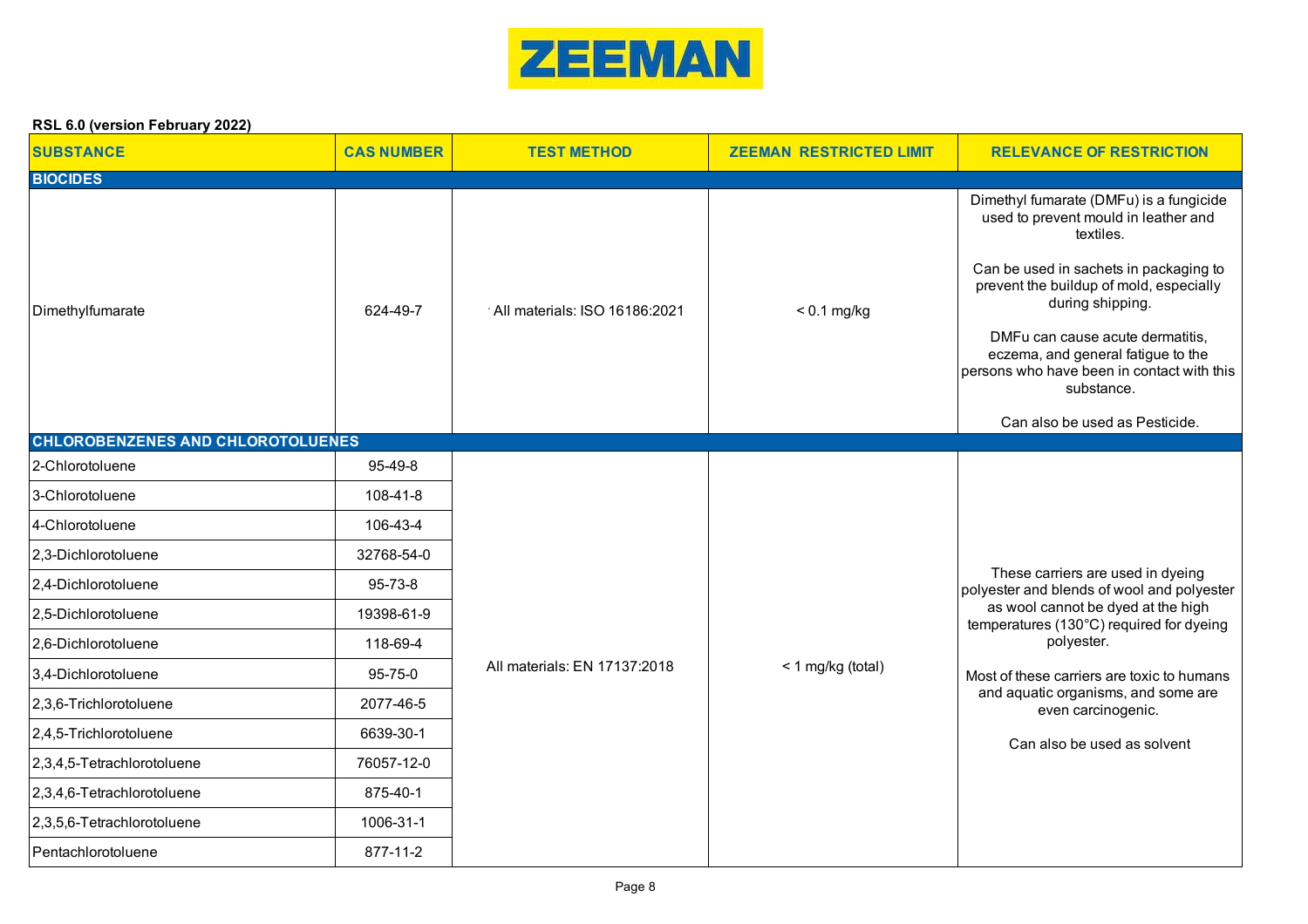**ZEEMAN**

**RSL 6.0 (version February 2022)**

| SUBSTANCE | CAS NUMBER | TEST METHOD | ZEEMAN RESTRICTED LIMIT | RELEVANCE OF RESTRICTION |
|---|---|---|---|---|
| **BIOCIDES** | | | | |
| Dimethylfumarate | 624-49-7 | All materials: ISO 16186:2021 | < 0.1 mg/kg | Dimethyl fumarate (DMFu) is a fungicide used to prevent mould in leather and textiles. Can be used in sachets in packaging to prevent the buildup of mold, especially during shipping. DMFu can cause acute dermatitis, eczema, and general fatigue to the persons who have been in contact with this substance. Can also be used as Pesticide. |
| **CHLOROBENZENES AND CHLOROTOLUENES** | | | | |
| 2-Chlorotoluene | 95-49-8 | All materials: EN 17137:2018 | < 1 mg/kg (total) | These carriers are used in dyeing polyester and blends of wool and polyester as wool cannot be dyed at the high temperatures (130°C) required for dyeing polyester. Most of these carriers are toxic to humans and aquatic organisms, and some are even carcinogenic. Can also be used as solvent |
| 3-Chlorotoluene | 108-41-8 | | | |
| 4-Chlorotoluene | 106-43-4 | | | |
| 2,3-Dichlorotoluene | 32768-54-0 | | | |
| 2,4-Dichlorotoluene | 95-73-8 | | | |
| 2,5-Dichlorotoluene | 19398-61-9 | | | |
| 2,6-Dichlorotoluene | 118-69-4 | | | |
| 3,4-Dichlorotoluene | 95-75-0 | | | |
| 2,3,6-Trichlorotoluene | 2077-46-5 | | | |
| 2,4,5-Trichlorotoluene | 6639-30-1 | | | |
| 2,3,4,5-Tetrachlorotoluene | 76057-12-0 | | | |
| 2,3,4,6-Tetrachlorotoluene | 875-40-1 | | | |
| 2,3,5,6-Tetrachlorotoluene | 1006-31-1 | | | |
| Pentachlorotoluene | 877-11-2 | | | |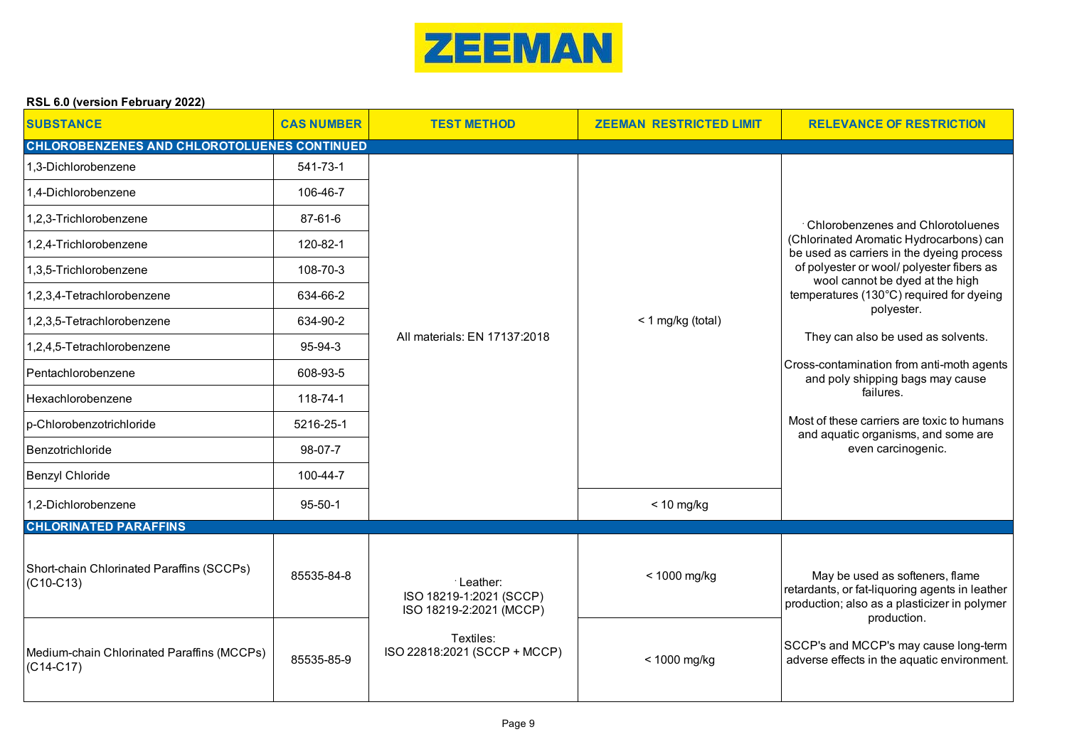ZEEMAN

**RSL 6.0 (version February 2022)**

| SUBSTANCE | CAS NUMBER | TEST METHOD | ZEEMAN RESTRICTED LIMIT | RELEVANCE OF RESTRICTION |
|---|---|---|---|---|
| **CHLOROBENZENES AND CHLOROTOLUENES CONTINUED** | | | | |
| 1,3-Dichlorobenzene | 541-73-1 | All materials: EN 17137:2018 | < 1 mg/kg (total) | Chlorobenzenes and Chlorotoluenes (Chlorinated Aromatic Hydrocarbons) can be used as carriers in the dyeing process of polyester or wool/ polyester fibers as wool cannot be dyed at the high temperatures (130°C) required for dyeing polyester.<br><br>They can also be used as solvents.<br><br>Cross-contamination from anti-moth agents and poly shipping bags may cause failures.<br><br>Most of these carriers are toxic to humans and aquatic organisms, and some are even carcinogenic. |
| 1,4-Dichlorobenzene | 106-46-7 | | | |
| 1,2,3-Trichlorobenzene | 87-61-6 | | | |
| 1,2,4-Trichlorobenzene | 120-82-1 | | | |
| 1,3,5-Trichlorobenzene | 108-70-3 | | | |
| 1,2,3,4-Tetrachlorobenzene | 634-66-2 | | | |
| 1,2,3,5-Tetrachlorobenzene | 634-90-2 | | | |
| 1,2,4,5-Tetrachlorobenzene | 95-94-3 | | | |
| Pentachlorobenzene | 608-93-5 | | | |
| Hexachlorobenzene | 118-74-1 | | | |
| p-Chlorobenzotrichloride | 5216-25-1 | | | |
| Benzotrichloride | 98-07-7 | | | |
| Benzyl Chloride | 100-44-7 | | | |
| 1,2-Dichlorobenzene | 95-50-1 | | < 10 mg/kg | |
| **CHLORINATED PARAFFINS** | | | | |
| Short-chain Chlorinated Paraffins (SCCPs) (C10-C13) | 85535-84-8 | Leather:<br>ISO 18219-1:2021 (SCCP)<br>ISO 18219-2:2021 (MCCP)<br><br>Textiles:<br>ISO 22818:2021 (SCCP + MCCP) | < 1000 mg/kg | May be used as softeners, flame retardants, or fat-liquoring agents in leather production; also as a plasticizer in polymer production.<br><br>SCCP's and MCCP's may cause long-term adverse effects in the aquatic environment. |
| Medium-chain Chlorinated Paraffins (MCCPs) (C14-C17) | 85535-85-9 | | < 1000 mg/kg | |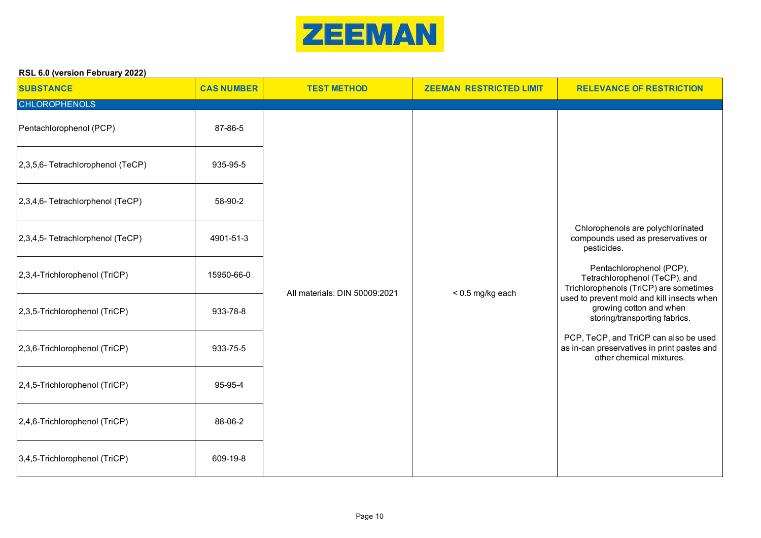**RSL 6.0 (version February 2022)**

| SUBSTANCE | CAS NUMBER | TEST METHOD | ZEEMAN RESTRICTED LIMIT | RELEVANCE OF RESTRICTION |
|---|---|---|---|---|
| CHLOROPHENOLS | | | | |
| Pentachlorophenol (PCP) | 87-86-5 | All materials: DIN 50009:2021 | < 0.5 mg/kg each | Chlorophenols are polychlorinated compounds used as preservatives or pesticides.<br><br>Pentachlorophenol (PCP), Tetrachlorophenol (TeCP), and Trichlorophenols (TriCP) are sometimes used to prevent mold and kill insects when growing cotton and when storing/transporting fabrics.<br><br>PCP, TeCP, and TriCP can also be used as in-can preservatives in print pastes and other chemical mixtures. |
| 2,3,5,6- Tetrachlorophenol (TeCP) | 935-95-5 | | | |
| 2,3,4,6- Tetrachlorphenol (TeCP) | 58-90-2 | | | |
| 2,3,4,5- Tetrachlorphenol (TeCP) | 4901-51-3 | | | |
| 2,3,4-Trichlorophenol (TriCP) | 15950-66-0 | | | |
| 2,3,5-Trichlorophenol (TriCP) | 933-78-8 | | | |
| 2,3,6-Trichlorophenol (TriCP) | 933-75-5 | | | |
| 2,4,5-Trichlorophenol (TriCP) | 95-95-4 | | | |
| 2,4,6-Trichlorophenol (TriCP) | 88-06-2 | | | |
| 3,4,5-Trichlorophenol (TriCP) | 609-19-8 | | | |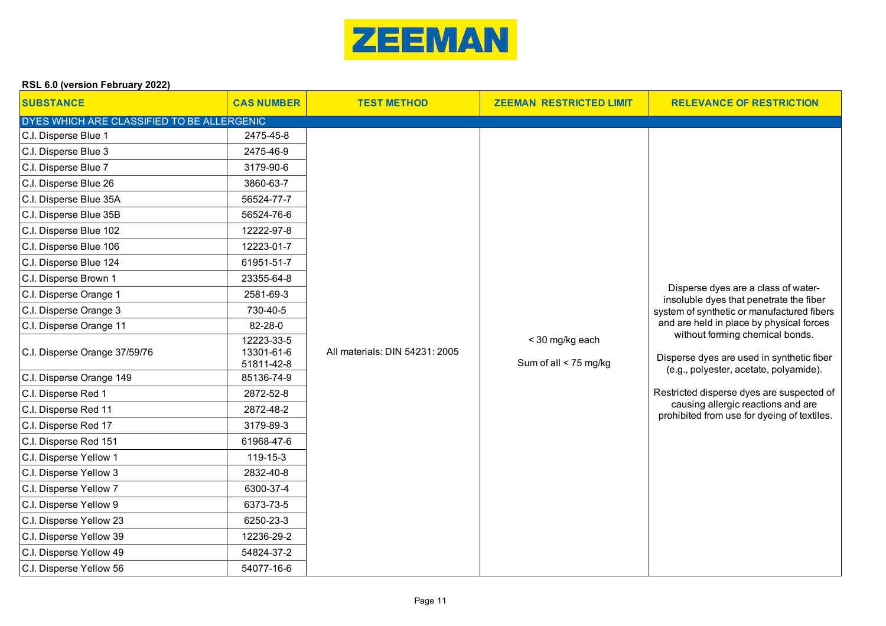ZEEMAN

**RSL 6.0 (version February 2022)**

| SUBSTANCE | CAS NUMBER | TEST METHOD | ZEEMAN RESTRICTED LIMIT | RELEVANCE OF RESTRICTION |
|---|---|---|---|---|
| DYES WHICH ARE CLASSIFIED TO BE ALLERGENIC | | | | |
| C.I. Disperse Blue 1 | 2475-45-8 | All materials: DIN 54231: 2005 | < 30 mg/kg each<br><br>Sum of all < 75 mg/kg | Disperse dyes are a class of water-insoluble dyes that penetrate the fiber system of synthetic or manufactured fibers and are held in place by physical forces without forming chemical bonds.<br><br>Disperse dyes are used in synthetic fiber (e.g., polyester, acetate, polyamide).<br><br>Restricted disperse dyes are suspected of causing allergic reactions and are prohibited from use for dyeing of textiles. |
| C.I. Disperse Blue 3 | 2475-46-9 | | | |
| C.I. Disperse Blue 7 | 3179-90-6 | | | |
| C.I. Disperse Blue 26 | 3860-63-7 | | | |
| C.I. Disperse Blue 35A | 56524-77-7 | | | |
| C.I. Disperse Blue 35B | 56524-76-6 | | | |
| C.I. Disperse Blue 102 | 12222-97-8 | | | |
| C.I. Disperse Blue 106 | 12223-01-7 | | | |
| C.I. Disperse Blue 124 | 61951-51-7 | | | |
| C.I. Disperse Brown 1 | 23355-64-8 | | | |
| C.I. Disperse Orange 1 | 2581-69-3 | | | |
| C.I. Disperse Orange 3 | 730-40-5 | | | |
| C.I. Disperse Orange 11 | 82-28-0 | | | |
| C.I. Disperse Orange 37/59/76 | 12223-33-5<br>13301-61-6<br>51811-42-8 | | | |
| C.I. Disperse Orange 149 | 85136-74-9 | | | |
| C.I. Disperse Red 1 | 2872-52-8 | | | |
| C.I. Disperse Red 11 | 2872-48-2 | | | |
| C.I. Disperse Red 17 | 3179-89-3 | | | |
| C.I. Disperse Red 151 | 61968-47-6 | | | |
| C.I. Disperse Yellow 1 | 119-15-3 | | | |
| C.I. Disperse Yellow 3 | 2832-40-8 | | | |
| C.I. Disperse Yellow 7 | 6300-37-4 | | | |
| C.I. Disperse Yellow 9 | 6373-73-5 | | | |
| C.I. Disperse Yellow 23 | 6250-23-3 | | | |
| C.I. Disperse Yellow 39 | 12236-29-2 | | | |
| C.I. Disperse Yellow 49 | 54824-37-2 | | | |
| C.I. Disperse Yellow 56 | 54077-16-6 | | | |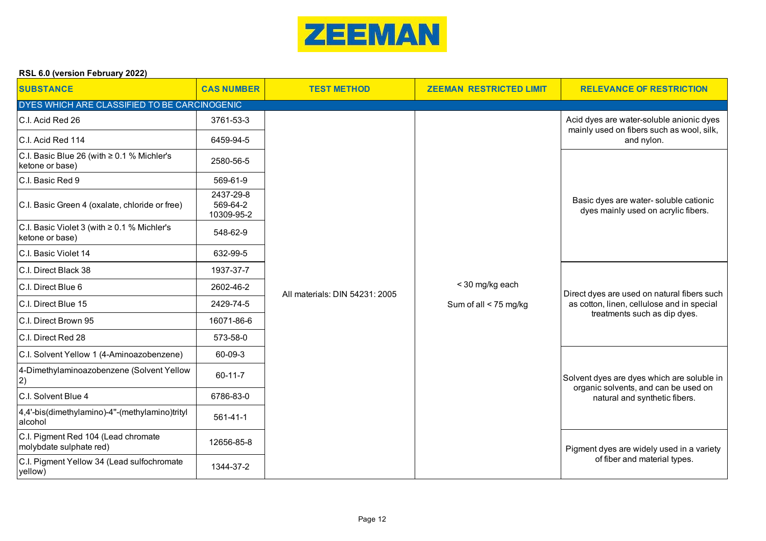ZEEMAN

**RSL 6.0 (version February 2022)**

| SUBSTANCE | CAS NUMBER | TEST METHOD | ZEEMAN RESTRICTED LIMIT | RELEVANCE OF RESTRICTION |
|---|---|---|---|---|
| DYES WHICH ARE CLASSIFIED TO BE CARCINOGENIC | | | | |
| C.I. Acid Red 26 | 3761-53-3 | All materials: DIN 54231: 2005 | < 30 mg/kg each<br><br>Sum of all < 75 mg/kg | Acid dyes are water-soluble anionic dyes mainly used on fibers such as wool, silk, and nylon. |
| C.I. Acid Red 114 | 6459-94-5 | | | |
| C.I. Basic Blue 26 (with ≥ 0.1 % Michler's ketone or base) | 2580-56-5 | | | Basic dyes are water- soluble cationic dyes mainly used on acrylic fibers. |
| C.I. Basic Red 9 | 569-61-9 | | | |
| C.I. Basic Green 4 (oxalate, chloride or free) | 2437-29-8<br>569-64-2<br>10309-95-2 | | | |
| C.I. Basic Violet 3 (with ≥ 0.1 % Michler's ketone or base) | 548-62-9 | | | |
| C.I. Basic Violet 14 | 632-99-5 | | | |
| C.I. Direct Black 38 | 1937-37-7 | | | Direct dyes are used on natural fibers such as cotton, linen, cellulose and in special treatments such as dip dyes. |
| C.I. Direct Blue 6 | 2602-46-2 | | | |
| C.I. Direct Blue 15 | 2429-74-5 | | | |
| C.I. Direct Brown 95 | 16071-86-6 | | | |
| C.I. Direct Red 28 | 573-58-0 | | | |
| C.I. Solvent Yellow 1 (4-Aminoazobenzene) | 60-09-3 | | | Solvent dyes are dyes which are soluble in organic solvents, and can be used on natural and synthetic fibers. |
| 4-Dimethylaminoazobenzene (Solvent Yellow 2) | 60-11-7 | | | |
| C.I. Solvent Blue 4 | 6786-83-0 | | | |
| 4,4'-bis(dimethylamino)-4"-(methylamino)trityl alcohol | 561-41-1 | | | |
| C.I. Pigment Red 104 (Lead chromate molybdate sulphate red) | 12656-85-8 | | | Pigment dyes are widely used in a variety of fiber and material types. |
| C.I. Pigment Yellow 34 (Lead sulfochromate yellow) | 1344-37-2 | | | |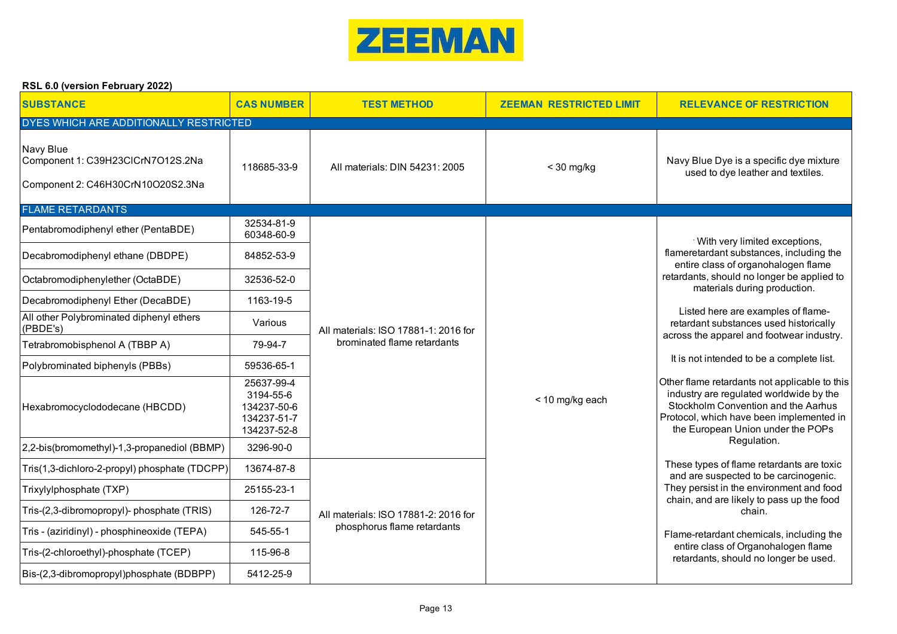ZEEMAN

**RSL 6.0 (version February 2022)**

| SUBSTANCE | CAS NUMBER | TEST METHOD | ZEEMAN RESTRICTED LIMIT | RELEVANCE OF RESTRICTION |
|---|---|---|---|---|
| **DYES WHICH ARE ADDITIONALLY RESTRICTED** | | | | |
| Navy Blue<br>Component 1: $C_{39}H_{23}ClCrN_7O_{12}S.2Na$<br>Component 2: $C_{46}H_{30}CrN_{10}O_{20}S_2.3Na$ | 118685-33-9 | All materials: DIN 54231: 2005 | < 30 mg/kg | Navy Blue Dye is a specific dye mixture used to dye leather and textiles. |
| **FLAME RETARDANTS** | | | | |
| Pentabromodiphenyl ether (PentaBDE) | 32534-81-9<br>60348-60-9 | All materials: ISO 17881-1: 2016 for brominated flame retardants | < 10 mg/kg each | With very limited exceptions, flameretardant substances, including the entire class of organohalogen flame retardants, should no longer be applied to materials during production.<br><br>Listed here are examples of flame-retardant substances used historically across the apparel and footwear industry.<br><br>It is not intended to be a complete list.<br><br>Other flame retardants not applicable to this industry are regulated worldwide by the Stockholm Convention and the Aarhus Protocol, which have been implemented in the European Union under the POPs Regulation.<br><br>These types of flame retardants are toxic and are suspected to be carcinogenic. They persist in the environment and food chain, and are likely to pass up the food chain.<br><br>Flame-retardant chemicals, including the entire class of Organohalogen flame retardants, should no longer be used. |
| Decabromodiphenyl ethane (DBDPE) | 84852-53-9 | | | |
| Octabromodiphenylether (OctaBDE) | 32536-52-0 | | | |
| Decabromodiphenyl Ether (DecaBDE) | 1163-19-5 | | | |
| All other Polybrominated diphenyl ethers (PBDE's) | Various | | | |
| Tetrabromobisphenol A (TBBP A) | 79-94-7 | | | |
| Polybrominated biphenyls (PBBs) | 59536-65-1 | | | |
| Hexabromocyclododecane (HBCDD) | 25637-99-4<br>3194-55-6<br>134237-50-6<br>134237-51-7<br>134237-52-8 | | | |
| 2,2-bis(bromomethyl)-1,3-propanediol (BBMP) | 3296-90-0 | | | |
| Tris(1,3-dichloro-2-propyl) phosphate (TDCPP) | 13674-87-8 | All materials: ISO 17881-2: 2016 for phosphorus flame retardants | | |
| Trixylylphosphate (TXP) | 25155-23-1 | | | |
| Tris-(2,3-dibromopropyl)- phosphate (TRIS) | 126-72-7 | | | |
| Tris - (aziridinyl) - phosphineoxide (TEPA) | 545-55-1 | | | |
| Tris-(2-chloroethyl)-phosphate (TCEP) | 115-96-8 | | | |
| Bis-(2,3-dibromopropyl)phosphate (BDBPP) | 5412-25-9 | | | |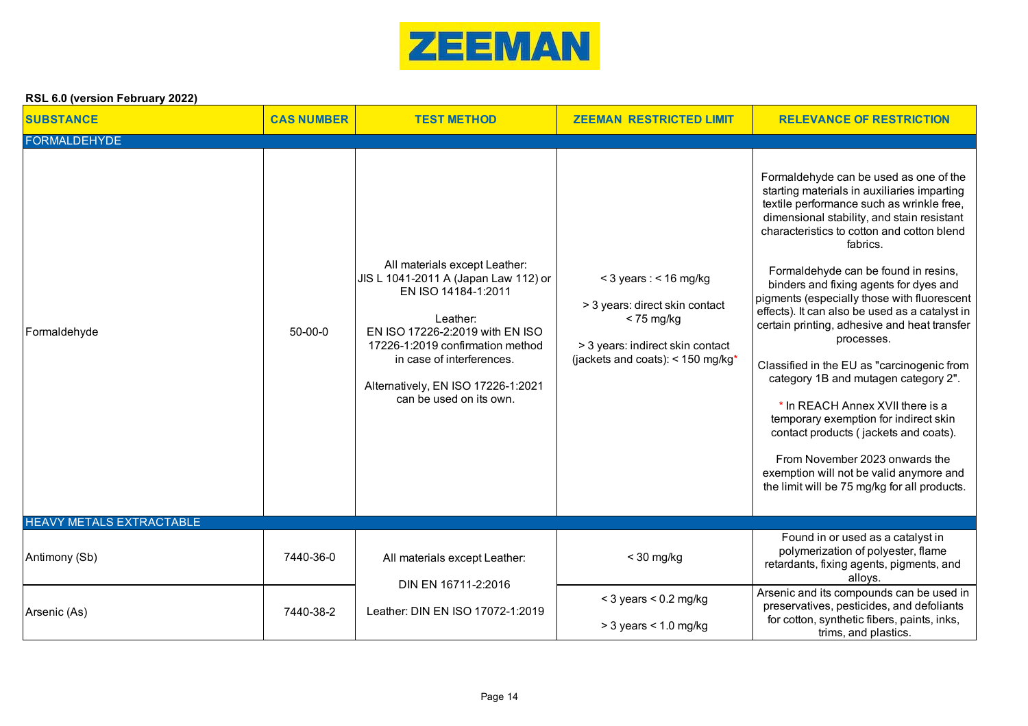ZEEMAN

**RSL 6.0 (version February 2022)**

| SUBSTANCE | CAS NUMBER | TEST METHOD | ZEEMAN RESTRICTED LIMIT | RELEVANCE OF RESTRICTION |
|---|---|---|---|---|
| **FORMALDEHYDE** | | | | |
| Formaldehyde | 50-00-0 | All materials except Leather: JIS L 1041-2011 A (Japan Law 112) or EN ISO 14184-1:2011<br><br>Leather: EN ISO 17226-2:2019 with EN ISO 17226-1:2019 confirmation method in case of interferences.<br><br>Alternatively, EN ISO 17226-1:2021 can be used on its own. | < 3 years : < 16 mg/kg<br><br>> 3 years: direct skin contact < 75 mg/kg<br><br>> 3 years: indirect skin contact (jackets and coats): < 150 mg/kg* | Formaldehyde can be used as one of the starting materials in auxiliaries imparting textile performance such as wrinkle free, dimensional stability, and stain resistant characteristics to cotton and cotton blend fabrics.<br><br>Formaldehyde can be found in resins, binders and fixing agents for dyes and pigments (especially those with fluorescent effects). It can also be used as a catalyst in certain printing, adhesive and heat transfer processes.<br><br>Classified in the EU as "carcinogenic from category 1B and mutagen category 2".<br><br>* In REACH Annex XVII there is a temporary exemption for indirect skin contact products ( jackets and coats).<br><br>From November 2023 onwards the exemption will not be valid anymore and the limit will be 75 mg/kg for all products. |
| **HEAVY METALS EXTRACTABLE** | | | | |
| Antimony (Sb) | 7440-36-0 | All materials except Leather:<br><br>DIN EN 16711-2:2016<br><br>Leather: DIN EN ISO 17072-1:2019 | < 30 mg/kg | Found in or used as a catalyst in polymerization of polyester, flame retardants, fixing agents, pigments, and alloys. |
| Arsenic (As) | 7440-38-2 | | < 3 years < 0.2 mg/kg<br><br>> 3 years < 1.0 mg/kg | Arsenic and its compounds can be used in preservatives, pesticides, and defoliants for cotton, synthetic fibers, paints, inks, trims, and plastics. |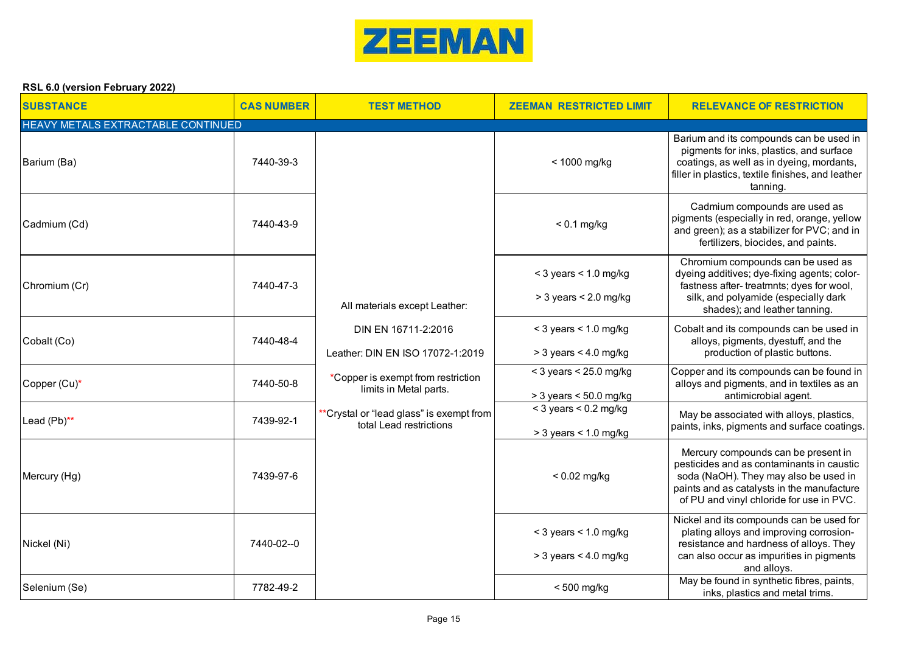**RSL 6.0 (version February 2022)**

| SUBSTANCE | CAS NUMBER | TEST METHOD | ZEEMAN RESTRICTED LIMIT | RELEVANCE OF RESTRICTION |
|---|---|---|---|---|
| HEAVY METALS EXTRACTABLE CONTINUED | | | | |
| Barium (Ba) | 7440-39-3 | All materials except Leather:<br><br>DIN EN 16711-2:2016<br><br>Leather: DIN EN ISO 17072-1:2019<br><br>*Copper is exempt from restriction limits in Metal parts.<br><br>**Crystal or "lead glass" is exempt from total Lead restrictions | < 1000 mg/kg | Barium and its compounds can be used in pigments for inks, plastics, and surface coatings, as well as in dyeing, mordants, filler in plastics, textile finishes, and leather tanning. |
| Cadmium (Cd) | 7440-43-9 | | < 0.1 mg/kg | Cadmium compounds are used as pigments (especially in red, orange, yellow and green); as a stabilizer for PVC; and in fertilizers, biocides, and paints. |
| Chromium (Cr) | 7440-47-3 | | < 3 years < 1.0 mg/kg<br><br>> 3 years < 2.0 mg/kg | Chromium compounds can be used as dyeing additives; dye-fixing agents; color-fastness after- treatmnts; dyes for wool, silk, and polyamide (especially dark shades); and leather tanning. |
| Cobalt (Co) | 7440-48-4 | | < 3 years < 1.0 mg/kg<br><br>> 3 years < 4.0 mg/kg | Cobalt and its compounds can be used in alloys, pigments, dyestuff, and the production of plastic buttons. |
| Copper (Cu)* | 7440-50-8 | | < 3 years < 25.0 mg/kg<br><br>> 3 years < 50.0 mg/kg | Copper and its compounds can be found in alloys and pigments, and in textiles as an antimicrobial agent. |
| Lead (Pb)** | 7439-92-1 | | < 3 years < 0.2 mg/kg<br><br>> 3 years < 1.0 mg/kg | May be associated with alloys, plastics, paints, inks, pigments and surface coatings. |
| Mercury (Hg) | 7439-97-6 | | < 0.02 mg/kg | Mercury compounds can be present in pesticides and as contaminants in caustic soda (NaOH). They may also be used in paints and as catalysts in the manufacture of PU and vinyl chloride for use in PVC. |
| Nickel (Ni) | 7440-02--0 | | < 3 years < 1.0 mg/kg<br><br>> 3 years < 4.0 mg/kg | Nickel and its compounds can be used for plating alloys and improving corrosion-resistance and hardness of alloys. They can also occur as impurities in pigments and alloys. |
| Selenium (Se) | 7782-49-2 | | < 500 mg/kg | May be found in synthetic fibres, paints, inks, plastics and metal trims. |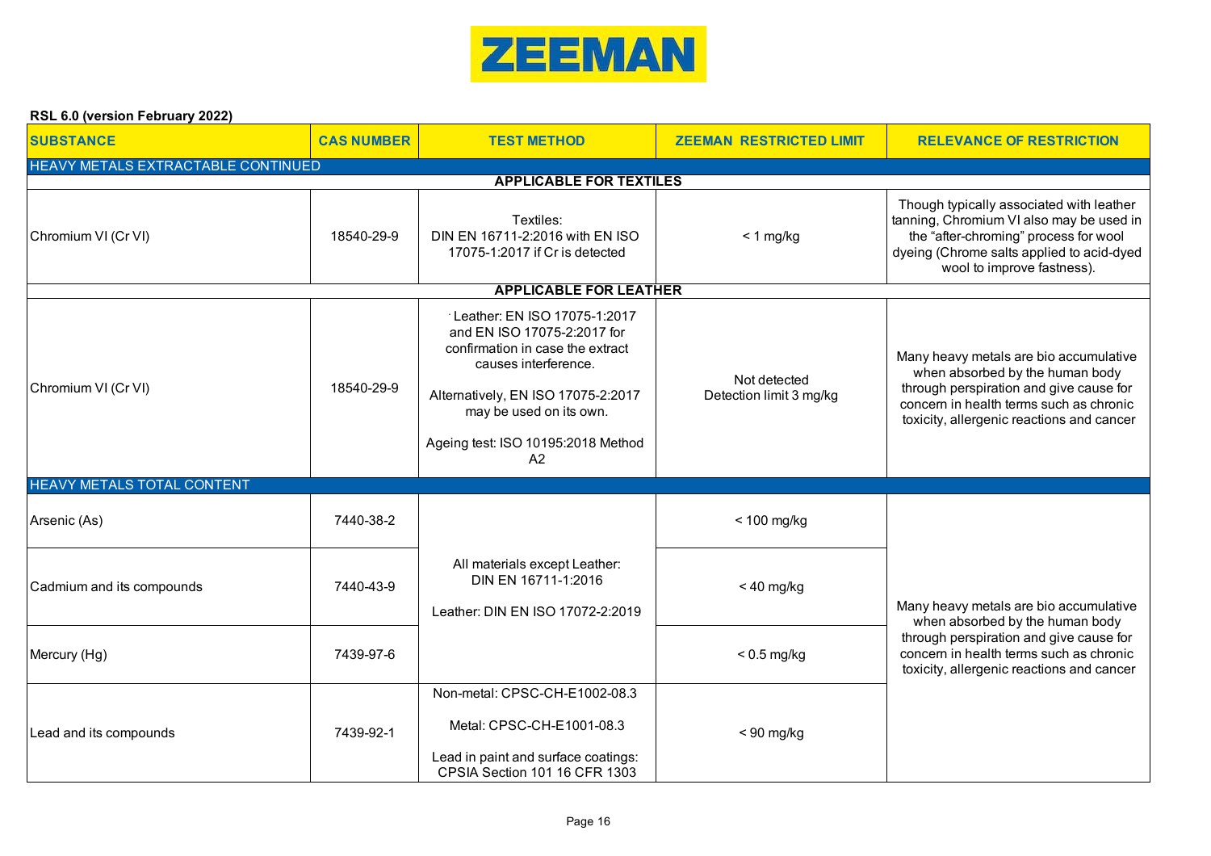ZEEMAN

**RSL 6.0 (version February 2022)**

| SUBSTANCE | CAS NUMBER | TEST METHOD | ZEEMAN RESTRICTED LIMIT | RELEVANCE OF RESTRICTION |
|---|---|---|---|---|
| HEAVY METALS EXTRACTABLE CONTINUED | | | | |
| **APPLICABLE FOR TEXTILES** | | | | |
| Chromium VI (Cr VI) | 18540-29-9 | Textiles: DIN EN 16711-2:2016 with EN ISO 17075-1:2017 if Cr is detected | < 1 mg/kg | Though typically associated with leather tanning, Chromium VI also may be used in the "after-chroming" process for wool dyeing (Chrome salts applied to acid-dyed wool to improve fastness). |
| **APPLICABLE FOR LEATHER** | | | | |
| Chromium VI (Cr VI) | 18540-29-9 | Leather: EN ISO 17075-1:2017 and EN ISO 17075-2:2017 for confirmation in case the extract causes interference.<br><br>Alternatively, EN ISO 17075-2:2017 may be used on its own.<br><br>Ageing test: ISO 10195:2018 Method A2 | Not detected<br>Detection limit 3 mg/kg | Many heavy metals are bio accumulative when absorbed by the human body through perspiration and give cause for concern in health terms such as chronic toxicity, allergenic reactions and cancer |
| HEAVY METALS TOTAL CONTENT | | | | |
| Arsenic (As) | 7440-38-2 | All materials except Leather: DIN EN 16711-1:2016<br><br>Leather: DIN EN ISO 17072-2:2019 | < 100 mg/kg | Many heavy metals are bio accumulative when absorbed by the human body through perspiration and give cause for concern in health terms such as chronic toxicity, allergenic reactions and cancer |
| Cadmium and its compounds | 7440-43-9 | | < 40 mg/kg | |
| Mercury (Hg) | 7439-97-6 | | < 0.5 mg/kg | |
| Lead and its compounds | 7439-92-1 | Non-metal: CPSC-CH-E1002-08.3<br><br>Metal: CPSC-CH-E1001-08.3<br><br>Lead in paint and surface coatings: CPSIA Section 101 16 CFR 1303 | < 90 mg/kg | |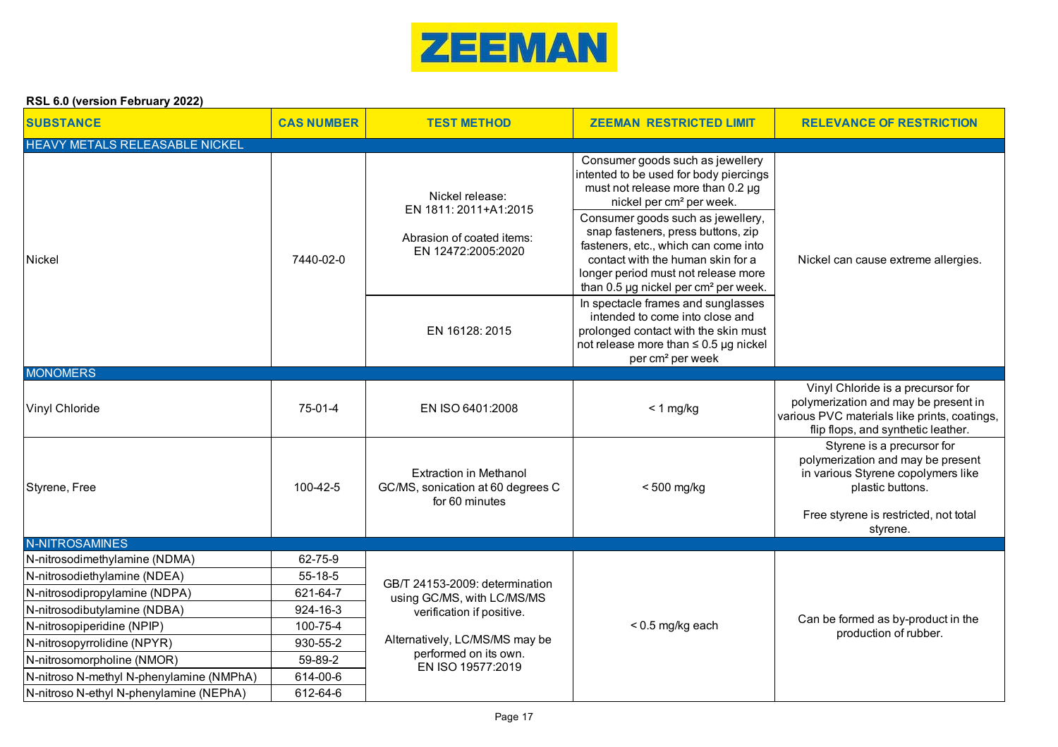ZEEMAN

**RSL 6.0 (version February 2022)**

| SUBSTANCE | CAS NUMBER | TEST METHOD | ZEEMAN RESTRICTED LIMIT | RELEVANCE OF RESTRICTION |
|---|---|---|---|---|
| **HEAVY METALS RELEASABLE NICKEL** | | | | |
| Nickel | 7440-02-0 | Nickel release: EN 1811: 2011+A1:2015<br><br>Abrasion of coated items: EN 12472:2005:2020 | Consumer goods such as jewellery intented to be used for body piercings must not release more than 0.2 µg nickel per cm² per week. | Nickel can cause extreme allergies. |
| | | | Consumer goods such as jewellery, snap fasteners, press buttons, zip fasteners, etc., which can come into contact with the human skin for a longer period must not release more than 0.5 µg nickel per cm² per week. | |
| | | EN 16128: 2015 | In spectacle frames and sunglasses intended to come into close and prolonged contact with the skin must not release more than ≤ 0.5 µg nickel per cm² per week | |
| **MONOMERS** | | | | |
| Vinyl Chloride | 75-01-4 | EN ISO 6401:2008 | < 1 mg/kg | Vinyl Chloride is a precursor for polymerization and may be present in various PVC materials like prints, coatings, flip flops, and synthetic leather. |
| Styrene, Free | 100-42-5 | Extraction in Methanol GC/MS, sonication at 60 degrees C for 60 minutes | < 500 mg/kg | Styrene is a precursor for polymerization and may be present in various Styrene copolymers like plastic buttons.<br><br>Free styrene is restricted, not total styrene. |
| **N-NITROSAMINES** | | | | |
| N-nitrosodimethylamine (NDMA) | 62-75-9 | GB/T 24153-2009: determination using GC/MS, with LC/MS/MS verification if positive.<br><br>Alternatively, LC/MS/MS may be performed on its own. EN ISO 19577:2019 | < 0.5 mg/kg each | Can be formed as by-product in the production of rubber. |
| N-nitrosodiethylamine (NDEA) | 55-18-5 | | | |
| N-nitrosodipropylamine (NDPA) | 621-64-7 | | | |
| N-nitrosodibutylamine (NDBA) | 924-16-3 | | | |
| N-nitrosopiperidine (NPIP) | 100-75-4 | | | |
| N-nitrosopyrrolidine (NPYR) | 930-55-2 | | | |
| N-nitrosomorpholine (NMOR) | 59-89-2 | | | |
| N-nitroso N-methyl N-phenylamine (NMPhA) | 614-00-6 | | | |
| N-nitroso N-ethyl N-phenylamine (NEPhA) | 612-64-6 | | | |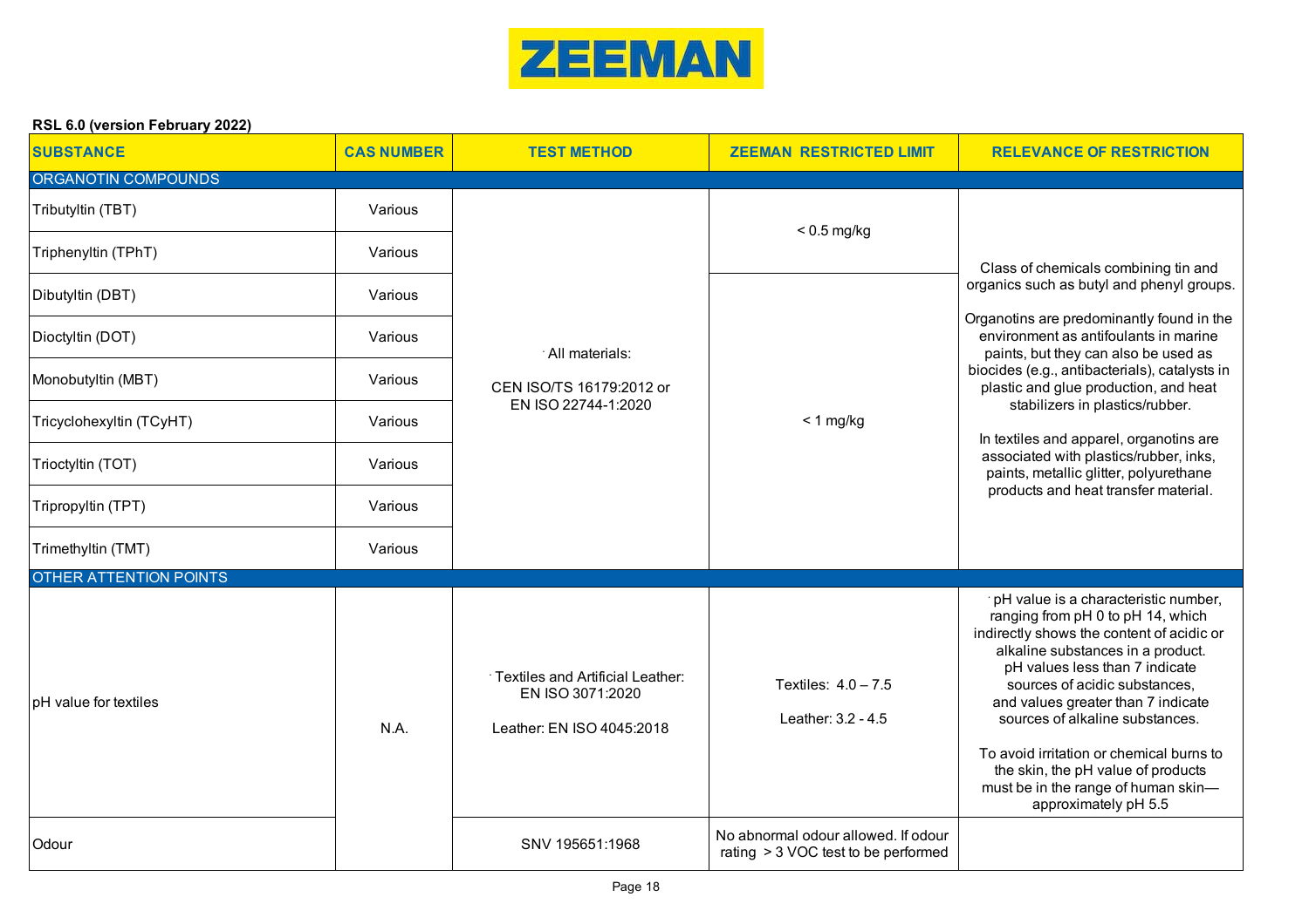ZEEMAN

**RSL 6.0 (version February 2022)**

| SUBSTANCE | CAS NUMBER | TEST METHOD | ZEEMAN RESTRICTED LIMIT | RELEVANCE OF RESTRICTION |
|---|---|---|---|---|
| **ORGANOTIN COMPOUNDS** | | | | |
| Tributyltin (TBT) | Various | All materials: CEN ISO/TS 16179:2012 or EN ISO 22744-1:2020 | < 0.5 mg/kg | Class of chemicals combining tin and organics such as butyl and phenyl groups. Organotins are predominantly found in the environment as antifoulants in marine paints, but they can also be used as biocides (e.g., antibacterials), catalysts in plastic and glue production, and heat stabilizers in plastics/rubber. In textiles and apparel, organotins are associated with plastics/rubber, inks, paints, metallic glitter, polyurethane products and heat transfer material. |
| Triphenyltin (TPhT) | Various | | | |
| Dibutyltin (DBT) | Various | | < 1 mg/kg | |
| Dioctyltin (DOT) | Various | | | |
| Monobutyltin (MBT) | Various | | | |
| Tricyclohexyltin (TCyHT) | Various | | | |
| Trioctyltin (TOT) | Various | | | |
| Tripropyltin (TPT) | Various | | | |
| Trimethyltin (TMT) | Various | | | |
| **OTHER ATTENTION POINTS** | | | | |
| pH value for textiles | N.A. | Textiles and Artificial Leather: EN ISO 3071:2020<br>Leather: EN ISO 4045:2018 | Textiles: 4.0 – 7.5<br>Leather: 3.2 - 4.5 | pH value is a characteristic number, ranging from pH 0 to pH 14, which indirectly shows the content of acidic or alkaline substances in a product. pH values less than 7 indicate sources of acidic substances, and values greater than 7 indicate sources of alkaline substances. To avoid irritation or chemical burns to the skin, the pH value of products must be in the range of human skin—approximately pH 5.5 |
| Odour | | SNV 195651:1968 | No abnormal odour allowed. If odour rating > 3 VOC test to be performed | |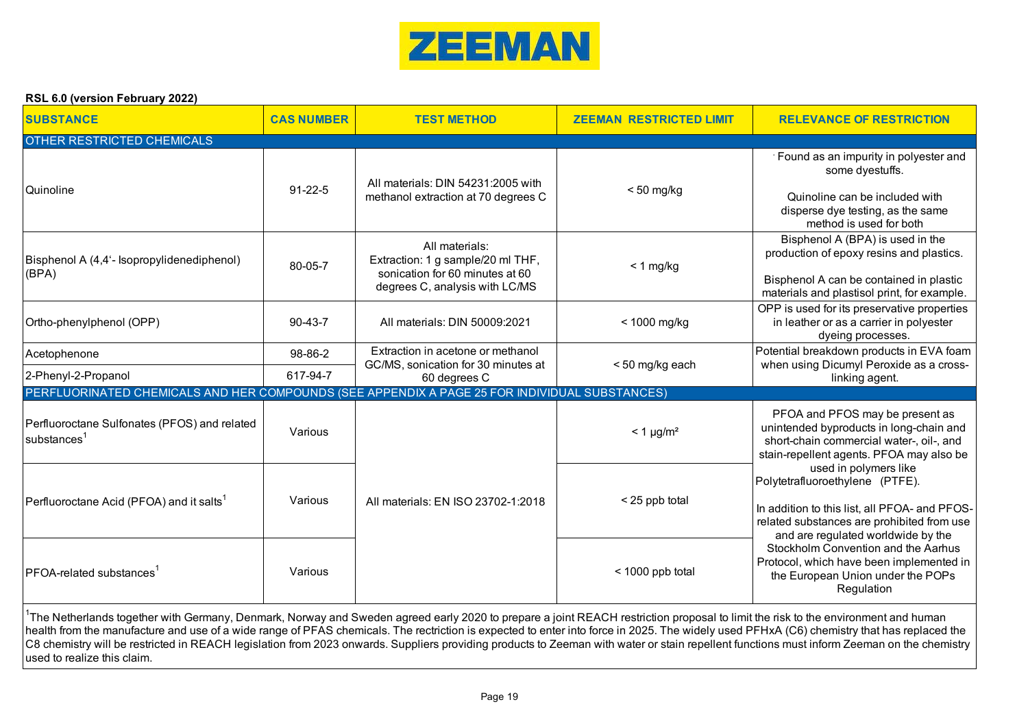ZEEMAN

**RSL 6.0 (version February 2022)**

| SUBSTANCE | CAS NUMBER | TEST METHOD | ZEEMAN RESTRICTED LIMIT | RELEVANCE OF RESTRICTION |
|---|---|---|---|---|
| **OTHER RESTRICTED CHEMICALS** | | | | |
| Quinoline | 91-22-5 | All materials: DIN 54231:2005 with methanol extraction at 70 degrees C | < 50 mg/kg | · Found as an impurity in polyester and some dyestuffs. Quinoline can be included with disperse dye testing, as the same method is used for both |
| Bisphenol A (4,4'- Isopropylidenediphenol) (BPA) | 80-05-7 | All materials: Extraction: 1 g sample/20 ml THF, sonication for 60 minutes at 60 degrees C, analysis with LC/MS | < 1 mg/kg | Bisphenol A (BPA) is used in the production of epoxy resins and plastics. Bisphenol A can be contained in plastic materials and plastisol print, for example. |
| Ortho-phenylphenol (OPP) | 90-43-7 | All materials: DIN 50009:2021 | < 1000 mg/kg | OPP is used for its preservative properties in leather or as a carrier in polyester dyeing processes. |
| Acetophenone | 98-86-2 | Extraction in acetone or methanol GC/MS, sonication for 30 minutes at 60 degrees C | < 50 mg/kg each | Potential breakdown products in EVA foam when using Dicumyl Peroxide as a cross-linking agent. |
| 2-Phenyl-2-Propanol | 617-94-7 | | | |
| **PERFLUORINATED CHEMICALS AND HER COMPOUNDS (SEE APPENDIX A PAGE 25 FOR INDIVIDUAL SUBSTANCES)** | | | | |
| Perfluoroctane Sulfonates (PFOS) and related substances[1] | Various | All materials: EN ISO 23702-1:2018 | < 1 µg/m² | PFOA and PFOS may be present as unintended byproducts in long-chain and short-chain commercial water-, oil-, and stain-repellent agents. PFOA may also be used in polymers like Polytetrafluoroethylene (PTFE). In addition to this list, all PFOA- and PFOS-related substances are prohibited from use and are regulated worldwide by the Stockholm Convention and the Aarhus Protocol, which have been implemented in the European Union under the POPs Regulation |
| Perfluoroctane Acid (PFOA) and it salts[1] | Various | | < 25 ppb total | |
| PFOA-related substances[1] | Various | | < 1000 ppb total | |

[1]The Netherlands together with Germany, Denmark, Norway and Sweden agreed early 2020 to prepare a joint REACH restriction proposal to limit the risk to the environment and human health from the manufacture and use of a wide range of PFAS chemicals. The rectriction is expected to enter into force in 2025. The widely used PFHxA (C6) chemistry that has replaced the C8 chemistry will be restricted in REACH legislation from 2023 onwards. Suppliers providing products to Zeeman with water or stain repellent functions must inform Zeeman on the chemistry used to realize this claim.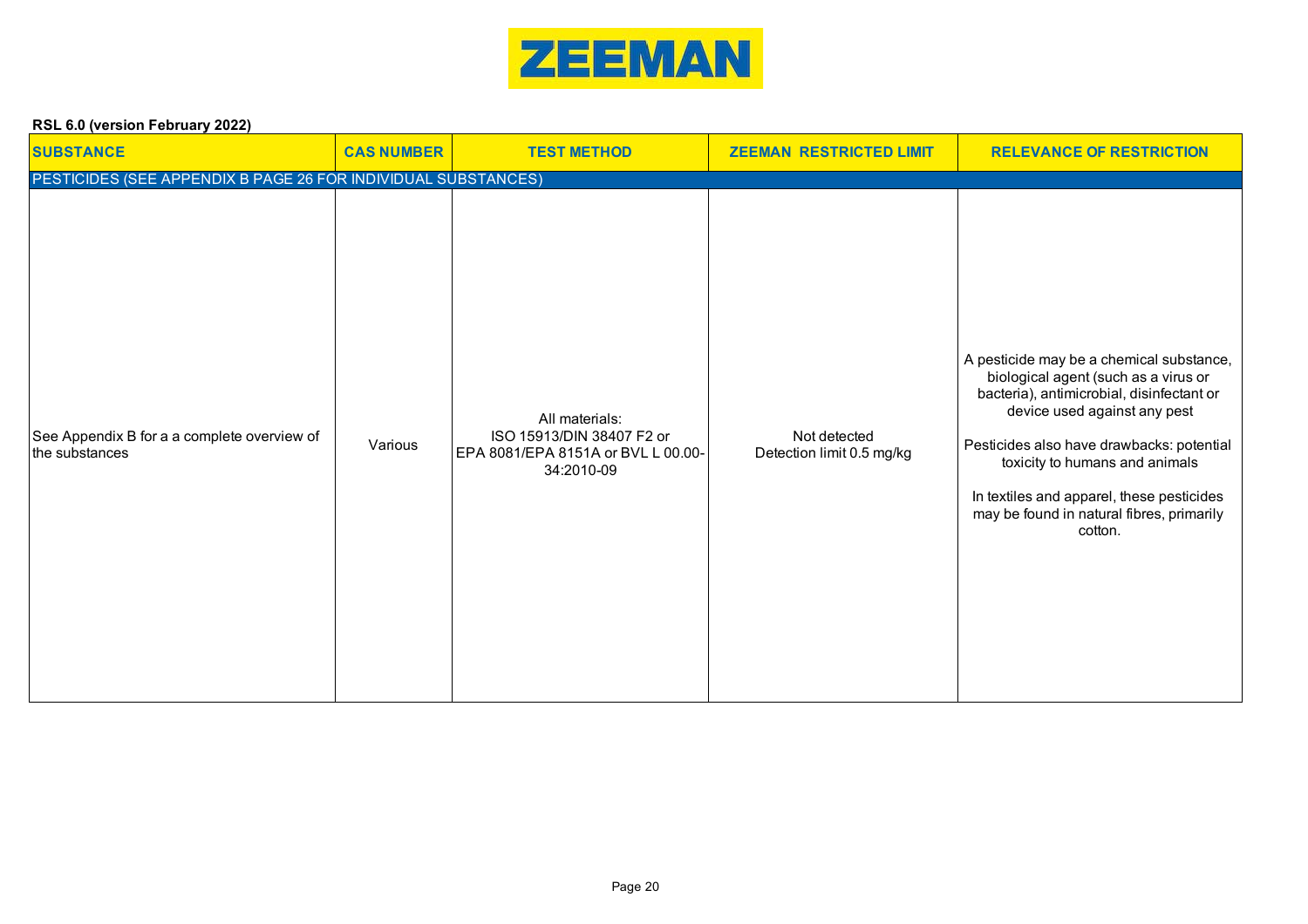**ZEEMAN**

**RSL 6.0 (version February 2022)**

| SUBSTANCE | CAS NUMBER | TEST METHOD | ZEEMAN RESTRICTED LIMIT | RELEVANCE OF RESTRICTION |
|---|---|---|---|---|
| PESTICIDES (SEE APPENDIX B PAGE 26 FOR INDIVIDUAL SUBSTANCES) | | | | |
| See Appendix B for a a complete overview of the substances | Various | All materials:<br>ISO 15913/DIN 38407 F2 or<br>EPA 8081/EPA 8151A or BVL L 00.00-34:2010-09 | Not detected<br>Detection limit 0.5 mg/kg | A pesticide may be a chemical substance, biological agent (such as a virus or bacteria), antimicrobial, disinfectant or device used against any pest<br><br>Pesticides also have drawbacks: potential toxicity to humans and animals<br><br>In textiles and apparel, these pesticides may be found in natural fibres, primarily cotton. |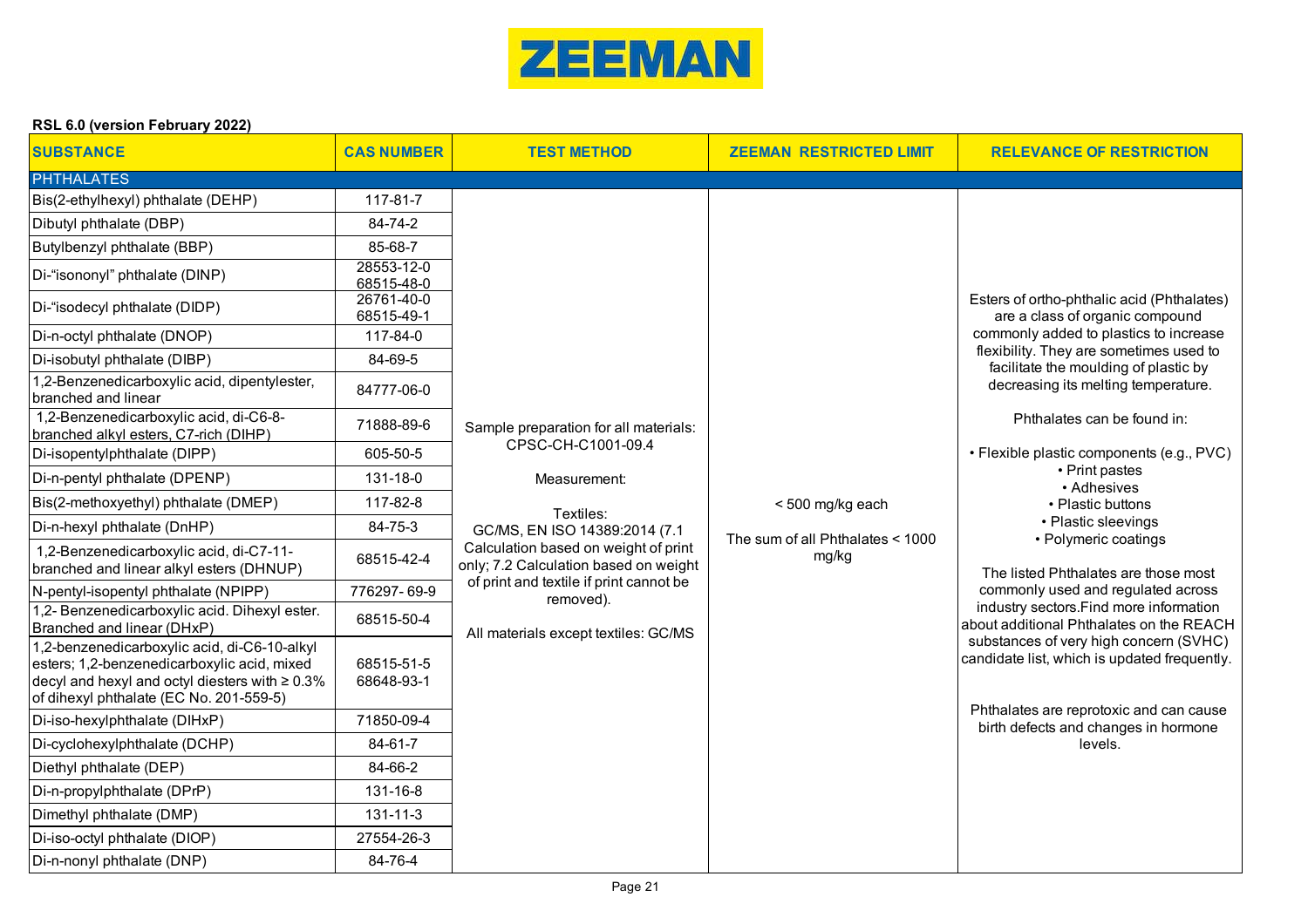ZEEMAN

**RSL 6.0 (version February 2022)**

| SUBSTANCE | CAS NUMBER | TEST METHOD | ZEEMAN RESTRICTED LIMIT | RELEVANCE OF RESTRICTION |
|---|---|---|---|---|
| PHTHALATES | | | | |
| Bis(2-ethylhexyl) phthalate (DEHP) | 117-81-7 | Sample preparation for all materials: CPSC-CH-C1001-09.4<br><br>Measurement:<br><br>Textiles: GC/MS, EN ISO 14389:2014 (7.1 Calculation based on weight of print only; 7.2 Calculation based on weight of print and textile if print cannot be removed).<br><br>All materials except textiles: GC/MS | < 500 mg/kg each<br><br>The sum of all Phthalates < 1000 mg/kg | Esters of ortho-phthalic acid (Phthalates) are a class of organic compound commonly added to plastics to increase flexibility. They are sometimes used to facilitate the moulding of plastic by decreasing its melting temperature.<br><br>Phthalates can be found in:<br><br>• Flexible plastic components (e.g., PVC)<br>• Print pastes<br>• Adhesives<br>• Plastic buttons<br>• Plastic sleevings<br>• Polymeric coatings<br><br>The listed Phthalates are those most commonly used and regulated across industry sectors.Find more information about additional Phthalates on the REACH substances of very high concern (SVHC) candidate list, which is updated frequently.<br><br>Phthalates are reprotoxic and can cause birth defects and changes in hormone levels. |
| Dibutyl phthalate (DBP) | 84-74-2 | | | |
| Butylbenzyl phthalate (BBP) | 85-68-7 | | | |
| Di-“isononyl” phthalate (DINP) | 28553-12-0<br>68515-48-0 | | | |
| Di-“isodecyl phthalate (DIDP) | 26761-40-0<br>68515-49-1 | | | |
| Di-n-octyl phthalate (DNOP) | 117-84-0 | | | |
| Di-isobutyl phthalate (DIBP) | 84-69-5 | | | |
| 1,2-Benzenedicarboxylic acid, dipentylester, branched and linear | 84777-06-0 | | | |
| 1,2-Benzenedicarboxylic acid, di-C6-8-branched alkyl esters, C7-rich (DIHP) | 71888-89-6 | | | |
| Di-isopentylphthalate (DIPP) | 605-50-5 | | | |
| Di-n-pentyl phthalate (DPENP) | 131-18-0 | | | |
| Bis(2-methoxyethyl) phthalate (DMEP) | 117-82-8 | | | |
| Di-n-hexyl phthalate (DnHP) | 84-75-3 | | | |
| 1,2-Benzenedicarboxylic acid, di-C7-11-branched and linear alkyl esters (DHNUP) | 68515-42-4 | | | |
| N-pentyl-isopentyl phthalate (NPIPP) | 776297- 69-9 | | | |
| 1,2- Benzenedicarboxylic acid. Dihexyl ester. Branched and linear (DHxP) | 68515-50-4 | | | |
| 1,2-benzenedicarboxylic acid, di-C6-10-alkyl esters; 1,2-benzenedicarboxylic acid, mixed decyl and hexyl and octyl diesters with ≥ 0.3% of dihexyl phthalate (EC No. 201-559-5) | 68515-51-5<br>68648-93-1 | | | |
| Di-iso-hexylphthalate (DIHxP) | 71850-09-4 | | | |
| Di-cyclohexylphthalate (DCHP) | 84-61-7 | | | |
| Diethyl phthalate (DEP) | 84-66-2 | | | |
| Di-n-propylphthalate (DPrP) | 131-16-8 | | | |
| Dimethyl phthalate (DMP) | 131-11-3 | | | |
| Di-iso-octyl phthalate (DIOP) | 27554-26-3 | | | |
| Di-n-nonyl phthalate (DNP) | 84-76-4 | | | |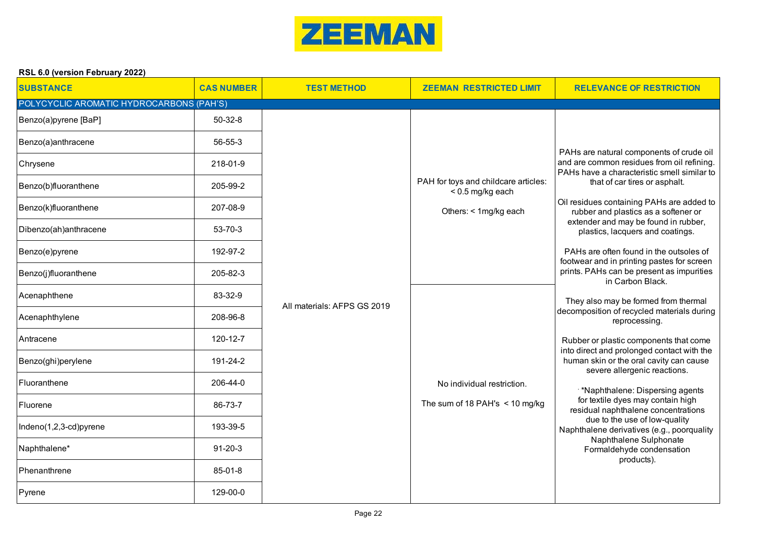ZEEMAN

**RSL 6.0 (version February 2022)**

| SUBSTANCE | CAS NUMBER | TEST METHOD | ZEEMAN RESTRICTED LIMIT | RELEVANCE OF RESTRICTION |
|---|---|---|---|---|
| POLYCYCLIC AROMATIC HYDROCARBONS (PAH'S) | | | | |
| Benzo(a)pyrene [BaP] | 50-32-8 | All materials: AFPS GS 2019 | PAH for toys and childcare articles: < 0.5 mg/kg each<br><br>Others: < 1mg/kg each | PAHs are natural components of crude oil and are common residues from oil refining. PAHs have a characteristic smell similar to that of car tires or asphalt.<br><br>Oil residues containing PAHs are added to rubber and plastics as a softener or extender and may be found in rubber, plastics, lacquers and coatings.<br><br>PAHs are often found in the outsoles of footwear and in printing pastes for screen prints. PAHs can be present as impurities in Carbon Black.<br><br>They also may be formed from thermal decomposition of recycled materials during reprocessing.<br><br>Rubber or plastic components that come into direct and prolonged contact with the human skin or the oral cavity can cause severe allergenic reactions.<br><br>*Naphthalene: Dispersing agents for textile dyes may contain high residual naphthalene concentrations due to the use of low-quality Naphthalene derivatives (e.g., poorquality Naphthalene Sulphonate Formaldehyde condensation products). |
| Benzo(a)anthracene | 56-55-3 | | | |
| Chrysene | 218-01-9 | | | |
| Benzo(b)fluoranthene | 205-99-2 | | | |
| Benzo(k)fluoranthene | 207-08-9 | | | |
| Dibenzo(ah)anthracene | 53-70-3 | | | |
| Benzo(e)pyrene | 192-97-2 | | | |
| Benzo(j)fluoranthene | 205-82-3 | | | |
| Acenaphthene | 83-32-9 | | No individual restriction.<br><br>The sum of 18 PAH's < 10 mg/kg | |
| Acenaphthylene | 208-96-8 | | | |
| Antracene | 120-12-7 | | | |
| Benzo(ghi)perylene | 191-24-2 | | | |
| Fluoranthene | 206-44-0 | | | |
| Fluorene | 86-73-7 | | | |
| Indeno(1,2,3-cd)pyrene | 193-39-5 | | | |
| Naphthalene* | 91-20-3 | | | |
| Phenanthrene | 85-01-8 | | | |
| Pyrene | 129-00-0 | | | |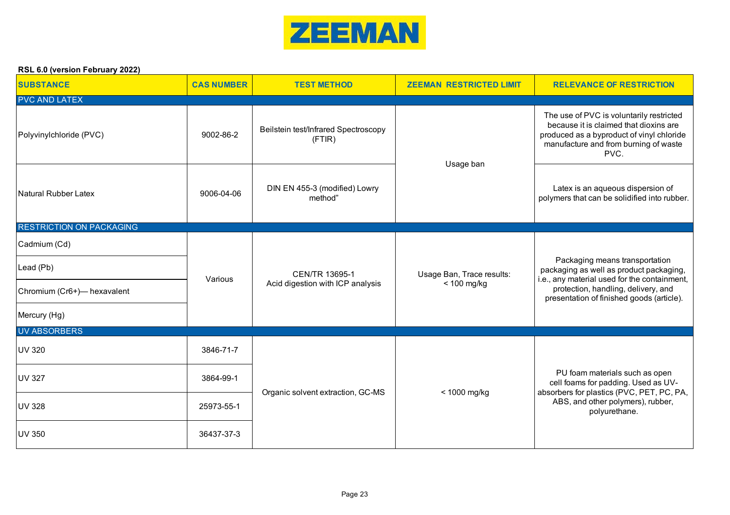ZEEMAN

**RSL 6.0 (version February 2022)**

| SUBSTANCE | CAS NUMBER | TEST METHOD | ZEEMAN RESTRICTED LIMIT | RELEVANCE OF RESTRICTION |
|---|---|---|---|---|
| PVC AND LATEX | | | | |
| Polyvinylchloride (PVC) | 9002-86-2 | Beilstein test/Infrared Spectroscopy (FTIR) | Usage ban | The use of PVC is voluntarily restricted because it is claimed that dioxins are produced as a byproduct of vinyl chloride manufacture and from burning of waste PVC. |
| Natural Rubber Latex | 9006-04-06 | DIN EN 455-3 (modified) Lowry method" | | Latex is an aqueous dispersion of polymers that can be solidified into rubber. |
| RESTRICTION ON PACKAGING | | | | |
| Cadmium (Cd) | Various | CEN/TR 13695-1 Acid digestion with ICP analysis | Usage Ban, Trace results: < 100 mg/kg | Packaging means transportation packaging as well as product packaging, i.e., any material used for the containment, protection, handling, delivery, and presentation of finished goods (article). |
| Lead (Pb) | | | | |
| Chromium (Cr6+)— hexavalent | | | | |
| Mercury (Hg) | | | | |
| UV ABSORBERS | | | | |
| UV 320 | 3846-71-7 | Organic solvent extraction, GC-MS | < 1000 mg/kg | PU foam materials such as open cell foams for padding. Used as UV-absorbers for plastics (PVC, PET, PC, PA, ABS, and other polymers), rubber, polyurethane. |
| UV 327 | 3864-99-1 | | | |
| UV 328 | 25973-55-1 | | | |
| UV 350 | 36437-37-3 | | | |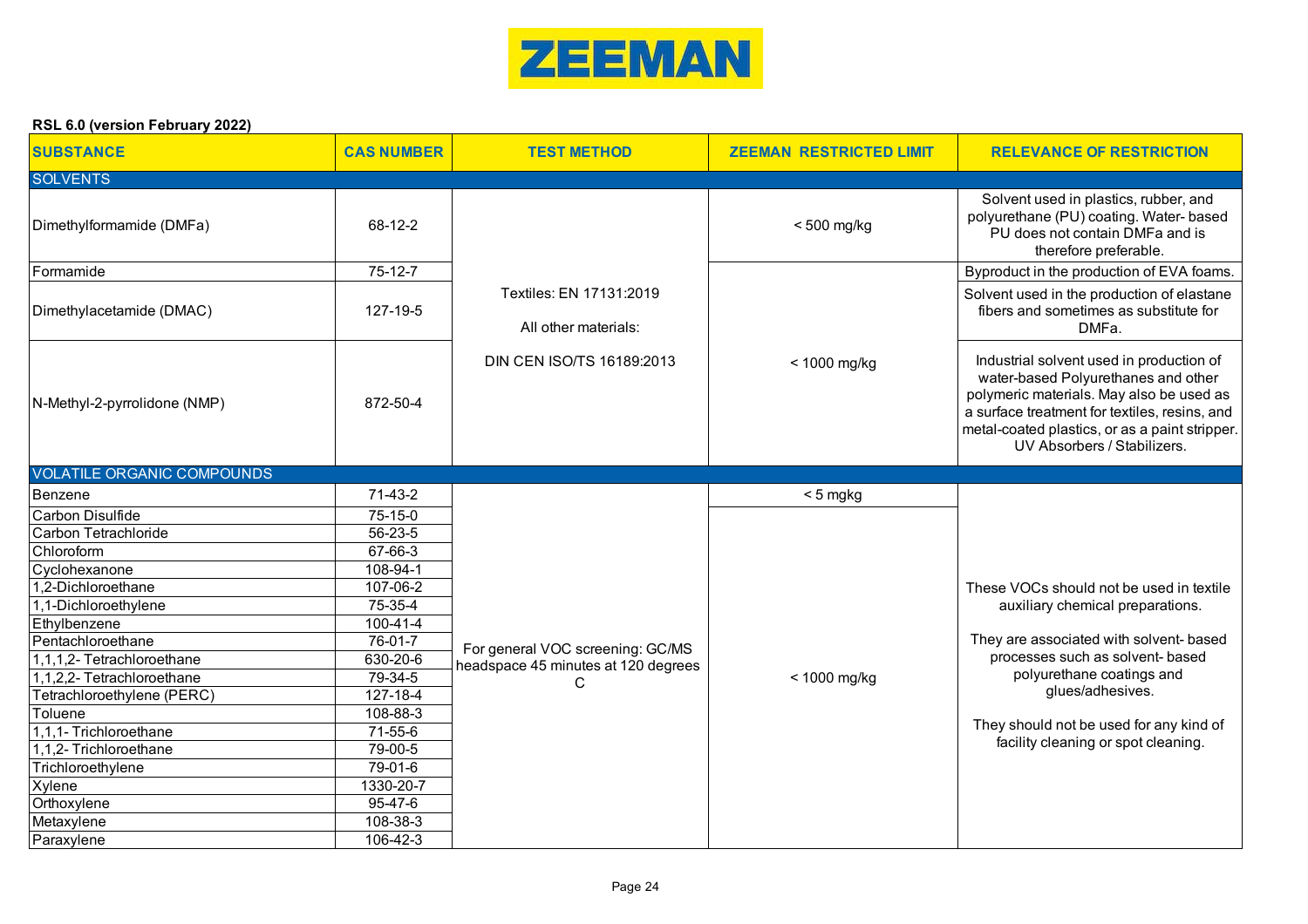ZEEMAN

**RSL 6.0 (version February 2022)**

| SUBSTANCE | CAS NUMBER | TEST METHOD | ZEEMAN RESTRICTED LIMIT | RELEVANCE OF RESTRICTION |
|---|---|---|---|---|
| **SOLVENTS** | | | | |
| Dimethylformamide (DMFa) | 68-12-2 | Textiles: EN 17131:2019<br>All other materials:<br>DIN CEN ISO/TS 16189:2013 | < 500 mg/kg | Solvent used in plastics, rubber, and polyurethane (PU) coating. Water- based PU does not contain DMFa and is therefore preferable. |
| Formamide | 75-12-7 | | < 1000 mg/kg | Byproduct in the production of EVA foams. |
| Dimethylacetamide (DMAC) | 127-19-5 | | | Solvent used in the production of elastane fibers and sometimes as substitute for DMFa. |
| N-Methyl-2-pyrrolidone (NMP) | 872-50-4 | | | Industrial solvent used in production of water-based Polyurethanes and other polymeric materials. May also be used as a surface treatment for textiles, resins, and metal-coated plastics, or as a paint stripper. UV Absorbers / Stabilizers. |
| **VOLATILE ORGANIC COMPOUNDS** | | | | |
| Benzene | 71-43-2 | For general VOC screening: GC/MS headspace 45 minutes at 120 degrees C | < 5 mgkg | These VOCs should not be used in textile auxiliary chemical preparations.<br>They are associated with solvent- based processes such as solvent- based polyurethane coatings and glues/adhesives.<br>They should not be used for any kind of facility cleaning or spot cleaning. |
| Carbon Disulfide | 75-15-0 | | < 1000 mg/kg | |
| Carbon Tetrachloride | 56-23-5 | | | |
| Chloroform | 67-66-3 | | | |
| Cyclohexanone | 108-94-1 | | | |
| 1,2-Dichloroethane | 107-06-2 | | | |
| 1,1-Dichloroethylene | 75-35-4 | | | |
| Ethylbenzene | 100-41-4 | | | |
| Pentachloroethane | 76-01-7 | | | |
| 1,1,1,2- Tetrachloroethane | 630-20-6 | | | |
| 1,1,2,2- Tetrachloroethane | 79-34-5 | | | |
| Tetrachloroethylene (PERC) | 127-18-4 | | | |
| Toluene | 108-88-3 | | | |
| 1,1,1- Trichloroethane | 71-55-6 | | | |
| 1,1,2- Trichloroethane | 79-00-5 | | | |
| Trichloroethylene | 79-01-6 | | | |
| Xylene | 1330-20-7 | | | |
| Orthoxylene | 95-47-6 | | | |
| Metaxylene | 108-38-3 | | | |
| Paraxylene | 106-42-3 | | | |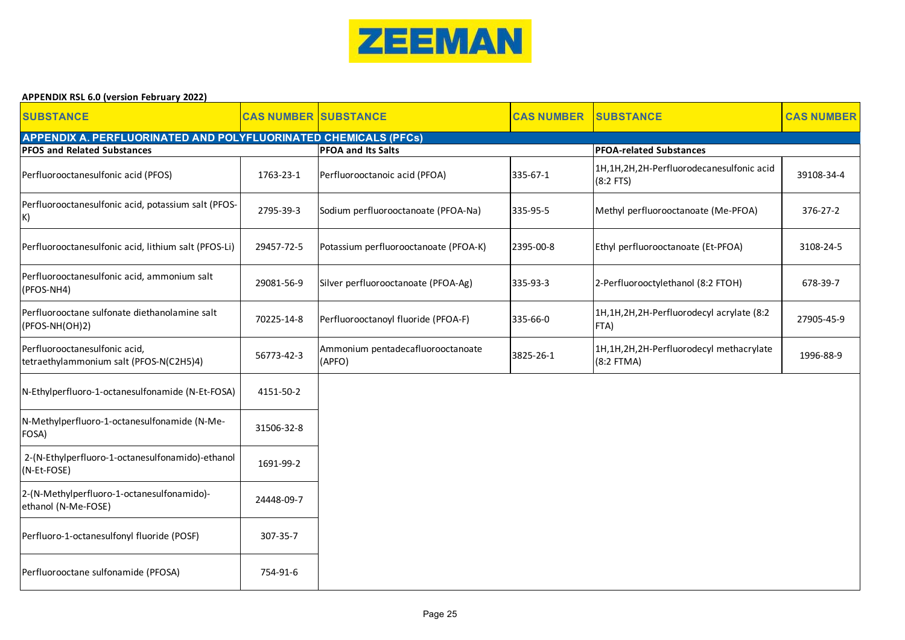ZEEMAN

**APPENDIX RSL 6.0 (version February 2022)**

| SUBSTANCE | CAS NUMBER | SUBSTANCE | CAS NUMBER | SUBSTANCE | CAS NUMBER |
|---|---|---|---|---|---|
| **APPENDIX A. PERFLUORINATED AND POLYFLUORINATED CHEMICALS (PFCs)** | | | | | |
| **PFOS and Related Substances** | | **PFOA and Its Salts** | | **PFOA-related Substances** | |
| Perfluorooctanesulfonic acid (PFOS) | 1763-23-1 | Perfluorooctanoic acid (PFOA) | 335-67-1 | 1H,1H,2H,2H-Perfluorodecanesulfonic acid (8:2 FTS) | 39108-34-4 |
| Perfluorooctanesulfonic acid, potassium salt (PFOS-K) | 2795-39-3 | Sodium perfluorooctanoate (PFOA-Na) | 335-95-5 | Methyl perfluorooctanoate (Me-PFOA) | 376-27-2 |
| Perfluorooctanesulfonic acid, lithium salt (PFOS-Li) | 29457-72-5 | Potassium perfluorooctanoate (PFOA-K) | 2395-00-8 | Ethyl perfluorooctanoate (Et-PFOA) | 3108-24-5 |
| Perfluorooctanesulfonic acid, ammonium salt (PFOS-NH4) | 29081-56-9 | Silver perfluorooctanoate (PFOA-Ag) | 335-93-3 | 2-Perfluorooctylethanol (8:2 FTOH) | 678-39-7 |
| Perfluorooctane sulfonate diethanolamine salt (PFOS-NH(OH)2) | 70225-14-8 | Perfluorooctanoyl fluoride (PFOA-F) | 335-66-0 | 1H,1H,2H,2H-Perfluorodecyl acrylate (8:2 FTA) | 27905-45-9 |
| Perfluorooctanesulfonic acid, tetraethylammonium salt (PFOS-N(C2H5)4) | 56773-42-3 | Ammonium pentadecafluorooctanoate (APFO) | 3825-26-1 | 1H,1H,2H,2H-Perfluorodecyl methacrylate (8:2 FTMA) | 1996-88-9 |
| N-Ethylperfluoro-1-octanesulfonamide (N-Et-FOSA) | 4151-50-2 | | | | |
| N-Methylperfluoro-1-octanesulfonamide (N-Me-FOSA) | 31506-32-8 | | | | |
| 2-(N-Ethylperfluoro-1-octanesulfonamido)-ethanol (N-Et-FOSE) | 1691-99-2 | | | | |
| 2-(N-Methylperfluoro-1-octanesulfonamido)-ethanol (N-Me-FOSE) | 24448-09-7 | | | | |
| Perfluoro-1-octanesulfonyl fluoride (POSF) | 307-35-7 | | | | |
| Perfluorooctane sulfonamide (PFOSA) | 754-91-6 | | | | |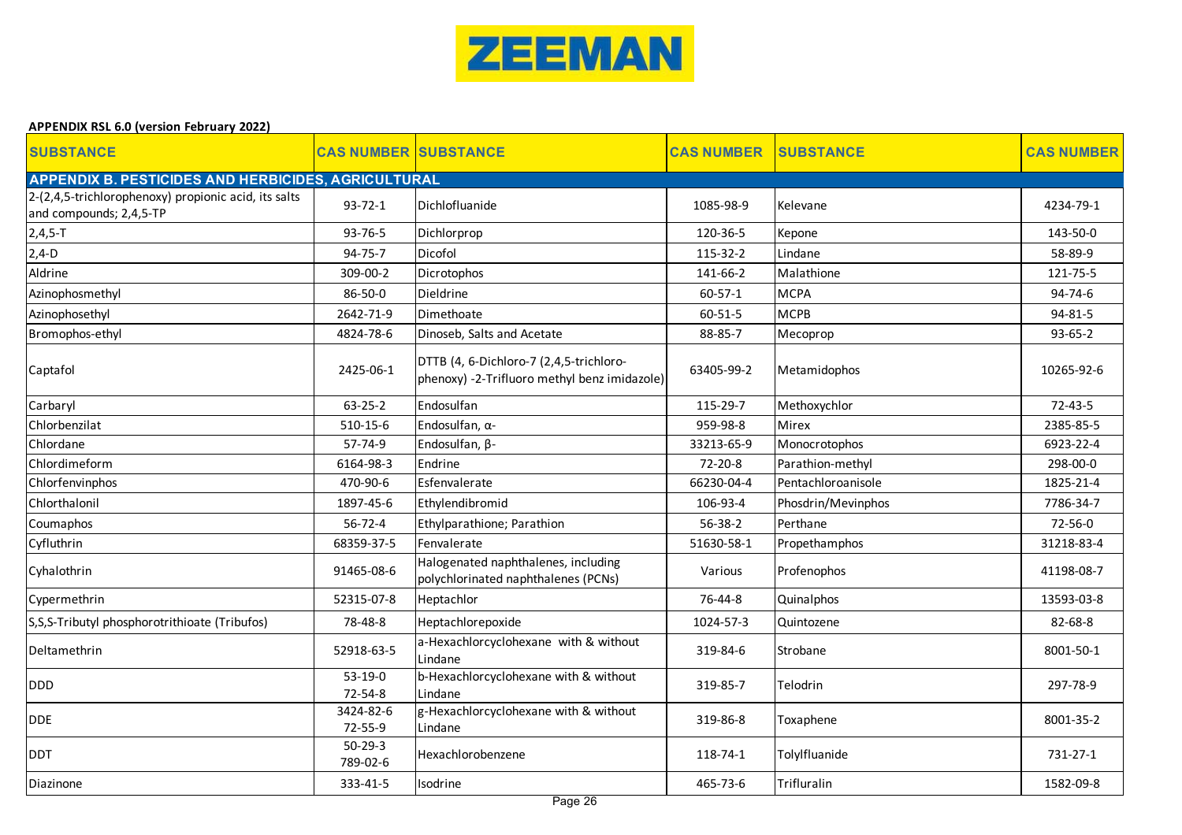**ZEEMAN**

**APPENDIX RSL 6.0 (version February 2022)**

| SUBSTANCE | CAS NUMBER | SUBSTANCE | CAS NUMBER | SUBSTANCE | CAS NUMBER |
|---|---|---|---|---|---|
| **APPENDIX B. PESTICIDES AND HERBICIDES, AGRICULTURAL** | | | | | |
| 2-(2,4,5-trichlorophenoxy) propionic acid, its salts and compounds; 2,4,5-TP | 93-72-1 | Dichlofluanide | 1085-98-9 | Kelevane | 4234-79-1 |
| 2,4,5-T | 93-76-5 | Dichlorprop | 120-36-5 | Kepone | 143-50-0 |
| 2,4-D | 94-75-7 | Dicofol | 115-32-2 | Lindane | 58-89-9 |
| Aldrine | 309-00-2 | Dicrotophos | 141-66-2 | Malathione | 121-75-5 |
| Azinophosmethyl | 86-50-0 | Dieldrine | 60-57-1 | MCPA | 94-74-6 |
| Azinophosethyl | 2642-71-9 | Dimethoate | 60-51-5 | MCPB | 94-81-5 |
| Bromophos-ethyl | 4824-78-6 | Dinoseb, Salts and Acetate | 88-85-7 | Mecoprop | 93-65-2 |
| Captafol | 2425-06-1 | DTTB (4, 6-Dichloro-7 (2,4,5-trichloro-phenoxy) -2-Trifluoro methyl benz imidazole) | 63405-99-2 | Metamidophos | 10265-92-6 |
| Carbaryl | 63-25-2 | Endosulfan | 115-29-7 | Methoxychlor | 72-43-5 |
| Chlorbenzilat | 510-15-6 | Endosulfan, α- | 959-98-8 | Mirex | 2385-85-5 |
| Chlordane | 57-74-9 | Endosulfan, β- | 33213-65-9 | Monocrotophos | 6923-22-4 |
| Chlordimeform | 6164-98-3 | Endrine | 72-20-8 | Parathion-methyl | 298-00-0 |
| Chlorfenvinphos | 470-90-6 | Esfenvalerate | 66230-04-4 | Pentachloroanisole | 1825-21-4 |
| Chlorthalonil | 1897-45-6 | Ethylendibromid | 106-93-4 | Phosdrin/Mevinphos | 7786-34-7 |
| Coumaphos | 56-72-4 | Ethylparathione; Parathion | 56-38-2 | Perthane | 72-56-0 |
| Cyfluthrin | 68359-37-5 | Fenvalerate | 51630-58-1 | Propethamphos | 31218-83-4 |
| Cyhalothrin | 91465-08-6 | Halogenated naphthalenes, including polychlorinated naphthalenes (PCNs) | Various | Profenophos | 41198-08-7 |
| Cypermethrin | 52315-07-8 | Heptachlor | 76-44-8 | Quinalphos | 13593-03-8 |
| S,S,S-Tributyl phosphorotrithioate (Tribufos) | 78-48-8 | Heptachlorepoxide | 1024-57-3 | Quintozene | 82-68-8 |
| Deltamethrin | 52918-63-5 | a-Hexachlorcyclohexane with & without Lindane | 319-84-6 | Strobane | 8001-50-1 |
| DDD | 53-19-0<br>72-54-8 | b-Hexachlorcyclohexane with & without Lindane | 319-85-7 | Telodrin | 297-78-9 |
| DDE | 3424-82-6<br>72-55-9 | g-Hexachlorcyclohexane with & without Lindane | 319-86-8 | Toxaphene | 8001-35-2 |
| DDT | 50-29-3<br>789-02-6 | Hexachlorobenzene | 118-74-1 | Tolylfluanide | 731-27-1 |
| Diazinone | 333-41-5 | Isodrine | 465-73-6 | Trifluralin | 1582-09-8 |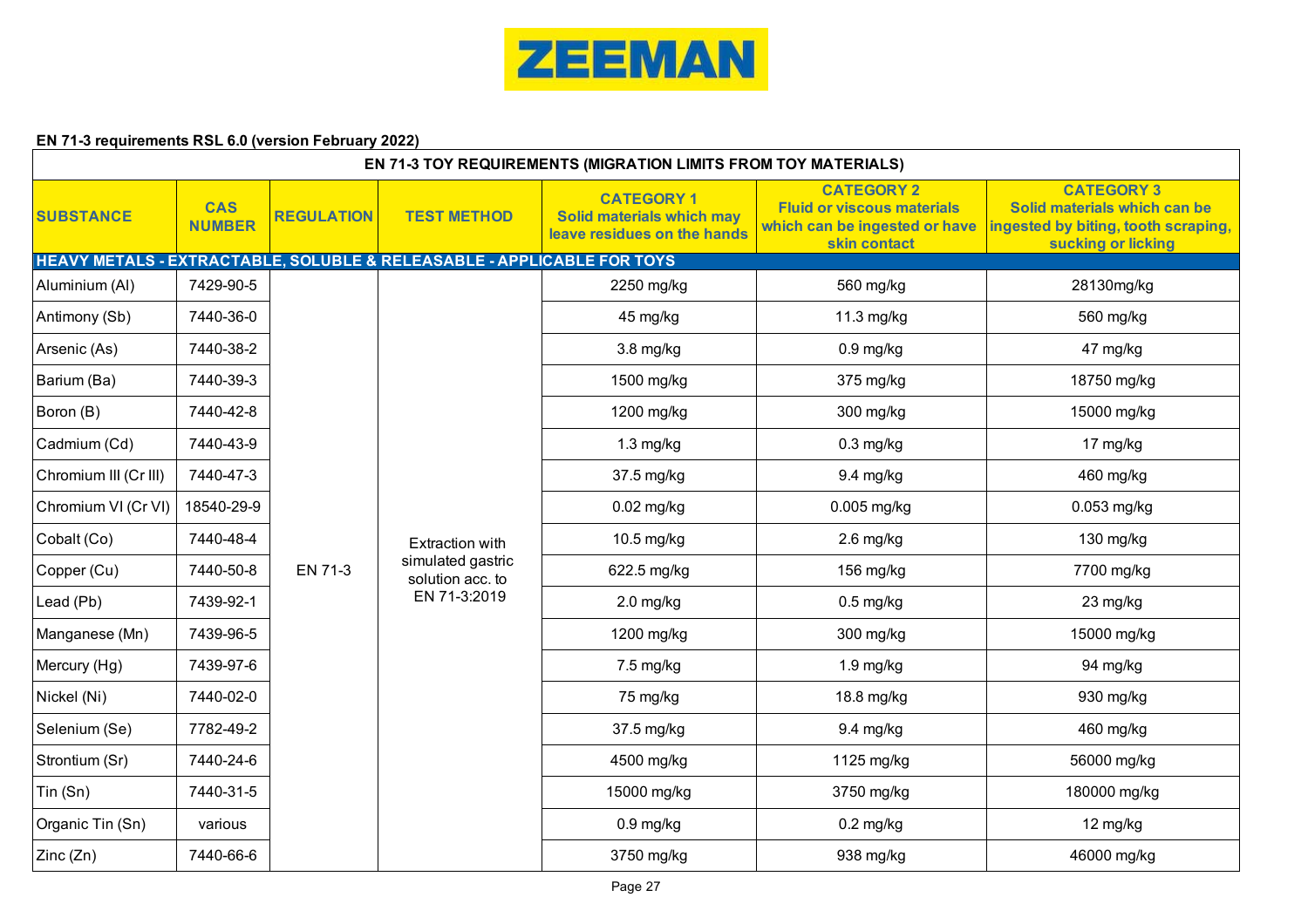ZEEMAN

**EN 71-3 requirements RSL 6.0 (version February 2022)**

| EN 71-3 TOY REQUIREMENTS (MIGRATION LIMITS FROM TOY MATERIALS) | | | | | | |
|---|---|---|---|---|---|---|
| **SUBSTANCE** | **CAS NUMBER** | **REGULATION** | **TEST METHOD** | **CATEGORY 1** Solid materials which may leave residues on the hands | **CATEGORY 2** Fluid or viscous materials which can be ingested or have skin contact | **CATEGORY 3** Solid materials which can be ingested by biting, tooth scraping, sucking or licking |
| **HEAVY METALS - EXTRACTABLE, SOLUBLE & RELEASABLE - APPLICABLE FOR TOYS** | | | | | | |
| Aluminium (Al) | 7429-90-5 | EN 71-3 | Extraction with simulated gastric solution acc. to EN 71-3:2019 | 2250 mg/kg | 560 mg/kg | 28130mg/kg |
| Antimony (Sb) | 7440-36-0 | | | 45 mg/kg | 11.3 mg/kg | 560 mg/kg |
| Arsenic (As) | 7440-38-2 | | | 3.8 mg/kg | 0.9 mg/kg | 47 mg/kg |
| Barium (Ba) | 7440-39-3 | | | 1500 mg/kg | 375 mg/kg | 18750 mg/kg |
| Boron (B) | 7440-42-8 | | | 1200 mg/kg | 300 mg/kg | 15000 mg/kg |
| Cadmium (Cd) | 7440-43-9 | | | 1.3 mg/kg | 0.3 mg/kg | 17 mg/kg |
| Chromium III (Cr III) | 7440-47-3 | | | 37.5 mg/kg | 9.4 mg/kg | 460 mg/kg |
| Chromium VI (Cr VI) | 18540-29-9 | | | 0.02 mg/kg | 0.005 mg/kg | 0.053 mg/kg |
| Cobalt (Co) | 7440-48-4 | | | 10.5 mg/kg | 2.6 mg/kg | 130 mg/kg |
| Copper (Cu) | 7440-50-8 | | | 622.5 mg/kg | 156 mg/kg | 7700 mg/kg |
| Lead (Pb) | 7439-92-1 | | | 2.0 mg/kg | 0.5 mg/kg | 23 mg/kg |
| Manganese (Mn) | 7439-96-5 | | | 1200 mg/kg | 300 mg/kg | 15000 mg/kg |
| Mercury (Hg) | 7439-97-6 | | | 7.5 mg/kg | 1.9 mg/kg | 94 mg/kg |
| Nickel (Ni) | 7440-02-0 | | | 75 mg/kg | 18.8 mg/kg | 930 mg/kg |
| Selenium (Se) | 7782-49-2 | | | 37.5 mg/kg | 9.4 mg/kg | 460 mg/kg |
| Strontium (Sr) | 7440-24-6 | | | 4500 mg/kg | 1125 mg/kg | 56000 mg/kg |
| Tin (Sn) | 7440-31-5 | | | 15000 mg/kg | 3750 mg/kg | 180000 mg/kg |
| Organic Tin (Sn) | various | | | 0.9 mg/kg | 0.2 mg/kg | 12 mg/kg |
| Zinc (Zn) | 7440-66-6 | | | 3750 mg/kg | 938 mg/kg | 46000 mg/kg |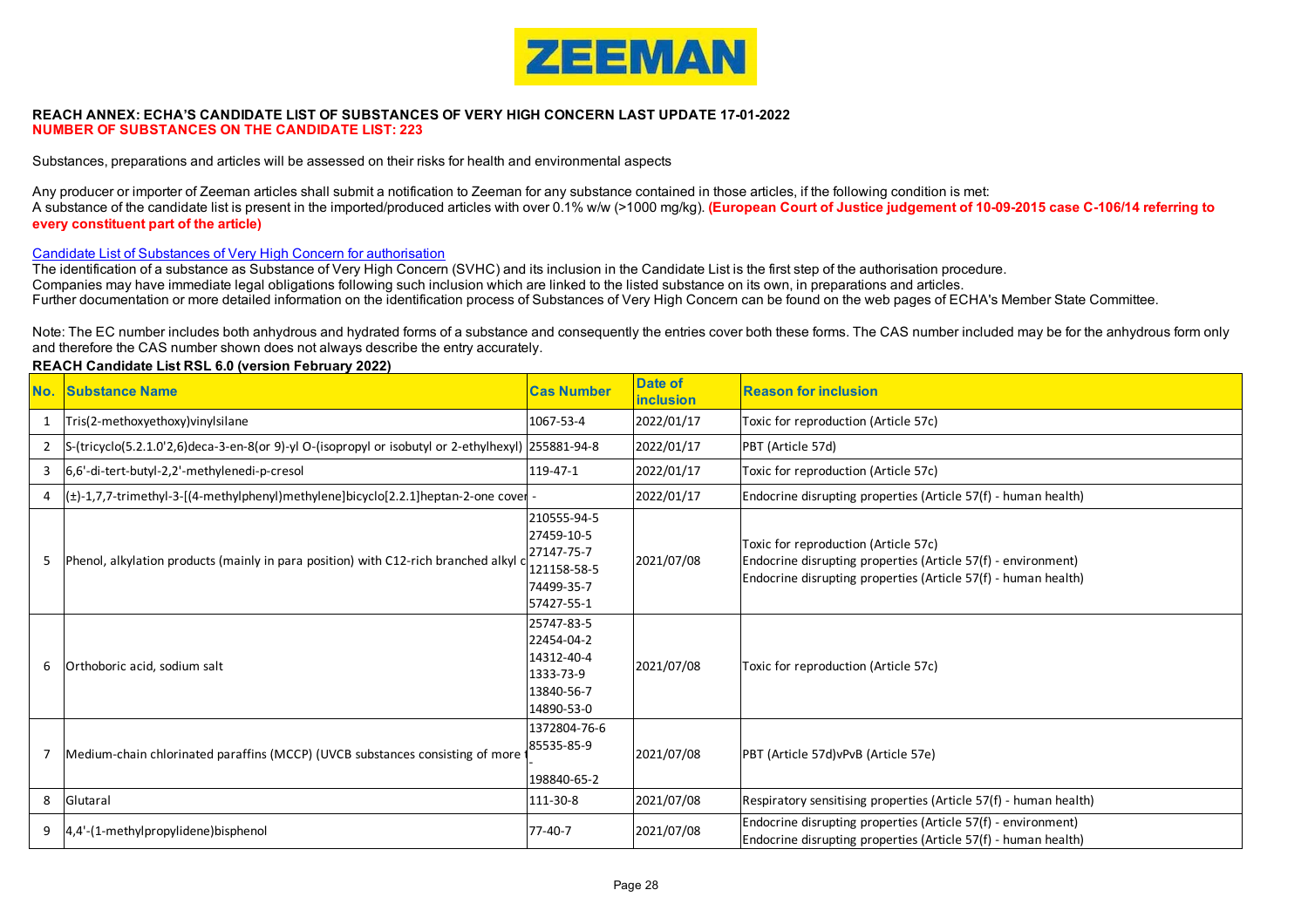ZEEMAN

**REACH ANNEX: ECHA'S CANDIDATE LIST OF SUBSTANCES OF VERY HIGH CONCERN LAST UPDATE 17-01-2022**
**NUMBER OF SUBSTANCES ON THE CANDIDATE LIST: 223**

Substances, preparations and articles will be assessed on their risks for health and environmental aspects

Any producer or importer of Zeeman articles shall submit a notification to Zeeman for any substance contained in those articles, if the following condition is met:
A substance of the candidate list is present in the imported/produced articles with over 0.1% w/w (>1000 mg/kg). **(European Court of Justice judgement of 10-09-2015 case C-106/14 referring to every constituent part of the article)**

[Candidate List of Substances of Very High Concern for authorisation](#)
The identification of a substance as Substance of Very High Concern (SVHC) and its inclusion in the Candidate List is the first step of the authorisation procedure.
Companies may have immediate legal obligations following such inclusion which are linked to the listed substance on its own, in preparations and articles.
Further documentation or more detailed information on the identification process of Substances of Very High Concern can be found on the web pages of ECHA's Member State Committee.

Note: The EC number includes both anhydrous and hydrated forms of a substance and consequently the entries cover both these forms. The CAS number included may be for the anhydrous form only and therefore the CAS number shown does not always describe the entry accurately.

**REACH Candidate List RSL 6.0 (version February 2022)**

| No. | Substance Name | Cas Number | Date of inclusion | Reason for inclusion |
|---|---|---|---|---|
| 1 | Tris(2-methoxyethoxy)vinylsilane | 1067-53-4 | 2022/01/17 | Toxic for reproduction (Article 57c) |
| 2 | S-(tricyclo(5.2.1.0'2,6)deca-3-en-8(or 9)-yl O-(isopropyl or isobutyl or 2-ethylhexyl) | 255881-94-8 | 2022/01/17 | PBT (Article 57d) |
| 3 | 6,6'-di-tert-butyl-2,2'-methylenedi-p-cresol | 119-47-1 | 2022/01/17 | Toxic for reproduction (Article 57c) |
| 4 | (±)-1,7,7-trimethyl-3-[(4-methylphenyl)methylene]bicyclo[2.2.1]heptan-2-one cover | - | 2022/01/17 | Endocrine disrupting properties (Article 57(f) - human health) |
| 5 | Phenol, alkylation products (mainly in para position) with C12-rich branched alkyl c | 210555-94-5<br>27459-10-5<br>27147-75-7<br>121158-58-5<br>74499-35-7<br>57427-55-1 | 2021/07/08 | Toxic for reproduction (Article 57c)<br>Endocrine disrupting properties (Article 57(f) - environment)<br>Endocrine disrupting properties (Article 57(f) - human health) |
| 6 | Orthoboric acid, sodium salt | 25747-83-5<br>22454-04-2<br>14312-40-4<br>1333-73-9<br>13840-56-7<br>14890-53-0 | 2021/07/08 | Toxic for reproduction (Article 57c) |
| 7 | Medium-chain chlorinated paraffins (MCCP) (UVCB substances consisting of more | 1372804-76-6<br>85535-85-9<br>-<br>198840-65-2 | 2021/07/08 | PBT (Article 57d)vPvB (Article 57e) |
| 8 | Glutaral | 111-30-8 | 2021/07/08 | Respiratory sensitising properties (Article 57(f) - human health) |
| 9 | 4,4'-(1-methylpropylidene)bisphenol | 77-40-7 | 2021/07/08 | Endocrine disrupting properties (Article 57(f) - environment)<br>Endocrine disrupting properties (Article 57(f) - human health) |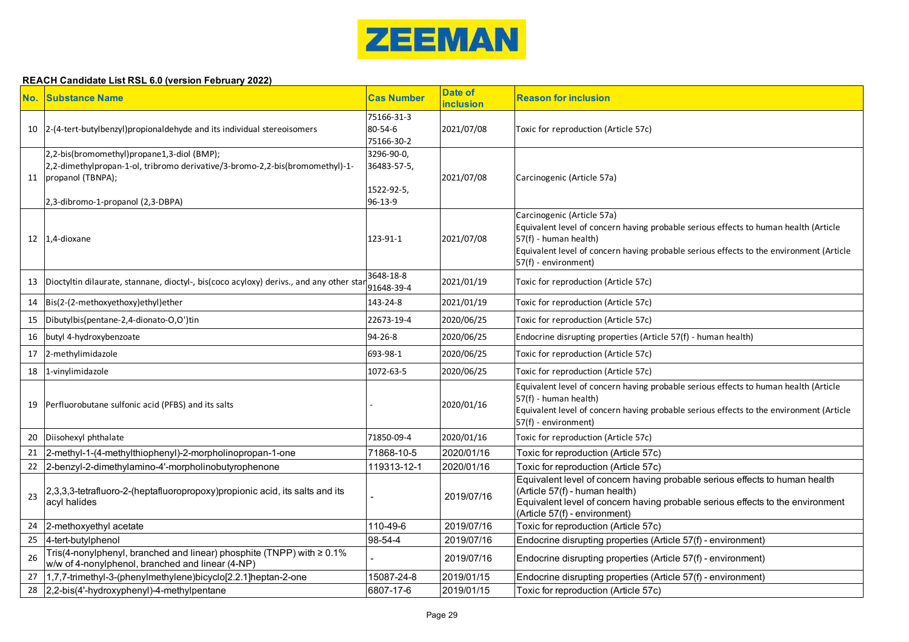ZEEMAN

**REACH Candidate List RSL 6.0 (version February 2022)**

| No. | Substance Name | Cas Number | Date of inclusion | Reason for inclusion |
|---|---|---|---|---|
| 10 | 2-(4-tert-butylbenzyl)propionaldehyde and its individual stereoisomers | 75166-31-3<br>80-54-6<br>75166-30-2 | 2021/07/08 | Toxic for reproduction (Article 57c) |
| 11 | 2,2-bis(bromomethyl)propane1,3-diol (BMP);<br>2,2-dimethylpropan-1-ol, tribromo derivative/3-bromo-2,2-bis(bromomethyl)-1-propanol (TBNPA);<br>2,3-dibromo-1-propanol (2,3-DBPA) | 3296-90-0,<br>36483-57-5,<br>1522-92-5,<br>96-13-9 | 2021/07/08 | Carcinogenic (Article 57a) |
| 12 | 1,4-dioxane | 123-91-1 | 2021/07/08 | Carcinogenic (Article 57a)<br>Equivalent level of concern having probable serious effects to human health (Article 57(f) - human health)<br>Equivalent level of concern having probable serious effects to the environment (Article 57(f) - environment) |
| 13 | Dioctyltin dilaurate, stannane, dioctyl-, bis(coco acyloxy) derivs., and any other star | 3648-18-8<br>91648-39-4 | 2021/01/19 | Toxic for reproduction (Article 57c) |
| 14 | Bis(2-(2-methoxyethoxy)ethyl)ether | 143-24-8 | 2021/01/19 | Toxic for reproduction (Article 57c) |
| 15 | Dibutylbis(pentane-2,4-dionato-O,O')tin | 22673-19-4 | 2020/06/25 | Toxic for reproduction (Article 57c) |
| 16 | butyl 4-hydroxybenzoate | 94-26-8 | 2020/06/25 | Endocrine disrupting properties (Article 57(f) - human health) |
| 17 | 2-methylimidazole | 693-98-1 | 2020/06/25 | Toxic for reproduction (Article 57c) |
| 18 | 1-vinylimidazole | 1072-63-5 | 2020/06/25 | Toxic for reproduction (Article 57c) |
| 19 | Perfluorobutane sulfonic acid (PFBS) and its salts | - | 2020/01/16 | Equivalent level of concern having probable serious effects to human health (Article 57(f) - human health)<br>Equivalent level of concern having probable serious effects to the environment (Article 57(f) - environment) |
| 20 | Diisohexyl phthalate | 71850-09-4 | 2020/01/16 | Toxic for reproduction (Article 57c) |
| 21 | 2-methyl-1-(4-methylthiophenyl)-2-morpholinopropan-1-one | 71868-10-5 | 2020/01/16 | Toxic for reproduction (Article 57c) |
| 22 | 2-benzyl-2-dimethylamino-4'-morpholinobutyrophenone | 119313-12-1 | 2020/01/16 | Toxic for reproduction (Article 57c) |
| 23 | 2,3,3,3-tetrafluoro-2-(heptafluoropropoxy)propionic acid, its salts and its acyl halides | - | 2019/07/16 | Equivalent level of concern having probable serious effects to human health (Article 57(f) - human health)<br>Equivalent level of concern having probable serious effects to the environment (Article 57(f) - environment) |
| 24 | 2-methoxyethyl acetate | 110-49-6 | 2019/07/16 | Toxic for reproduction (Article 57c) |
| 25 | 4-tert-butylphenol | 98-54-4 | 2019/07/16 | Endocrine disrupting properties (Article 57(f) - environment) |
| 26 | Tris(4-nonylphenyl, branched and linear) phosphite (TNPP) with ≥ 0.1% w/w of 4-nonylphenol, branched and linear (4-NP) | - | 2019/07/16 | Endocrine disrupting properties (Article 57(f) - environment) |
| 27 | 1,7,7-trimethyl-3-(phenylmethylene)bicyclo[2.2.1]heptan-2-one | 15087-24-8 | 2019/01/15 | Endocrine disrupting properties (Article 57(f) - environment) |
| 28 | 2,2-bis(4'-hydroxyphenyl)-4-methylpentane | 6807-17-6 | 2019/01/15 | Toxic for reproduction (Article 57c) |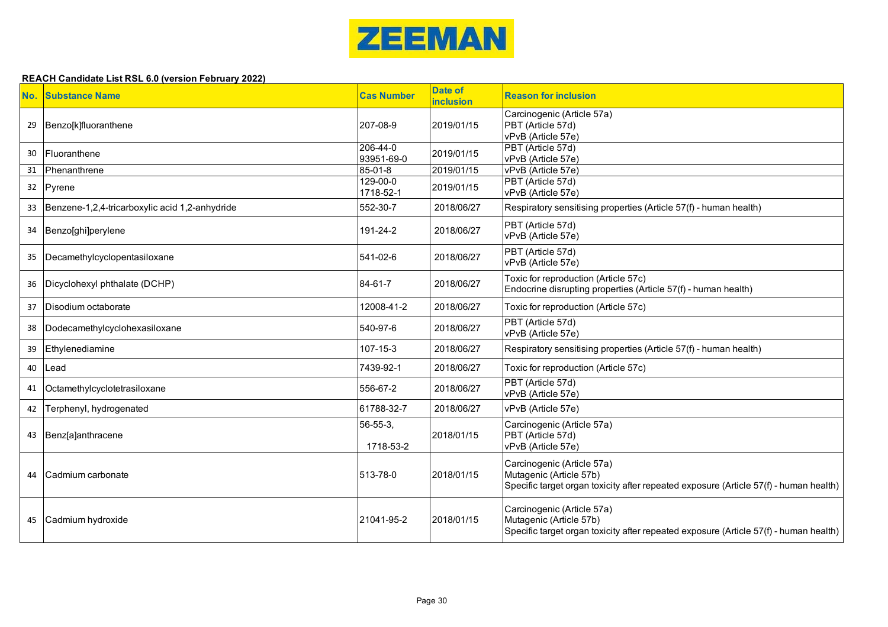ZEEMAN

**REACH Candidate List RSL 6.0 (version February 2022)**

| No. | Substance Name | Cas Number | Date of inclusion | Reason for inclusion |
|---|---|---|---|---|
| 29 | Benzo[k]fluoranthene | 207-08-9 | 2019/01/15 | Carcinogenic (Article 57a)<br>PBT (Article 57d)<br>vPvB (Article 57e) |
| 30 | Fluoranthene | 206-44-0<br>93951-69-0 | 2019/01/15 | PBT (Article 57d)<br>vPvB (Article 57e) |
| 31 | Phenanthrene | 85-01-8 | 2019/01/15 | vPvB (Article 57e) |
| 32 | Pyrene | 129-00-0<br>1718-52-1 | 2019/01/15 | PBT (Article 57d)<br>vPvB (Article 57e) |
| 33 | Benzene-1,2,4-tricarboxylic acid 1,2-anhydride | 552-30-7 | 2018/06/27 | Respiratory sensitising properties (Article 57(f) - human health) |
| 34 | Benzo[ghi]perylene | 191-24-2 | 2018/06/27 | PBT (Article 57d)<br>vPvB (Article 57e) |
| 35 | Decamethylcyclopentasiloxane | 541-02-6 | 2018/06/27 | PBT (Article 57d)<br>vPvB (Article 57e) |
| 36 | Dicyclohexyl phthalate (DCHP) | 84-61-7 | 2018/06/27 | Toxic for reproduction (Article 57c)<br>Endocrine disrupting properties (Article 57(f) - human health) |
| 37 | Disodium octaborate | 12008-41-2 | 2018/06/27 | Toxic for reproduction (Article 57c) |
| 38 | Dodecamethylcyclohexasiloxane | 540-97-6 | 2018/06/27 | PBT (Article 57d)<br>vPvB (Article 57e) |
| 39 | Ethylenediamine | 107-15-3 | 2018/06/27 | Respiratory sensitising properties (Article 57(f) - human health) |
| 40 | Lead | 7439-92-1 | 2018/06/27 | Toxic for reproduction (Article 57c) |
| 41 | Octamethylcyclotetrasiloxane | 556-67-2 | 2018/06/27 | PBT (Article 57d)<br>vPvB (Article 57e) |
| 42 | Terphenyl, hydrogenated | 61788-32-7 | 2018/06/27 | vPvB (Article 57e) |
| 43 | Benz[a]anthracene | 56-55-3,<br>1718-53-2 | 2018/01/15 | Carcinogenic (Article 57a)<br>PBT (Article 57d)<br>vPvB (Article 57e) |
| 44 | Cadmium carbonate | 513-78-0 | 2018/01/15 | Carcinogenic (Article 57a)<br>Mutagenic (Article 57b)<br>Specific target organ toxicity after repeated exposure (Article 57(f) - human health) |
| 45 | Cadmium hydroxide | 21041-95-2 | 2018/01/15 | Carcinogenic (Article 57a)<br>Mutagenic (Article 57b)<br>Specific target organ toxicity after repeated exposure (Article 57(f) - human health) |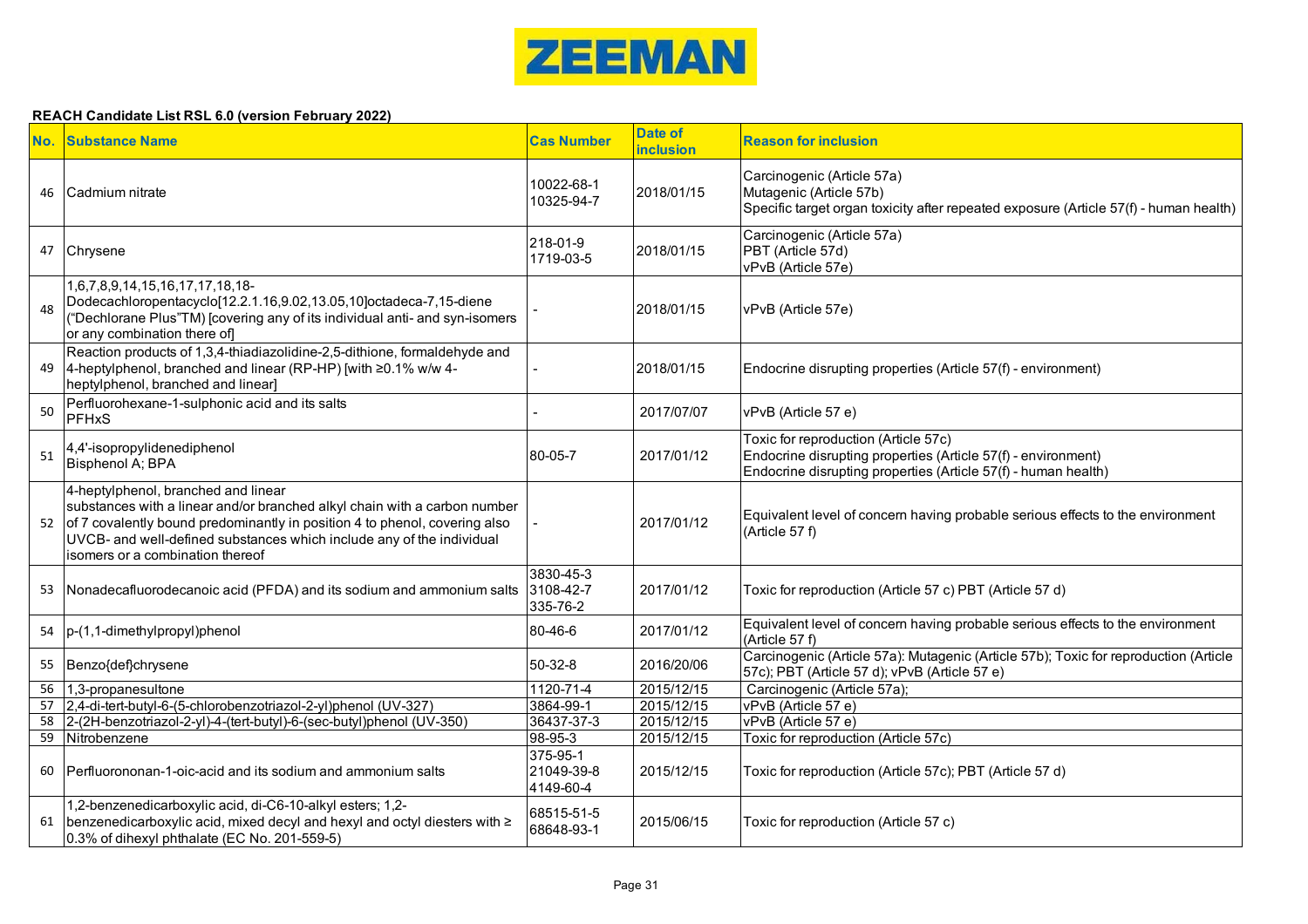ZEEMAN

**REACH Candidate List RSL 6.0 (version February 2022)**

| No. | Substance Name | Cas Number | Date of inclusion | Reason for inclusion |
|---|---|---|---|---|
| 46 | Cadmium nitrate | 10022-68-1<br>10325-94-7 | 2018/01/15 | Carcinogenic (Article 57a)<br>Mutagenic (Article 57b)<br>Specific target organ toxicity after repeated exposure (Article 57(f) - human health) |
| 47 | Chrysene | 218-01-9<br>1719-03-5 | 2018/01/15 | Carcinogenic (Article 57a)<br>PBT (Article 57d)<br>vPvB (Article 57e) |
| 48 | 1,6,7,8,9,14,15,16,17,17,18,18-Dodecachloropentacyclo[12.2.1.16,9.02,13.05,10]octadeca-7,15-diene ("Dechlorane Plus"TM) [covering any of its individual anti- and syn-isomers or any combination there of] | - | 2018/01/15 | vPvB (Article 57e) |
| 49 | Reaction products of 1,3,4-thiadiazolidine-2,5-dithione, formaldehyde and 4-heptylphenol, branched and linear (RP-HP) [with ≥0.1% w/w 4-heptylphenol, branched and linear] | - | 2018/01/15 | Endocrine disrupting properties (Article 57(f) - environment) |
| 50 | Perfluorohexane-1-sulphonic acid and its salts<br>PFHxS | - | 2017/07/07 | vPvB (Article 57 e) |
| 51 | 4,4'-isopropylidenediphenol<br>Bisphenol A; BPA | 80-05-7 | 2017/01/12 | Toxic for reproduction (Article 57c)<br>Endocrine disrupting properties (Article 57(f) - environment)<br>Endocrine disrupting properties (Article 57(f) - human health) |
| 52 | 4-heptylphenol, branched and linear<br>substances with a linear and/or branched alkyl chain with a carbon number of 7 covalently bound predominantly in position 4 to phenol, covering also UVCB- and well-defined substances which include any of the individual isomers or a combination thereof | - | 2017/01/12 | Equivalent level of concern having probable serious effects to the environment (Article 57 f) |
| 53 | Nonadecafluorodecanoic acid (PFDA) and its sodium and ammonium salts | 3830-45-3<br>3108-42-7<br>335-76-2 | 2017/01/12 | Toxic for reproduction (Article 57 c) PBT (Article 57 d) |
| 54 | p-(1,1-dimethylpropyl)phenol | 80-46-6 | 2017/01/12 | Equivalent level of concern having probable serious effects to the environment (Article 57 f) |
| 55 | Benzo{def}chrysene | 50-32-8 | 2016/20/06 | Carcinogenic (Article 57a): Mutagenic (Article 57b); Toxic for reproduction (Article 57c); PBT (Article 57 d); vPvB (Article 57 e) |
| 56 | 1,3-propanesultone | 1120-71-4 | 2015/12/15 | Carcinogenic (Article 57a); |
| 57 | 2,4-di-tert-butyl-6-(5-chlorobenzotriazol-2-yl)phenol (UV-327) | 3864-99-1 | 2015/12/15 | vPvB (Article 57 e) |
| 58 | 2-(2H-benzotriazol-2-yl)-4-(tert-butyl)-6-(sec-butyl)phenol (UV-350) | 36437-37-3 | 2015/12/15 | vPvB (Article 57 e) |
| 59 | Nitrobenzene | 98-95-3 | 2015/12/15 | Toxic for reproduction (Article 57c) |
| 60 | Perfluorononan-1-oic-acid and its sodium and ammonium salts | 375-95-1<br>21049-39-8<br>4149-60-4 | 2015/12/15 | Toxic for reproduction (Article 57c); PBT (Article 57 d) |
| 61 | 1,2-benzenedicarboxylic acid, di-C6-10-alkyl esters; 1,2-benzenedicarboxylic acid, mixed decyl and hexyl and octyl diesters with ≥ 0.3% of dihexyl phthalate (EC No. 201-559-5) | 68515-51-5<br>68648-93-1 | 2015/06/15 | Toxic for reproduction (Article 57 c) |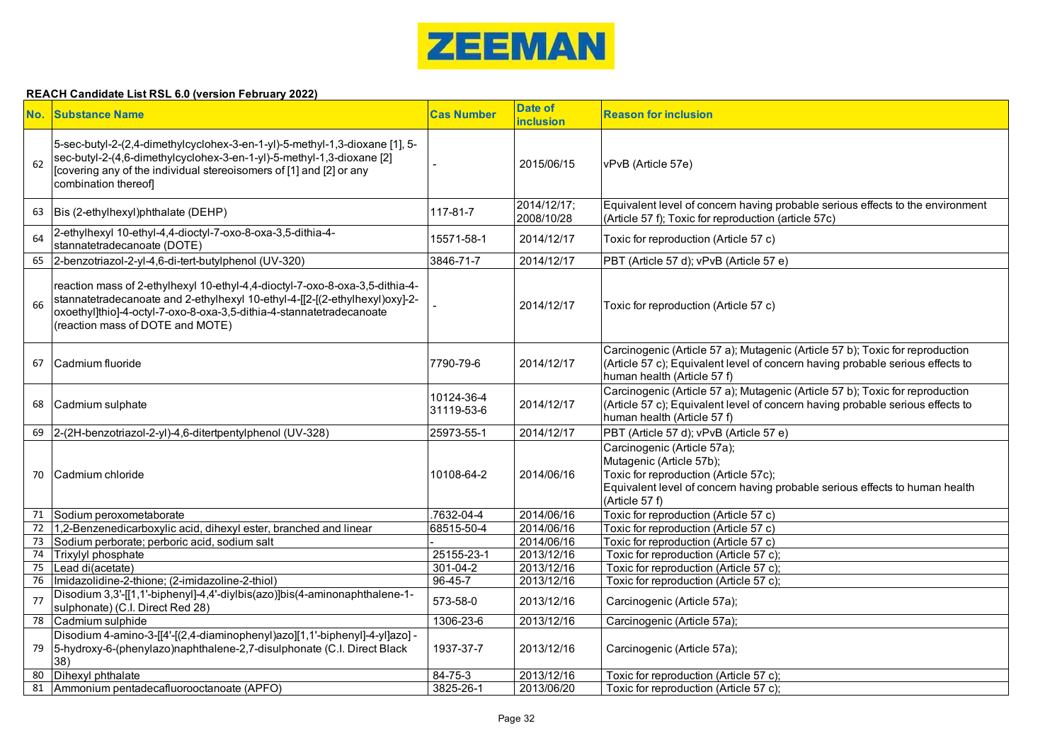**ZEEMAN**

**REACH Candidate List RSL 6.0 (version February 2022)**

| No. | Substance Name | Cas Number | Date of inclusion | Reason for inclusion |
|---|---|---|---|---|
| 62 | 5-sec-butyl-2-(2,4-dimethylcyclohex-3-en-1-yl)-5-methyl-1,3-dioxane [1], 5-sec-butyl-2-(4,6-dimethylcyclohex-3-en-1-yl)-5-methyl-1,3-dioxane [2] [covering any of the individual stereoisomers of [1] and [2] or any combination thereof] | - | 2015/06/15 | vPvB (Article 57e) |
| 63 | Bis (2-ethylhexyl)phthalate (DEHP) | 117-81-7 | 2014/12/17; 2008/10/28 | Equivalent level of concern having probable serious effects to the environment (Article 57 f); Toxic for reproduction (article 57c) |
| 64 | 2-ethylhexyl 10-ethyl-4,4-dioctyl-7-oxo-8-oxa-3,5-dithia-4-stannatetradecanoate (DOTE) | 15571-58-1 | 2014/12/17 | Toxic for reproduction (Article 57 c) |
| 65 | 2-benzotriazol-2-yl-4,6-di-tert-butylphenol (UV-320) | 3846-71-7 | 2014/12/17 | PBT (Article 57 d); vPvB (Article 57 e) |
| 66 | reaction mass of 2-ethylhexyl 10-ethyl-4,4-dioctyl-7-oxo-8-oxa-3,5-dithia-4-stannatetradecanoate and 2-ethylhexyl 10-ethyl-4-[[2-[(2-ethylhexyl)oxy]-2-oxoethyl]thio]-4-octyl-7-oxo-8-oxa-3,5-dithia-4-stannatetradecanoate (reaction mass of DOTE and MOTE) | - | 2014/12/17 | Toxic for reproduction (Article 57 c) |
| 67 | Cadmium fluoride | 7790-79-6 | 2014/12/17 | Carcinogenic (Article 57 a); Mutagenic (Article 57 b); Toxic for reproduction (Article 57 c); Equivalent level of concern having probable serious effects to human health (Article 57 f) |
| 68 | Cadmium sulphate | 10124-36-4 31119-53-6 | 2014/12/17 | Carcinogenic (Article 57 a); Mutagenic (Article 57 b); Toxic for reproduction (Article 57 c); Equivalent level of concern having probable serious effects to human health (Article 57 f) |
| 69 | 2-(2H-benzotriazol-2-yl)-4,6-ditertpentylphenol (UV-328) | 25973-55-1 | 2014/12/17 | PBT (Article 57 d); vPvB (Article 57 e) |
| 70 | Cadmium chloride | 10108-64-2 | 2014/06/16 | Carcinogenic (Article 57a); Mutagenic (Article 57b); Toxic for reproduction (Article 57c); Equivalent level of concern having probable serious effects to human health (Article 57 f) |
| 71 | Sodium peroxometaborate | .7632-04-4 | 2014/06/16 | Toxic for reproduction (Article 57 c) |
| 72 | 1,2-Benzenedicarboxylic acid, dihexyl ester, branched and linear | 68515-50-4 | 2014/06/16 | Toxic for reproduction (Article 57 c) |
| 73 | Sodium perborate; perboric acid, sodium salt | - | 2014/06/16 | Toxic for reproduction (Article 57 c) |
| 74 | Trixylyl phosphate | 25155-23-1 | 2013/12/16 | Toxic for reproduction (Article 57 c); |
| 75 | Lead di(acetate) | 301-04-2 | 2013/12/16 | Toxic for reproduction (Article 57 c); |
| 76 | Imidazolidine-2-thione; (2-imidazoline-2-thiol) | 96-45-7 | 2013/12/16 | Toxic for reproduction (Article 57 c); |
| 77 | Disodium 3,3'-[[1,1'-biphenyl]-4,4'-diylbis(azo)]bis(4-aminonaphthalene-1-sulphonate) (C.I. Direct Red 28) | 573-58-0 | 2013/12/16 | Carcinogenic (Article 57a); |
| 78 | Cadmium sulphide | 1306-23-6 | 2013/12/16 | Carcinogenic (Article 57a); |
| 79 | Disodium 4-amino-3-[[4'-[(2,4-diaminophenyl)azo][1,1'-biphenyl]-4-yl]azo] -5-hydroxy-6-(phenylazo)naphthalene-2,7-disulphonate (C.I. Direct Black 38) | 1937-37-7 | 2013/12/16 | Carcinogenic (Article 57a); |
| 80 | Dihexyl phthalate | 84-75-3 | 2013/12/16 | Toxic for reproduction (Article 57 c); |
| 81 | Ammonium pentadecafluorooctanoate (APFO) | 3825-26-1 | 2013/06/20 | Toxic for reproduction (Article 57 c); |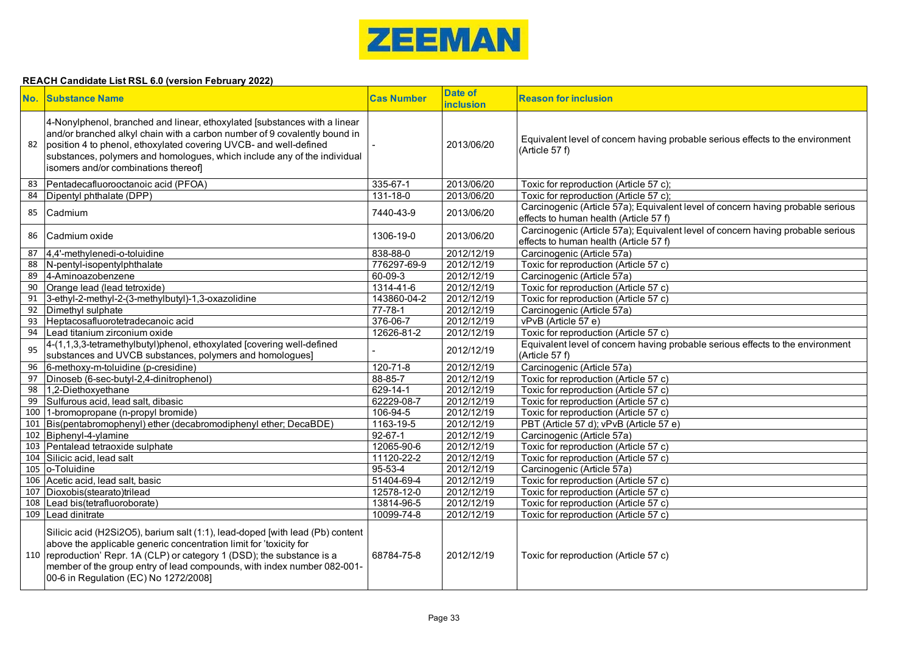ZEEMAN

**REACH Candidate List RSL 6.0 (version February 2022)**

| No. | Substance Name | Cas Number | Date of inclusion | Reason for inclusion |
|---|---|---|---|---|
| 82 | 4-Nonylphenol, branched and linear, ethoxylated [substances with a linear and/or branched alkyl chain with a carbon number of 9 covalently bound in position 4 to phenol, ethoxylated covering UVCB- and well-defined substances, polymers and homologues, which include any of the individual isomers and/or combinations thereof] | - | 2013/06/20 | Equivalent level of concern having probable serious effects to the environment (Article 57 f) |
| 83 | Pentadecafluorooctanoic acid (PFOA) | 335-67-1 | 2013/06/20 | Toxic for reproduction (Article 57 c); |
| 84 | Dipentyl phthalate (DPP) | 131-18-0 | 2013/06/20 | Toxic for reproduction (Article 57 c); |
| 85 | Cadmium | 7440-43-9 | 2013/06/20 | Carcinogenic (Article 57a); Equivalent level of concern having probable serious effects to human health (Article 57 f) |
| 86 | Cadmium oxide | 1306-19-0 | 2013/06/20 | Carcinogenic (Article 57a); Equivalent level of concern having probable serious effects to human health (Article 57 f) |
| 87 | 4,4'-methylenedi-o-toluidine | 838-88-0 | 2012/12/19 | Carcinogenic (Article 57a) |
| 88 | N-pentyl-isopentylphthalate | 776297-69-9 | 2012/12/19 | Toxic for reproduction (Article 57 c) |
| 89 | 4-Aminoazobenzene | 60-09-3 | 2012/12/19 | Carcinogenic (Article 57a) |
| 90 | Orange lead (lead tetroxide) | 1314-41-6 | 2012/12/19 | Toxic for reproduction (Article 57 c) |
| 91 | 3-ethyl-2-methyl-2-(3-methylbutyl)-1,3-oxazolidine | 143860-04-2 | 2012/12/19 | Toxic for reproduction (Article 57 c) |
| 92 | Dimethyl sulphate | 77-78-1 | 2012/12/19 | Carcinogenic (Article 57a) |
| 93 | Heptacosafluorotetradecanoic acid | 376-06-7 | 2012/12/19 | vPvB (Article 57 e) |
| 94 | Lead titanium zirconium oxide | 12626-81-2 | 2012/12/19 | Toxic for reproduction (Article 57 c) |
| 95 | 4-(1,1,3,3-tetramethylbutyl)phenol, ethoxylated [covering well-defined substances and UVCB substances, polymers and homologues] | - | 2012/12/19 | Equivalent level of concern having probable serious effects to the environment (Article 57 f) |
| 96 | 6-methoxy-m-toluidine (p-cresidine) | 120-71-8 | 2012/12/19 | Carcinogenic (Article 57a) |
| 97 | Dinoseb (6-sec-butyl-2,4-dinitrophenol) | 88-85-7 | 2012/12/19 | Toxic for reproduction (Article 57 c) |
| 98 | 1,2-Diethoxyethane | 629-14-1 | 2012/12/19 | Toxic for reproduction (Article 57 c) |
| 99 | Sulfurous acid, lead salt, dibasic | 62229-08-7 | 2012/12/19 | Toxic for reproduction (Article 57 c) |
| 100 | 1-bromopropane (n-propyl bromide) | 106-94-5 | 2012/12/19 | Toxic for reproduction (Article 57 c) |
| 101 | Bis(pentabromophenyl) ether (decabromodiphenyl ether; DecaBDE) | 1163-19-5 | 2012/12/19 | PBT (Article 57 d); vPvB (Article 57 e) |
| 102 | Biphenyl-4-ylamine | 92-67-1 | 2012/12/19 | Carcinogenic (Article 57a) |
| 103 | Pentalead tetraoxide sulphate | 12065-90-6 | 2012/12/19 | Toxic for reproduction (Article 57 c) |
| 104 | Silicic acid, lead salt | 11120-22-2 | 2012/12/19 | Toxic for reproduction (Article 57 c) |
| 105 | o-Toluidine | 95-53-4 | 2012/12/19 | Carcinogenic (Article 57a) |
| 106 | Acetic acid, lead salt, basic | 51404-69-4 | 2012/12/19 | Toxic for reproduction (Article 57 c) |
| 107 | Dioxobis(stearato)trilead | 12578-12-0 | 2012/12/19 | Toxic for reproduction (Article 57 c) |
| 108 | Lead bis(tetrafluoroborate) | 13814-96-5 | 2012/12/19 | Toxic for reproduction (Article 57 c) |
| 109 | Lead dinitrate | 10099-74-8 | 2012/12/19 | Toxic for reproduction (Article 57 c) |
| 110 | Silicic acid (H2Si2O5), barium salt (1:1), lead-doped [with lead (Pb) content above the applicable generic concentration limit for 'toxicity for reproduction' Repr. 1A (CLP) or category 1 (DSD); the substance is a member of the group entry of lead compounds, with index number 082-001-00-6 in Regulation (EC) No 1272/2008] | 68784-75-8 | 2012/12/19 | Toxic for reproduction (Article 57 c) |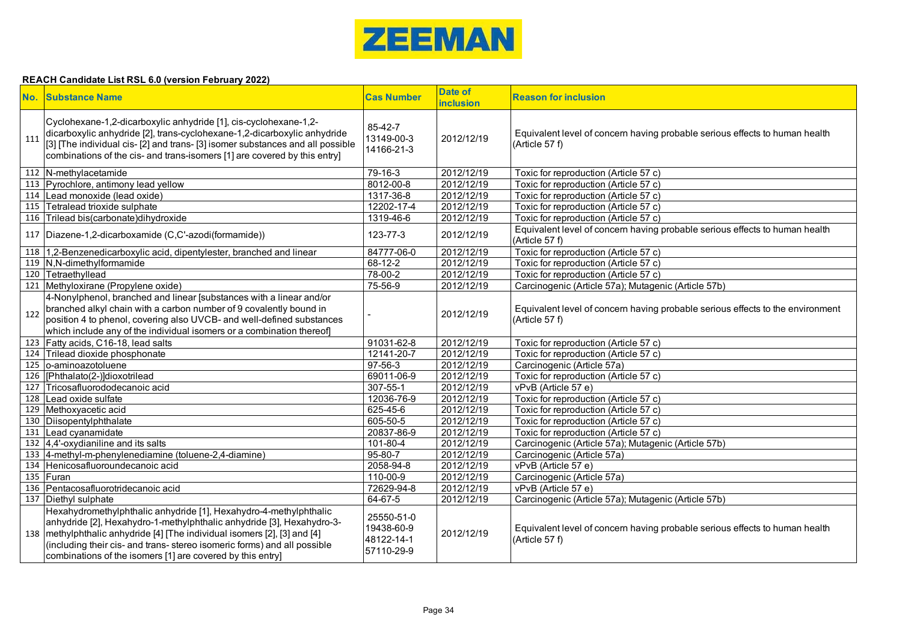ZEEMAN

**REACH Candidate List RSL 6.0 (version February 2022)**

| No. | Substance Name | Cas Number | Date of inclusion | Reason for inclusion |
|---|---|---|---|---|
| 111 | Cyclohexane-1,2-dicarboxylic anhydride [1], cis-cyclohexane-1,2-dicarboxylic anhydride [2], trans-cyclohexane-1,2-dicarboxylic anhydride [3] [The individual cis- [2] and trans- [3] isomer substances and all possible combinations of the cis- and trans-isomers [1] are covered by this entry] | 85-42-7<br>13149-00-3<br>14166-21-3 | 2012/12/19 | Equivalent level of concern having probable serious effects to human health (Article 57 f) |
| 112 | N-methylacetamide | 79-16-3 | 2012/12/19 | Toxic for reproduction (Article 57 c) |
| 113 | Pyrochlore, antimony lead yellow | 8012-00-8 | 2012/12/19 | Toxic for reproduction (Article 57 c) |
| 114 | Lead monoxide (lead oxide) | 1317-36-8 | 2012/12/19 | Toxic for reproduction (Article 57 c) |
| 115 | Tetralead trioxide sulphate | 12202-17-4 | 2012/12/19 | Toxic for reproduction (Article 57 c) |
| 116 | Trilead bis(carbonate)dihydroxide | 1319-46-6 | 2012/12/19 | Toxic for reproduction (Article 57 c) |
| 117 | Diazene-1,2-dicarboxamide (C,C'-azodi(formamide)) | 123-77-3 | 2012/12/19 | Equivalent level of concern having probable serious effects to human health (Article 57 f) |
| 118 | 1,2-Benzenedicarboxylic acid, dipentylester, branched and linear | 84777-06-0 | 2012/12/19 | Toxic for reproduction (Article 57 c) |
| 119 | N,N-dimethylformamide | 68-12-2 | 2012/12/19 | Toxic for reproduction (Article 57 c) |
| 120 | Tetraethyllead | 78-00-2 | 2012/12/19 | Toxic for reproduction (Article 57 c) |
| 121 | Methyloxirane (Propylene oxide) | 75-56-9 | 2012/12/19 | Carcinogenic (Article 57a); Mutagenic (Article 57b) |
| 122 | 4-Nonylphenol, branched and linear [substances with a linear and/or branched alkyl chain with a carbon number of 9 covalently bound in position 4 to phenol, covering also UVCB- and well-defined substances which include any of the individual isomers or a combination thereof] | - | 2012/12/19 | Equivalent level of concern having probable serious effects to the environment (Article 57 f) |
| 123 | Fatty acids, C16-18, lead salts | 91031-62-8 | 2012/12/19 | Toxic for reproduction (Article 57 c) |
| 124 | Trilead dioxide phosphonate | 12141-20-7 | 2012/12/19 | Toxic for reproduction (Article 57 c) |
| 125 | o-aminoazotoluene | 97-56-3 | 2012/12/19 | Carcinogenic (Article 57a) |
| 126 | [Phthalato(2-)]dioxotrilead | 69011-06-9 | 2012/12/19 | Toxic for reproduction (Article 57 c) |
| 127 | Tricosafluorododecanoic acid | 307-55-1 | 2012/12/19 | vPvB (Article 57 e) |
| 128 | Lead oxide sulfate | 12036-76-9 | 2012/12/19 | Toxic for reproduction (Article 57 c) |
| 129 | Methoxyacetic acid | 625-45-6 | 2012/12/19 | Toxic for reproduction (Article 57 c) |
| 130 | Diisopentylphthalate | 605-50-5 | 2012/12/19 | Toxic for reproduction (Article 57 c) |
| 131 | Lead cyanamidate | 20837-86-9 | 2012/12/19 | Toxic for reproduction (Article 57 c) |
| 132 | 4,4'-oxydianiline and its salts | 101-80-4 | 2012/12/19 | Carcinogenic (Article 57a); Mutagenic (Article 57b) |
| 133 | 4-methyl-m-phenylenediamine (toluene-2,4-diamine) | 95-80-7 | 2012/12/19 | Carcinogenic (Article 57a) |
| 134 | Henicosafluoroundecanoic acid | 2058-94-8 | 2012/12/19 | vPvB (Article 57 e) |
| 135 | Furan | 110-00-9 | 2012/12/19 | Carcinogenic (Article 57a) |
| 136 | Pentacosafluorotridecanoic acid | 72629-94-8 | 2012/12/19 | vPvB (Article 57 e) |
| 137 | Diethyl sulphate | 64-67-5 | 2012/12/19 | Carcinogenic (Article 57a); Mutagenic (Article 57b) |
| 138 | Hexahydromethylphthalic anhydride [1], Hexahydro-4-methylphthalic anhydride [2], Hexahydro-1-methylphthalic anhydride [3], Hexahydro-3-methylphthalic anhydride [4] [The individual isomers [2], [3] and [4] (including their cis- and trans- stereo isomeric forms) and all possible combinations of the isomers [1] are covered by this entry] | 25550-51-0<br>19438-60-9<br>48122-14-1<br>57110-29-9 | 2012/12/19 | Equivalent level of concern having probable serious effects to human health (Article 57 f) |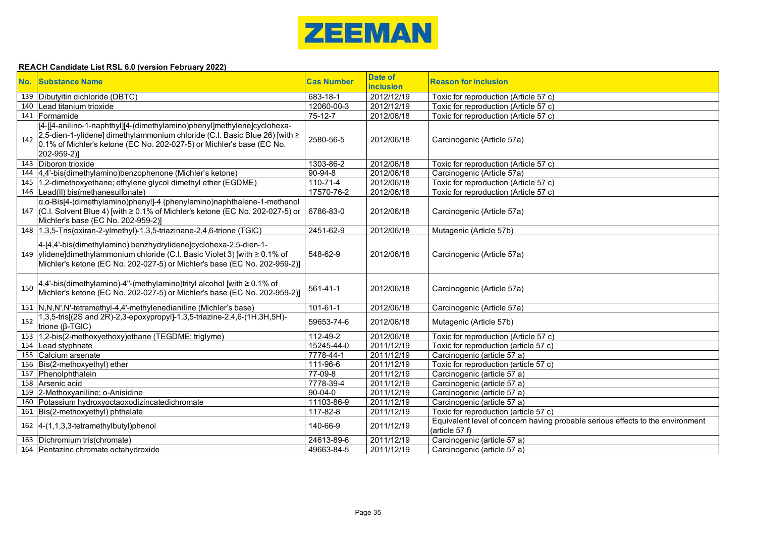ZEEMAN

**REACH Candidate List RSL 6.0 (version February 2022)**

| No. | Substance Name | Cas Number | Date of inclusion | Reason for inclusion |
|---|---|---|---|---|
| 139 | Dibutyltin dichloride (DBTC) | 683-18-1 | 2012/12/19 | Toxic for reproduction (Article 57 c) |
| 140 | Lead titanium trioxide | 12060-00-3 | 2012/12/19 | Toxic for reproduction (Article 57 c) |
| 141 | Formamide | 75-12-7 | 2012/06/18 | Toxic for reproduction (Article 57 c) |
| 142 | [4-[[4-anilino-1-naphthyl][4-(dimethylamino)phenyl]methylene]cyclohexa-2,5-dien-1-ylidene] dimethylammonium chloride (C.I. Basic Blue 26) [with ≥ 0.1% of Michler's ketone (EC No. 202-027-5) or Michler's base (EC No. 202-959-2)] | 2580-56-5 | 2012/06/18 | Carcinogenic (Article 57a) |
| 143 | Diboron trioxide | 1303-86-2 | 2012/06/18 | Toxic for reproduction (Article 57 c) |
| 144 | 4,4'-bis(dimethylamino)benzophenone (Michler's ketone) | 90-94-8 | 2012/06/18 | Carcinogenic (Article 57a) |
| 145 | 1,2-dimethoxyethane; ethylene glycol dimethyl ether (EGDME) | 110-71-4 | 2012/06/18 | Toxic for reproduction (Article 57 c) |
| 146 | Lead(II) bis(methanesulfonate) | 17570-76-2 | 2012/06/18 | Toxic for reproduction (Article 57 c) |
| 147 | α,α-Bis[4-(dimethylamino)phenyl]-4 (phenylamino)naphthalene-1-methanol (C.I. Solvent Blue 4) [with ≥ 0.1% of Michler's ketone (EC No. 202-027-5) or Michler's base (EC No. 202-959-2)] | 6786-83-0 | 2012/06/18 | Carcinogenic (Article 57a) |
| 148 | 1,3,5-Tris(oxiran-2-ylmethyl)-1,3,5-triazinane-2,4,6-trione (TGIC) | 2451-62-9 | 2012/06/18 | Mutagenic (Article 57b) |
| 149 | 4-[4,4'-bis(dimethylamino) benzhydrylidene]cyclohexa-2,5-dien-1-ylidene]dimethylammonium chloride (C.I. Basic Violet 3) [with ≥ 0.1% of Michler's ketone (EC No. 202-027-5) or Michler's base (EC No. 202-959-2)] | 548-62-9 | 2012/06/18 | Carcinogenic (Article 57a) |
| 150 | 4,4'-bis(dimethylamino)-4''-(methylamino)trityl alcohol [with ≥ 0.1% of Michler's ketone (EC No. 202-027-5) or Michler's base (EC No. 202-959-2)] | 561-41-1 | 2012/06/18 | Carcinogenic (Article 57a) |
| 151 | N,N,N',N'-tetramethyl-4,4'-methylenedianiline (Michler's base) | 101-61-1 | 2012/06/18 | Carcinogenic (Article 57a) |
| 152 | 1,3,5-tris[(2S and 2R)-2,3-epoxypropyl]-1,3,5-triazine-2,4,6-(1H,3H,5H)-trione (β-TGIC) | 59653-74-6 | 2012/06/18 | Mutagenic (Article 57b) |
| 153 | 1,2-bis(2-methoxyethoxy)ethane (TEGDME; triglyme) | 112-49-2 | 2012/06/18 | Toxic for reproduction (Article 57 c) |
| 154 | Lead styphnate | 15245-44-0 | 2011/12/19 | Toxic for reproduction (article 57 c) |
| 155 | Calcium arsenate | 7778-44-1 | 2011/12/19 | Carcinogenic (article 57 a) |
| 156 | Bis(2-methoxyethyl) ether | 111-96-6 | 2011/12/19 | Toxic for reproduction (article 57 c) |
| 157 | Phenolphthalein | 77-09-8 | 2011/12/19 | Carcinogenic (article 57 a) |
| 158 | Arsenic acid | 7778-39-4 | 2011/12/19 | Carcinogenic (article 57 a) |
| 159 | 2-Methoxyaniline; o-Anisidine | 90-04-0 | 2011/12/19 | Carcinogenic (article 57 a) |
| 160 | Potassium hydroxyoctaoxodizincatedichromate | 11103-86-9 | 2011/12/19 | Carcinogenic (article 57 a) |
| 161 | Bis(2-methoxyethyl) phthalate | 117-82-8 | 2011/12/19 | Toxic for reproduction (article 57 c) |
| 162 | 4-(1,1,3,3-tetramethylbutyl)phenol | 140-66-9 | 2011/12/19 | Equivalent level of concern having probable serious effects to the environment (article 57 f) |
| 163 | Dichromium tris(chromate) | 24613-89-6 | 2011/12/19 | Carcinogenic (article 57 a) |
| 164 | Pentazinc chromate octahydroxide | 49663-84-5 | 2011/12/19 | Carcinogenic (article 57 a) |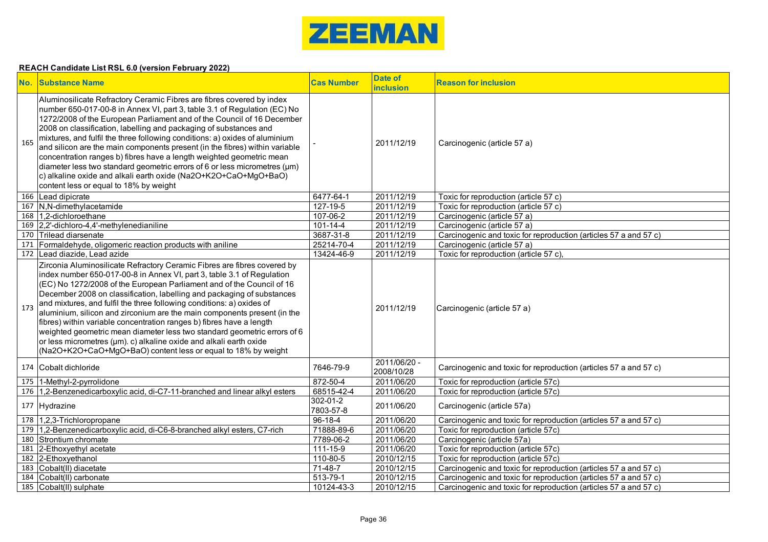**ZEEMAN**

**REACH Candidate List RSL 6.0 (version February 2022)**

| No. | Substance Name | Cas Number | Date of inclusion | Reason for inclusion |
|---|---|---|---|---|
| 165 | Aluminosilicate Refractory Ceramic Fibres are fibres covered by index number 650-017-00-8 in Annex VI, part 3, table 3.1 of Regulation (EC) No 1272/2008 of the European Parliament and of the Council of 16 December 2008 on classification, labelling and packaging of substances and mixtures, and fulfil the three following conditions: a) oxides of aluminium and silicon are the main components present (in the fibres) within variable concentration ranges b) fibres have a length weighted geometric mean diameter less two standard geometric errors of 6 or less micrometres (µm) c) alkaline oxide and alkali earth oxide ($Na_2O+K_2O+CaO+MgO+BaO$) content less or equal to 18% by weight | - | 2011/12/19 | Carcinogenic (article 57 a) |
| 166 | Lead dipicrate | 6477-64-1 | 2011/12/19 | Toxic for reproduction (article 57 c) |
| 167 | N,N-dimethylacetamide | 127-19-5 | 2011/12/19 | Toxic for reproduction (article 57 c) |
| 168 | 1,2-dichloroethane | 107-06-2 | 2011/12/19 | Carcinogenic (article 57 a) |
| 169 | 2,2'-dichloro-4,4'-methylenedianiline | 101-14-4 | 2011/12/19 | Carcinogenic (article 57 a) |
| 170 | Trilead diarsenate | 3687-31-8 | 2011/12/19 | Carcinogenic and toxic for reproduction (articles 57 a and 57 c) |
| 171 | Formaldehyde, oligomeric reaction products with aniline | 25214-70-4 | 2011/12/19 | Carcinogenic (article 57 a) |
| 172 | Lead diazide, Lead azide | 13424-46-9 | 2011/12/19 | Toxic for reproduction (article 57 c), |
| 173 | Zirconia Aluminosilicate Refractory Ceramic Fibres are fibres covered by index number 650-017-00-8 in Annex VI, part 3, table 3.1 of Regulation (EC) No 1272/2008 of the European Parliament and of the Council of 16 December 2008 on classification, labelling and packaging of substances and mixtures, and fulfil the three following conditions: a) oxides of aluminium, silicon and zirconium are the main components present (in the fibres) within variable concentration ranges b) fibres have a length weighted geometric mean diameter less two standard geometric errors of 6 or less micrometres (µm). c) alkaline oxide and alkali earth oxide ($Na_2O+K_2O+CaO+MgO+BaO$) content less or equal to 18% by weight | | 2011/12/19 | Carcinogenic (article 57 a) |
| 174 | Cobalt dichloride | 7646-79-9 | 2011/06/20 - 2008/10/28 | Carcinogenic and toxic for reproduction (articles 57 a and 57 c) |
| 175 | 1-Methyl-2-pyrrolidone | 872-50-4 | 2011/06/20 | Toxic for reproduction (article 57c) |
| 176 | 1,2-Benzenedicarboxylic acid, di-C7-11-branched and linear alkyl esters | 68515-42-4 | 2011/06/20 | Toxic for reproduction (article 57c) |
| 177 | Hydrazine | 302-01-2 7803-57-8 | 2011/06/20 | Carcinogenic (article 57a) |
| 178 | 1,2,3-Trichloropropane | 96-18-4 | 2011/06/20 | Carcinogenic and toxic for reproduction (articles 57 a and 57 c) |
| 179 | 1,2-Benzenedicarboxylic acid, di-C6-8-branched alkyl esters, C7-rich | 71888-89-6 | 2011/06/20 | Toxic for reproduction (article 57c) |
| 180 | Strontium chromate | 7789-06-2 | 2011/06/20 | Carcinogenic (article 57a) |
| 181 | 2-Ethoxyethyl acetate | 111-15-9 | 2011/06/20 | Toxic for reproduction (article 57c) |
| 182 | 2-Ethoxyethanol | 110-80-5 | 2010/12/15 | Toxic for reproduction (article 57c) |
| 183 | Cobalt(II) diacetate | 71-48-7 | 2010/12/15 | Carcinogenic and toxic for reproduction (articles 57 a and 57 c) |
| 184 | Cobalt(II) carbonate | 513-79-1 | 2010/12/15 | Carcinogenic and toxic for reproduction (articles 57 a and 57 c) |
| 185 | Cobalt(II) sulphate | 10124-43-3 | 2010/12/15 | Carcinogenic and toxic for reproduction (articles 57 a and 57 c) |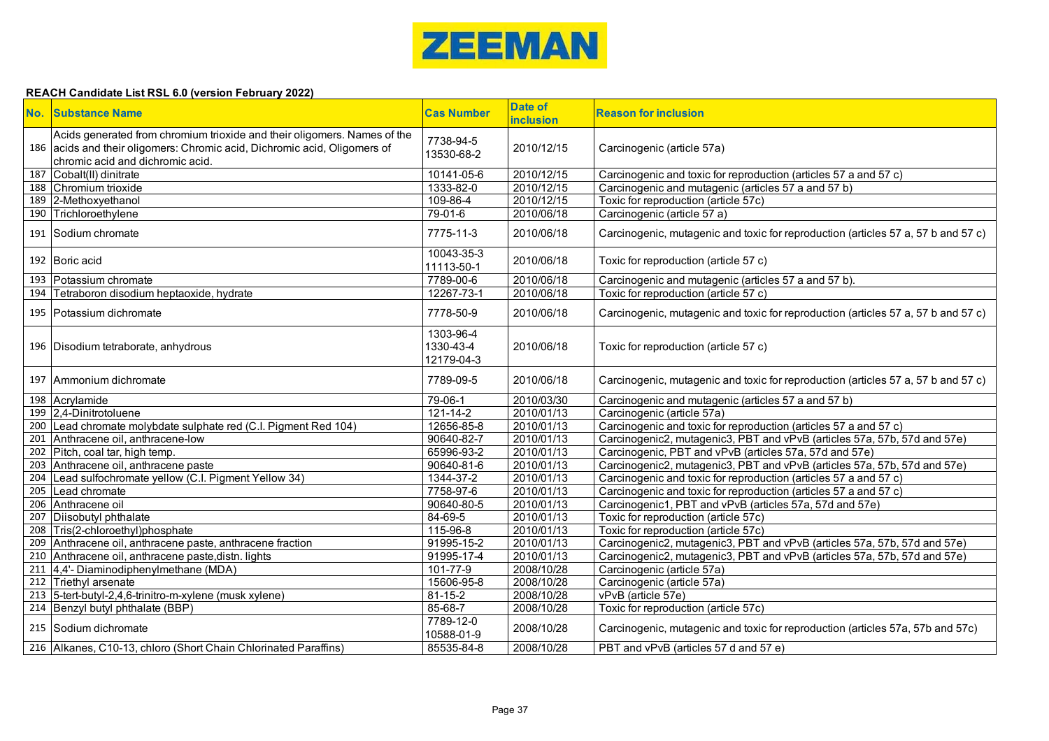ZEEMAN

**REACH Candidate List RSL 6.0 (version February 2022)**

| No. | Substance Name | Cas Number | Date of inclusion | Reason for inclusion |
|---|---|---|---|---|
| 186 | Acids generated from chromium trioxide and their oligomers. Names of the acids and their oligomers: Chromic acid, Dichromic acid, Oligomers of chromic acid and dichromic acid. | 7738-94-5 13530-68-2 | 2010/12/15 | Carcinogenic (article 57a) |
| 187 | Cobalt(II) dinitrate | 10141-05-6 | 2010/12/15 | Carcinogenic and toxic for reproduction (articles 57 a and 57 c) |
| 188 | Chromium trioxide | 1333-82-0 | 2010/12/15 | Carcinogenic and mutagenic (articles 57 a and 57 b) |
| 189 | 2-Methoxyethanol | 109-86-4 | 2010/12/15 | Toxic for reproduction (article 57c) |
| 190 | Trichloroethylene | 79-01-6 | 2010/06/18 | Carcinogenic (article 57 a) |
| 191 | Sodium chromate | 7775-11-3 | 2010/06/18 | Carcinogenic, mutagenic and toxic for reproduction (articles 57 a, 57 b and 57 c) |
| 192 | Boric acid | 10043-35-3 11113-50-1 | 2010/06/18 | Toxic for reproduction (article 57 c) |
| 193 | Potassium chromate | 7789-00-6 | 2010/06/18 | Carcinogenic and mutagenic (articles 57 a and 57 b). |
| 194 | Tetraboron disodium heptaoxide, hydrate | 12267-73-1 | 2010/06/18 | Toxic for reproduction (article 57 c) |
| 195 | Potassium dichromate | 7778-50-9 | 2010/06/18 | Carcinogenic, mutagenic and toxic for reproduction (articles 57 a, 57 b and 57 c) |
| 196 | Disodium tetraborate, anhydrous | 1303-96-4 1330-43-4 12179-04-3 | 2010/06/18 | Toxic for reproduction (article 57 c) |
| 197 | Ammonium dichromate | 7789-09-5 | 2010/06/18 | Carcinogenic, mutagenic and toxic for reproduction (articles 57 a, 57 b and 57 c) |
| 198 | Acrylamide | 79-06-1 | 2010/03/30 | Carcinogenic and mutagenic (articles 57 a and 57 b) |
| 199 | 2,4-Dinitrotoluene | 121-14-2 | 2010/01/13 | Carcinogenic (article 57a) |
| 200 | Lead chromate molybdate sulphate red (C.I. Pigment Red 104) | 12656-85-8 | 2010/01/13 | Carcinogenic and toxic for reproduction (articles 57 a and 57 c) |
| 201 | Anthracene oil, anthracene-low | 90640-82-7 | 2010/01/13 | Carcinogenic2, mutagenic3, PBT and vPvB (articles 57a, 57b, 57d and 57e) |
| 202 | Pitch, coal tar, high temp. | 65996-93-2 | 2010/01/13 | Carcinogenic, PBT and vPvB (articles 57a, 57d and 57e) |
| 203 | Anthracene oil, anthracene paste | 90640-81-6 | 2010/01/13 | Carcinogenic2, mutagenic3, PBT and vPvB (articles 57a, 57b, 57d and 57e) |
| 204 | Lead sulfochromate yellow (C.I. Pigment Yellow 34) | 1344-37-2 | 2010/01/13 | Carcinogenic and toxic for reproduction (articles 57 a and 57 c) |
| 205 | Lead chromate | 7758-97-6 | 2010/01/13 | Carcinogenic and toxic for reproduction (articles 57 a and 57 c) |
| 206 | Anthracene oil | 90640-80-5 | 2010/01/13 | Carcinogenic1, PBT and vPvB (articles 57a, 57d and 57e) |
| 207 | Diisobutyl phthalate | 84-69-5 | 2010/01/13 | Toxic for reproduction (article 57c) |
| 208 | Tris(2-chloroethyl)phosphate | 115-96-8 | 2010/01/13 | Toxic for reproduction (article 57c) |
| 209 | Anthracene oil, anthracene paste, anthracene fraction | 91995-15-2 | 2010/01/13 | Carcinogenic2, mutagenic3, PBT and vPvB (articles 57a, 57b, 57d and 57e) |
| 210 | Anthracene oil, anthracene paste,distn. lights | 91995-17-4 | 2010/01/13 | Carcinogenic2, mutagenic3, PBT and vPvB (articles 57a, 57b, 57d and 57e) |
| 211 | 4,4'- Diaminodiphenylmethane (MDA) | 101-77-9 | 2008/10/28 | Carcinogenic (article 57a) |
| 212 | Triethyl arsenate | 15606-95-8 | 2008/10/28 | Carcinogenic (article 57a) |
| 213 | 5-tert-butyl-2,4,6-trinitro-m-xylene (musk xylene) | 81-15-2 | 2008/10/28 | vPvB (article 57e) |
| 214 | Benzyl butyl phthalate (BBP) | 85-68-7 | 2008/10/28 | Toxic for reproduction (article 57c) |
| 215 | Sodium dichromate | 7789-12-0 10588-01-9 | 2008/10/28 | Carcinogenic, mutagenic and toxic for reproduction (articles 57a, 57b and 57c) |
| 216 | Alkanes, C10-13, chloro (Short Chain Chlorinated Paraffins) | 85535-84-8 | 2008/10/28 | PBT and vPvB (articles 57 d and 57 e) |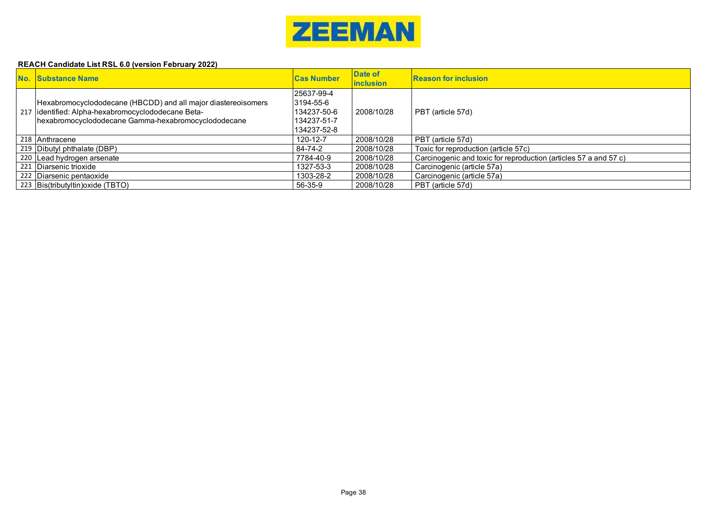ZEEMAN

**REACH Candidate List RSL 6.0 (version February 2022)**

| No. | Substance Name | Cas Number | Date of inclusion | Reason for inclusion |
|---|---|---|---|---|
| 217 | Hexabromocyclododecane (HBCDD) and all major diastereoisomers identified: Alpha-hexabromocyclododecane Beta-hexabromocyclododecane Gamma-hexabromocyclododecane | 25637-99-4<br>3194-55-6<br>134237-50-6<br>134237-51-7<br>134237-52-8 | 2008/10/28 | PBT (article 57d) |
| 218 | Anthracene | 120-12-7 | 2008/10/28 | PBT (article 57d) |
| 219 | Dibutyl phthalate (DBP) | 84-74-2 | 2008/10/28 | Toxic for reproduction (article 57c) |
| 220 | Lead hydrogen arsenate | 7784-40-9 | 2008/10/28 | Carcinogenic and toxic for reproduction (articles 57 a and 57 c) |
| 221 | Diarsenic trioxide | 1327-53-3 | 2008/10/28 | Carcinogenic (article 57a) |
| 222 | Diarsenic pentaoxide | 1303-28-2 | 2008/10/28 | Carcinogenic (article 57a) |
| 223 | Bis(tributyltin)oxide (TBTO) | 56-35-9 | 2008/10/28 | PBT (article 57d) |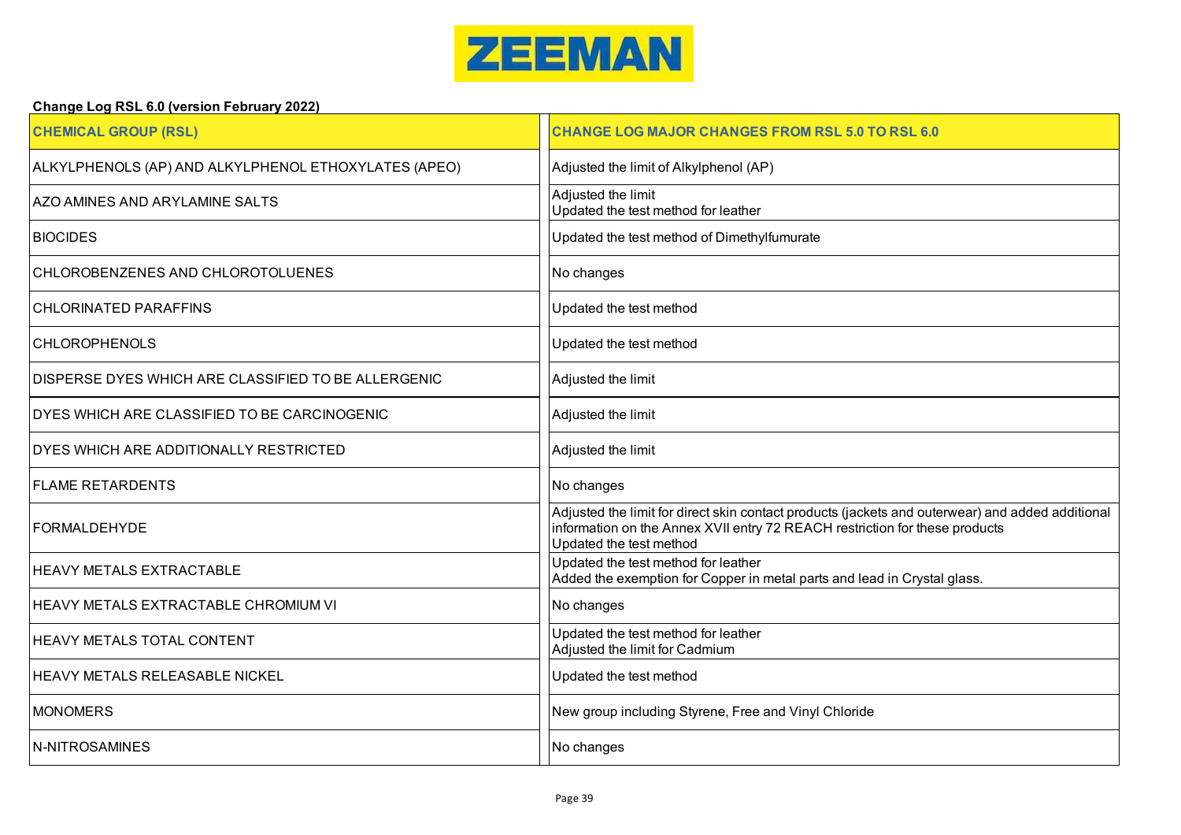ZEEMAN

**Change Log RSL 6.0 (version February 2022)**

| CHEMICAL GROUP (RSL) | CHANGE LOG MAJOR CHANGES FROM RSL 5.0 TO RSL 6.0 |
|---|---|
| ALKYLPHENOLS (AP) AND ALKYLPHENOL ETHOXYLATES (APEO) | Adjusted the limit of Alkylphenol (AP) |
| AZO AMINES AND ARYLAMINE SALTS | Adjusted the limit<br>Updated the test method for leather |
| BIOCIDES | Updated the test method of Dimethylfumurate |
| CHLOROBENZENES AND CHLOROTOLUENES | No changes |
| CHLORINATED PARAFFINS | Updated the test method |
| CHLOROPHENOLS | Updated the test method |
| DISPERSE DYES WHICH ARE CLASSIFIED TO BE ALLERGENIC | Adjusted the limit |
| DYES WHICH ARE CLASSIFIED TO BE CARCINOGENIC | Adjusted the limit |
| DYES WHICH ARE ADDITIONALLY RESTRICTED | Adjusted the limit |
| FLAME RETARDENTS | No changes |
| FORMALDEHYDE | Adjusted the limit for direct skin contact products (jackets and outerwear) and added additional information on the Annex XVII entry 72 REACH restriction for these products<br>Updated the test method |
| HEAVY METALS EXTRACTABLE | Updated the test method for leather<br>Added the exemption for Copper in metal parts and lead in Crystal glass. |
| HEAVY METALS EXTRACTABLE CHROMIUM VI | No changes |
| HEAVY METALS TOTAL CONTENT | Updated the test method for leather<br>Adjusted the limit for Cadmium |
| HEAVY METALS RELEASABLE NICKEL | Updated the test method |
| MONOMERS | New group including Styrene, Free and Vinyl Chloride |
| N-NITROSAMINES | No changes |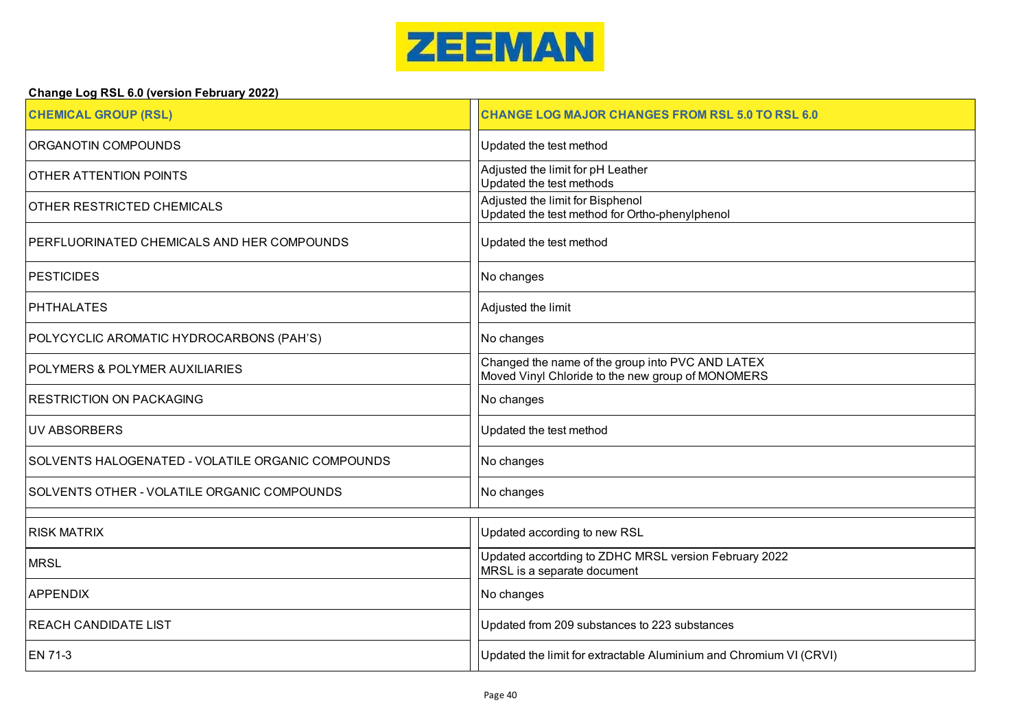ZEEMAN

**Change Log RSL 6.0 (version February 2022)**

| CHEMICAL GROUP (RSL) | CHANGE LOG MAJOR CHANGES FROM RSL 5.0 TO RSL 6.0 |
|---|---|
| ORGANOTIN COMPOUNDS | Updated the test method |
| OTHER ATTENTION POINTS | Adjusted the limit for pH Leather<br>Updated the test methods |
| OTHER RESTRICTED CHEMICALS | Adjusted the limit for Bisphenol<br>Updated the test method for Ortho-phenylphenol |
| PERFLUORINATED CHEMICALS AND HER COMPOUNDS | Updated the test method |
| PESTICIDES | No changes |
| PHTHALATES | Adjusted the limit |
| POLYCYCLIC AROMATIC HYDROCARBONS (PAH'S) | No changes |
| POLYMERS & POLYMER AUXILIARIES | Changed the name of the group into PVC AND LATEX<br>Moved Vinyl Chloride to the new group of MONOMERS |
| RESTRICTION ON PACKAGING | No changes |
| UV ABSORBERS | Updated the test method |
| SOLVENTS HALOGENATED - VOLATILE ORGANIC COMPOUNDS | No changes |
| SOLVENTS OTHER - VOLATILE ORGANIC COMPOUNDS | No changes |
| | |
| RISK MATRIX | Updated according to new RSL |
| MRSL | Updated accortding to ZDHC MRSL version February 2022<br>MRSL is a separate document |
| APPENDIX | No changes |
| REACH CANDIDATE LIST | Updated from 209 substances to 223 substances |
| EN 71-3 | Updated the limit for extractable Aluminium and Chromium VI (CRVI) |